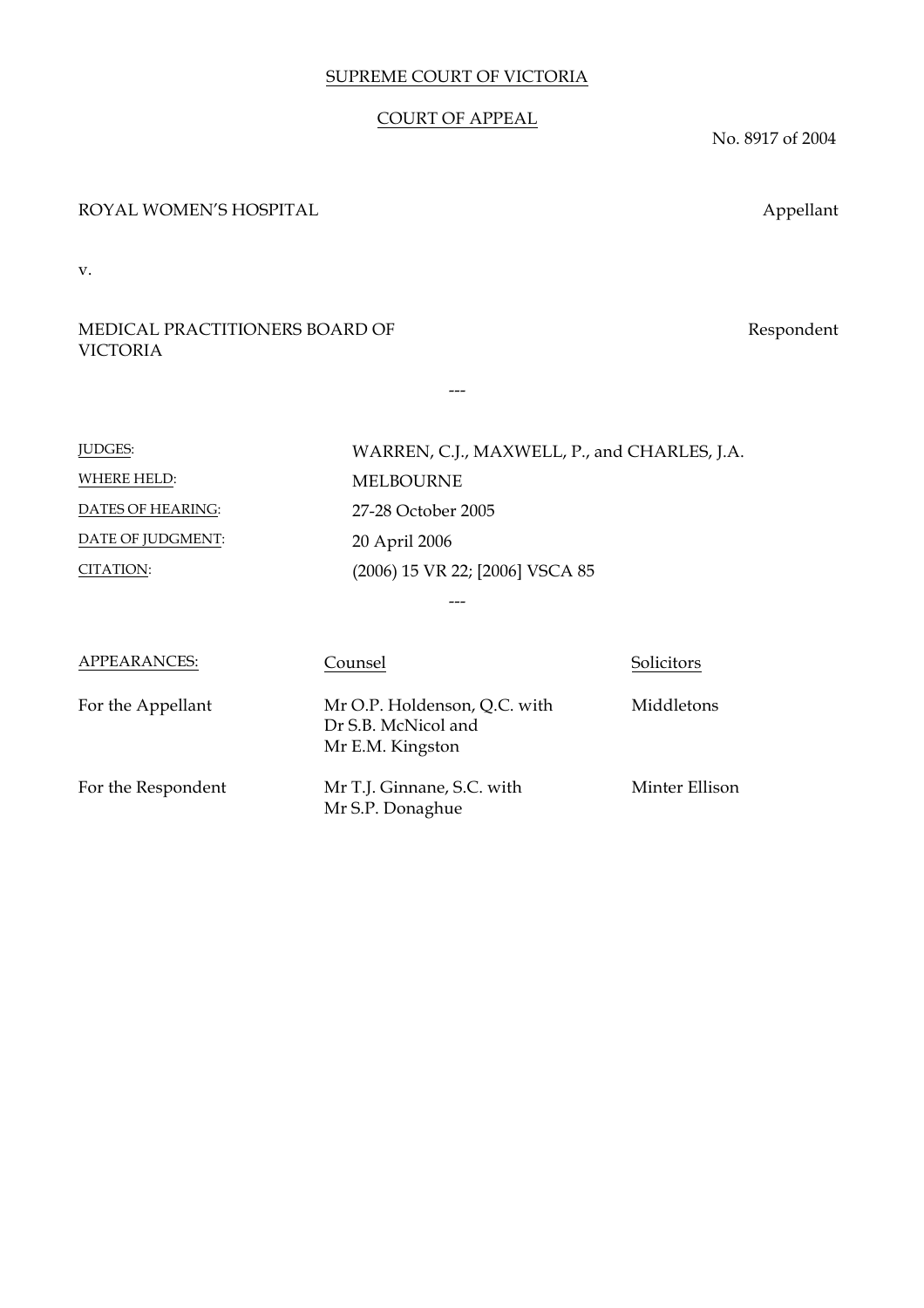SUPREME COURT OF VICTORIA

COURT OF APPEAL

No. 8917 of 2004

| | |
|---|---|
| ROYAL WOMEN'S HOSPITAL | Appellant |
| v. | |
| MEDICAL PRACTITIONERS BOARD OF VICTORIA | Respondent |

---

| | |
|---|---|
| JUDGES: | WARREN, C.J., MAXWELL, P., and CHARLES, J.A. |
| WHERE HELD: | MELBOURNE |
| DATES OF HEARING: | 27-28 October 2005 |
| DATE OF JUDGMENT: | 20 April 2006 |
| CITATION: | (2006) 15 VR 22; [2006] VSCA 85 |

---

| APPEARANCES: | Counsel | Solicitors |
|---|---|---|
| For the Appellant | Mr O.P. Holdenson, Q.C. with Dr S.B. McNicol and Mr E.M. Kingston | Middletons |
| For the Respondent | Mr T.J. Ginnane, S.C. with Mr S.P. Donaghue | Minter Ellison |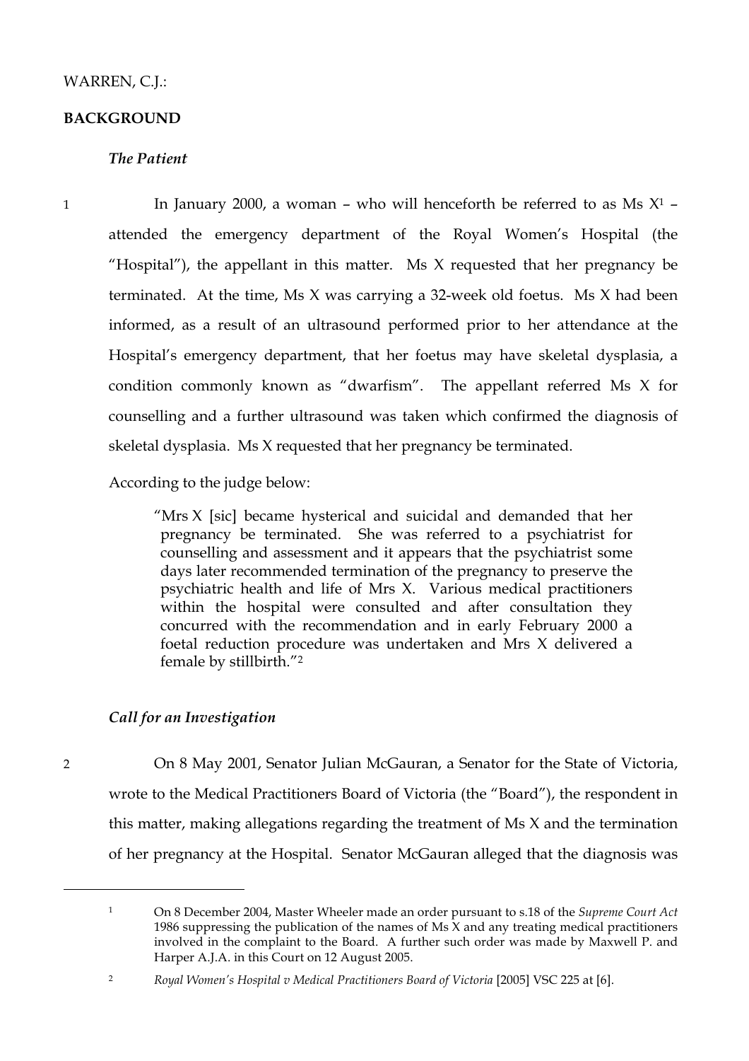WARREN, C.J.:

**BACKGROUND**

***The Patient***

1 In January 2000, a woman – who will henceforth be referred to as Ms X[1] – attended the emergency department of the Royal Women's Hospital (the "Hospital"), the appellant in this matter. Ms X requested that her pregnancy be terminated. At the time, Ms X was carrying a 32-week old foetus. Ms X had been informed, as a result of an ultrasound performed prior to her attendance at the Hospital's emergency department, that her foetus may have skeletal dysplasia, a condition commonly known as "dwarfism". The appellant referred Ms X for counselling and a further ultrasound was taken which confirmed the diagnosis of skeletal dysplasia. Ms X requested that her pregnancy be terminated.

According to the judge below:

> "Mrs X [sic] became hysterical and suicidal and demanded that her pregnancy be terminated. She was referred to a psychiatrist for counselling and assessment and it appears that the psychiatrist some days later recommended termination of the pregnancy to preserve the psychiatric health and life of Mrs X. Various medical practitioners within the hospital were consulted and after consultation they concurred with the recommendation and in early February 2000 a foetal reduction procedure was undertaken and Mrs X delivered a female by stillbirth."[2]

***Call for an Investigation***

2 On 8 May 2001, Senator Julian McGauran, a Senator for the State of Victoria, wrote to the Medical Practitioners Board of Victoria (the "Board"), the respondent in this matter, making allegations regarding the treatment of Ms X and the termination of her pregnancy at the Hospital. Senator McGauran alleged that the diagnosis was

---

[1] On 8 December 2004, Master Wheeler made an order pursuant to s.18 of the *Supreme Court Act* 1986 suppressing the publication of the names of Ms X and any treating medical practitioners involved in the complaint to the Board. A further such order was made by Maxwell P. and Harper A.J.A. in this Court on 12 August 2005.

[2] *Royal Women's Hospital v Medical Practitioners Board of Victoria* [2005] VSC 225 at [6].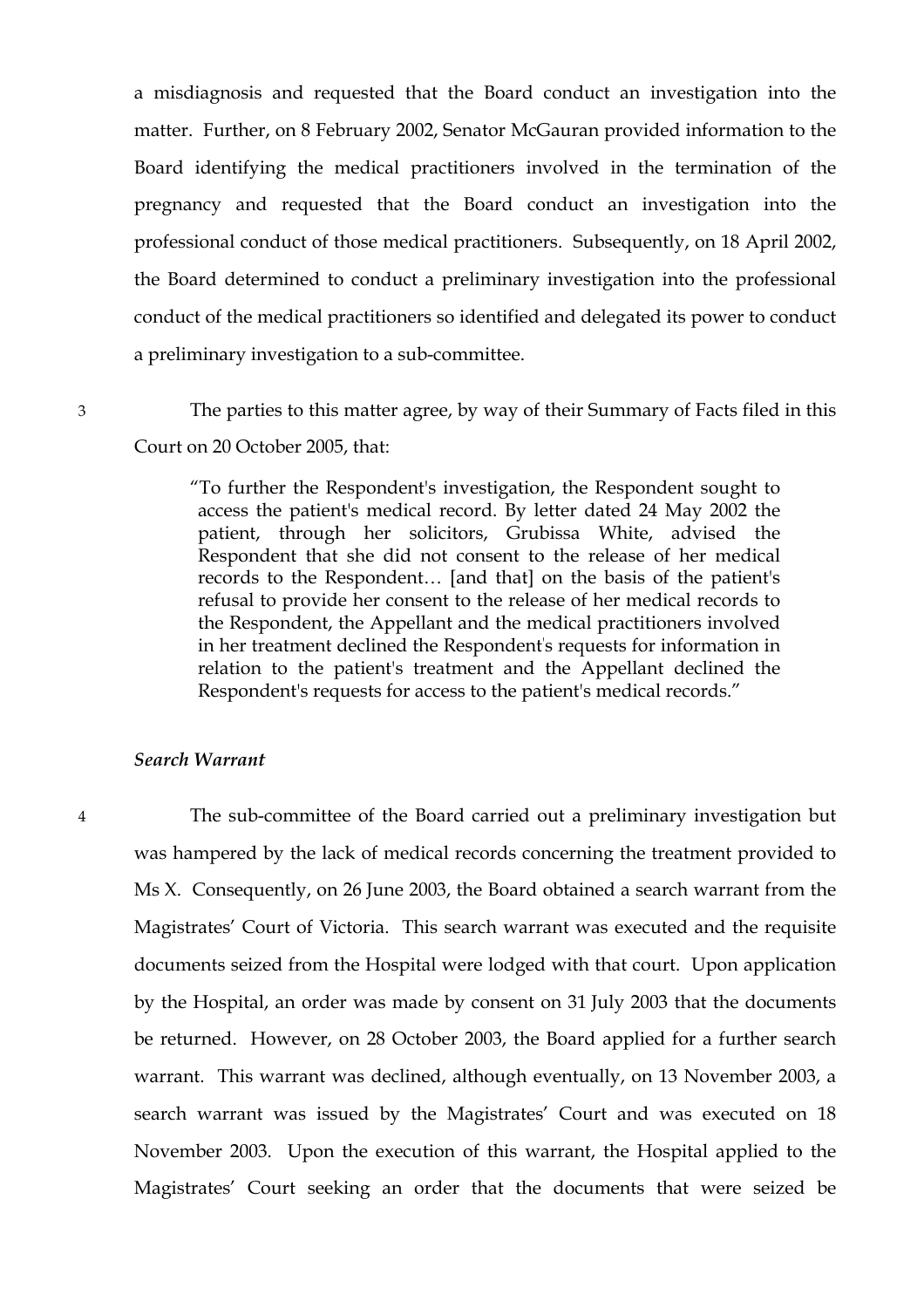a misdiagnosis and requested that the Board conduct an investigation into the matter. Further, on 8 February 2002, Senator McGauran provided information to the Board identifying the medical practitioners involved in the termination of the pregnancy and requested that the Board conduct an investigation into the professional conduct of those medical practitioners. Subsequently, on 18 April 2002, the Board determined to conduct a preliminary investigation into the professional conduct of the medical practitioners so identified and delegated its power to conduct a preliminary investigation to a sub-committee.

3 The parties to this matter agree, by way of their Summary of Facts filed in this Court on 20 October 2005, that:

> "To further the Respondent's investigation, the Respondent sought to access the patient's medical record. By letter dated 24 May 2002 the patient, through her solicitors, Grubissa White, advised the Respondent that she did not consent to the release of her medical records to the Respondent… [and that] on the basis of the patient's refusal to provide her consent to the release of her medical records to the Respondent, the Appellant and the medical practitioners involved in her treatment declined the Respondent's requests for information in relation to the patient's treatment and the Appellant declined the Respondent's requests for access to the patient's medical records."

### *Search Warrant*

4 The sub-committee of the Board carried out a preliminary investigation but was hampered by the lack of medical records concerning the treatment provided to Ms X. Consequently, on 26 June 2003, the Board obtained a search warrant from the Magistrates' Court of Victoria. This search warrant was executed and the requisite documents seized from the Hospital were lodged with that court. Upon application by the Hospital, an order was made by consent on 31 July 2003 that the documents be returned. However, on 28 October 2003, the Board applied for a further search warrant. This warrant was declined, although eventually, on 13 November 2003, a search warrant was issued by the Magistrates' Court and was executed on 18 November 2003. Upon the execution of this warrant, the Hospital applied to the Magistrates' Court seeking an order that the documents that were seized be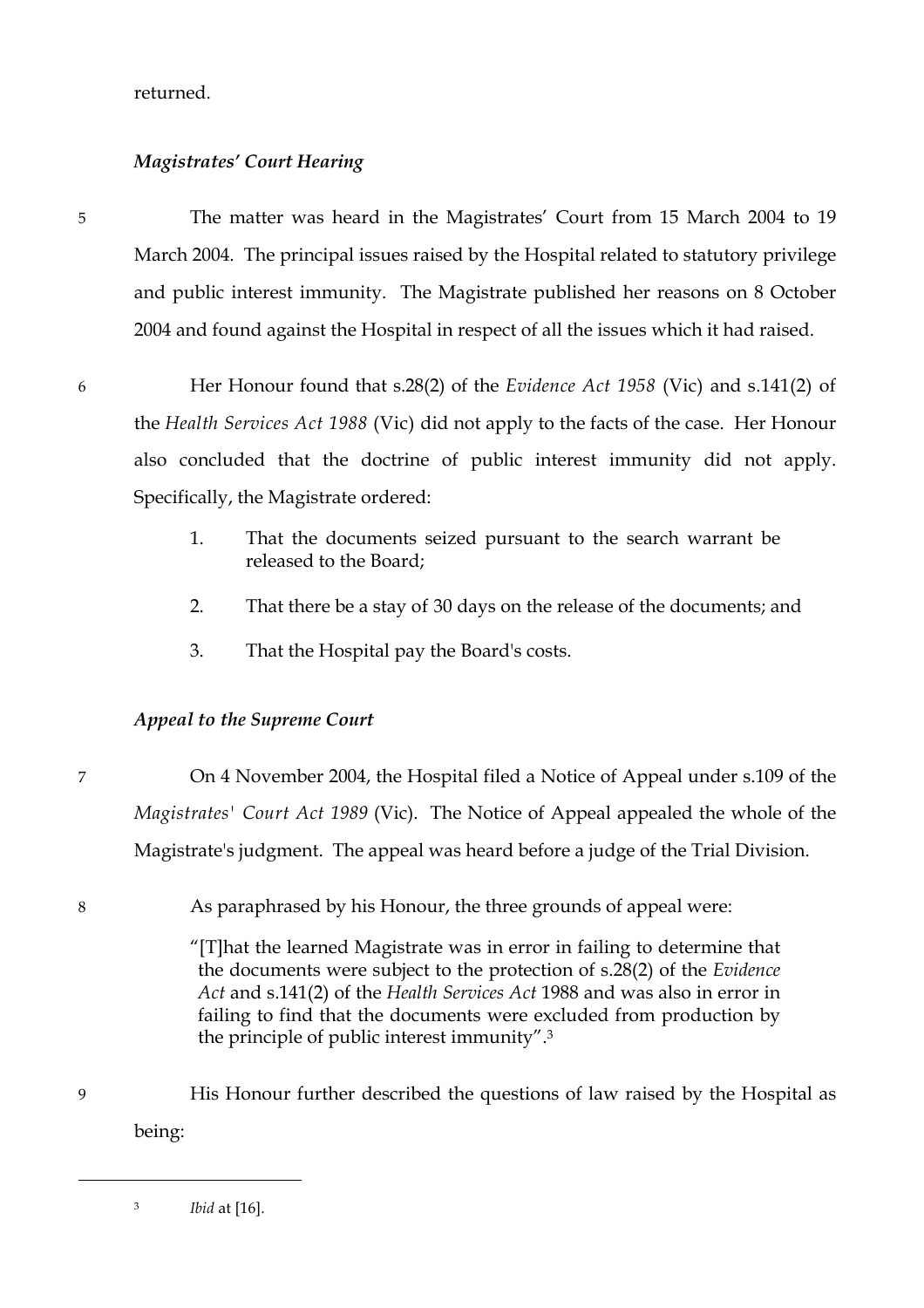returned.

### *Magistrates' Court Hearing*

5 The matter was heard in the Magistrates' Court from 15 March 2004 to 19 March 2004. The principal issues raised by the Hospital related to statutory privilege and public interest immunity. The Magistrate published her reasons on 8 October 2004 and found against the Hospital in respect of all the issues which it had raised.

6 Her Honour found that s.28(2) of the *Evidence Act 1958* (Vic) and s.141(2) of the *Health Services Act 1988* (Vic) did not apply to the facts of the case. Her Honour also concluded that the doctrine of public interest immunity did not apply. Specifically, the Magistrate ordered:

> 1. That the documents seized pursuant to the search warrant be released to the Board;
> 2. That there be a stay of 30 days on the release of the documents; and
> 3. That the Hospital pay the Board's costs.

### *Appeal to the Supreme Court*

7 On 4 November 2004, the Hospital filed a Notice of Appeal under s.109 of the *Magistrates' Court Act 1989* (Vic). The Notice of Appeal appealed the whole of the Magistrate's judgment. The appeal was heard before a judge of the Trial Division.

8 As paraphrased by his Honour, the three grounds of appeal were:

> "[T]hat the learned Magistrate was in error in failing to determine that the documents were subject to the protection of s.28(2) of the *Evidence Act* and s.141(2) of the *Health Services Act* 1988 and was also in error in failing to find that the documents were excluded from production by the principle of public interest immunity".[3]

9 His Honour further described the questions of law raised by the Hospital as being:

---

[3] *Ibid* at [16].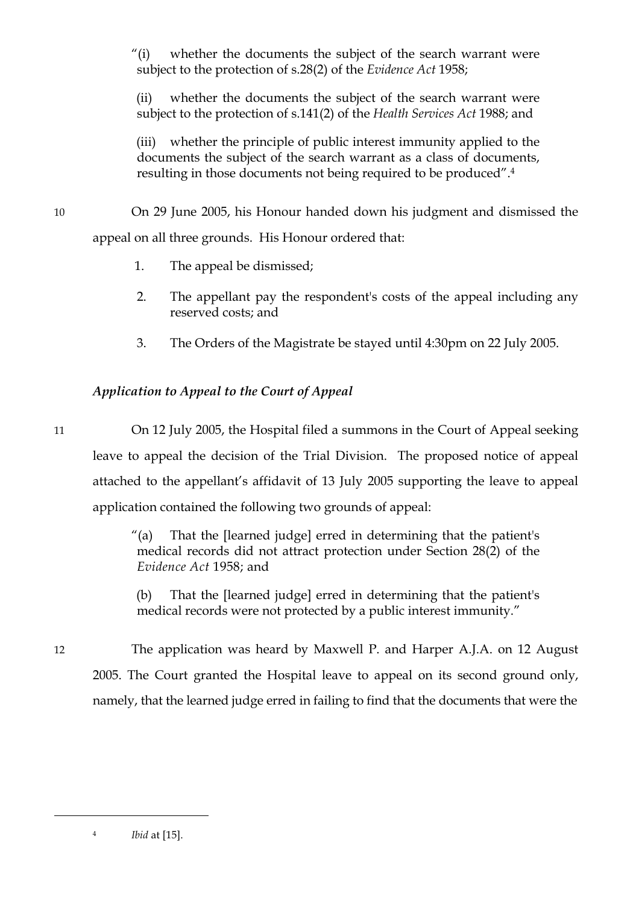> "(i) whether the documents the subject of the search warrant were subject to the protection of s.28(2) of the *Evidence Act* 1958;
>
> (ii) whether the documents the subject of the search warrant were subject to the protection of s.141(2) of the *Health Services Act* 1988; and
>
> (iii) whether the principle of public interest immunity applied to the documents the subject of the search warrant as a class of documents, resulting in those documents not being required to be produced".[4]

10 On 29 June 2005, his Honour handed down his judgment and dismissed the appeal on all three grounds. His Honour ordered that:

> 1. The appeal be dismissed;
> 2. The appellant pay the respondent's costs of the appeal including any reserved costs; and
> 3. The Orders of the Magistrate be stayed until 4:30pm on 22 July 2005.

### *Application to Appeal to the Court of Appeal*

11 On 12 July 2005, the Hospital filed a summons in the Court of Appeal seeking leave to appeal the decision of the Trial Division. The proposed notice of appeal attached to the appellant's affidavit of 13 July 2005 supporting the leave to appeal application contained the following two grounds of appeal:

> "(a) That the [learned judge] erred in determining that the patient's medical records did not attract protection under Section 28(2) of the *Evidence Act* 1958; and
>
> (b) That the [learned judge] erred in determining that the patient's medical records were not protected by a public interest immunity."

12 The application was heard by Maxwell P. and Harper A.J.A. on 12 August 2005. The Court granted the Hospital leave to appeal on its second ground only, namely, that the learned judge erred in failing to find that the documents that were the

---

[4] *Ibid* at [15].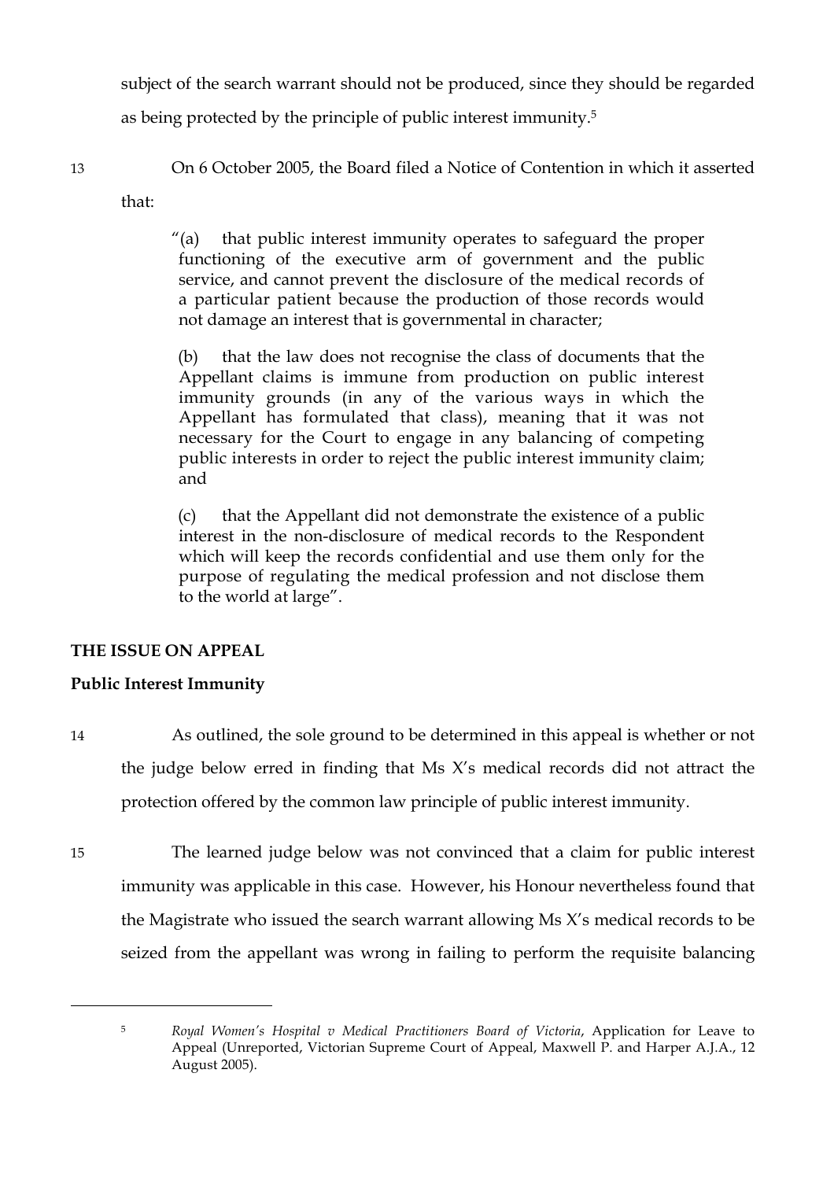subject of the search warrant should not be produced, since they should be regarded as being protected by the principle of public interest immunity.[5]

13 On 6 October 2005, the Board filed a Notice of Contention in which it asserted that:

> "(a) that public interest immunity operates to safeguard the proper functioning of the executive arm of government and the public service, and cannot prevent the disclosure of the medical records of a particular patient because the production of those records would not damage an interest that is governmental in character;
>
> (b) that the law does not recognise the class of documents that the Appellant claims is immune from production on public interest immunity grounds (in any of the various ways in which the Appellant has formulated that class), meaning that it was not necessary for the Court to engage in any balancing of competing public interests in order to reject the public interest immunity claim; and
>
> (c) that the Appellant did not demonstrate the existence of a public interest in the non-disclosure of medical records to the Respondent which will keep the records confidential and use them only for the purpose of regulating the medical profession and not disclose them to the world at large".

## THE ISSUE ON APPEAL

### Public Interest Immunity

14 As outlined, the sole ground to be determined in this appeal is whether or not the judge below erred in finding that Ms X's medical records did not attract the protection offered by the common law principle of public interest immunity.

15 The learned judge below was not convinced that a claim for public interest immunity was applicable in this case. However, his Honour nevertheless found that the Magistrate who issued the search warrant allowing Ms X's medical records to be seized from the appellant was wrong in failing to perform the requisite balancing

---

[5] *Royal Women's Hospital v Medical Practitioners Board of Victoria*, Application for Leave to Appeal (Unreported, Victorian Supreme Court of Appeal, Maxwell P. and Harper A.J.A., 12 August 2005).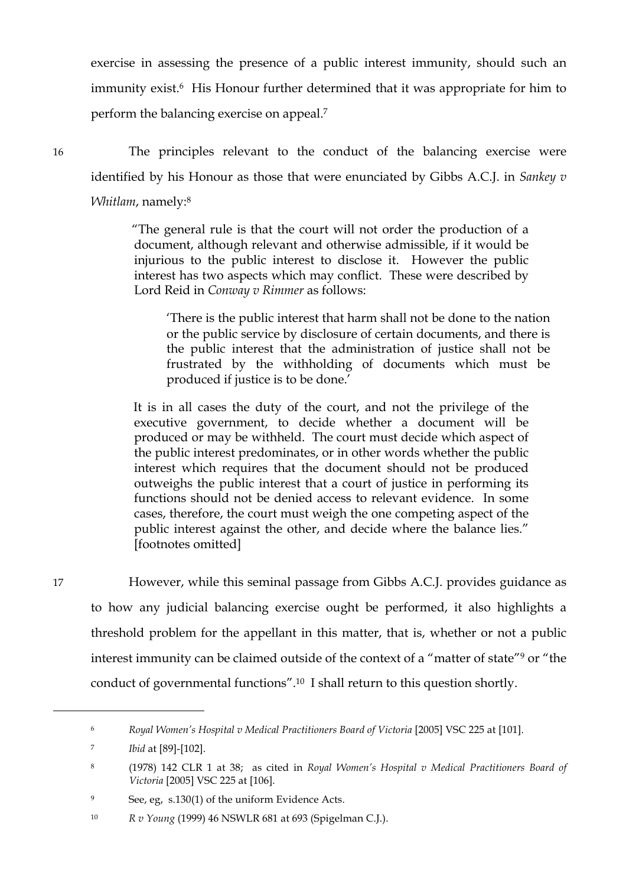exercise in assessing the presence of a public interest immunity, should such an immunity exist.[6] His Honour further determined that it was appropriate for him to perform the balancing exercise on appeal.[7]

16 The principles relevant to the conduct of the balancing exercise were identified by his Honour as those that were enunciated by Gibbs A.C.J. in *Sankey v Whitlam*, namely:[8]

> "The general rule is that the court will not order the production of a document, although relevant and otherwise admissible, if it would be injurious to the public interest to disclose it. However the public interest has two aspects which may conflict. These were described by Lord Reid in *Conway v Rimmer* as follows:
>
> > 'There is the public interest that harm shall not be done to the nation or the public service by disclosure of certain documents, and there is the public interest that the administration of justice shall not be frustrated by the withholding of documents which must be produced if justice is to be done.'
>
> It is in all cases the duty of the court, and not the privilege of the executive government, to decide whether a document will be produced or may be withheld. The court must decide which aspect of the public interest predominates, or in other words whether the public interest which requires that the document should not be produced outweighs the public interest that a court of justice in performing its functions should not be denied access to relevant evidence. In some cases, therefore, the court must weigh the one competing aspect of the public interest against the other, and decide where the balance lies." [footnotes omitted]

17 However, while this seminal passage from Gibbs A.C.J. provides guidance as to how any judicial balancing exercise ought be performed, it also highlights a threshold problem for the appellant in this matter, that is, whether or not a public interest immunity can be claimed outside of the context of a "matter of state"[9] or "the conduct of governmental functions".[10] I shall return to this question shortly.

---

[6] *Royal Women's Hospital v Medical Practitioners Board of Victoria* [2005] VSC 225 at [101].

[7] *Ibid* at [89]-[102].

[8] (1978) 142 CLR 1 at 38; as cited in *Royal Women's Hospital v Medical Practitioners Board of Victoria* [2005] VSC 225 at [106].

[9] See, eg, s.130(1) of the uniform Evidence Acts.

[10] *R v Young* (1999) 46 NSWLR 681 at 693 (Spigelman C.J.).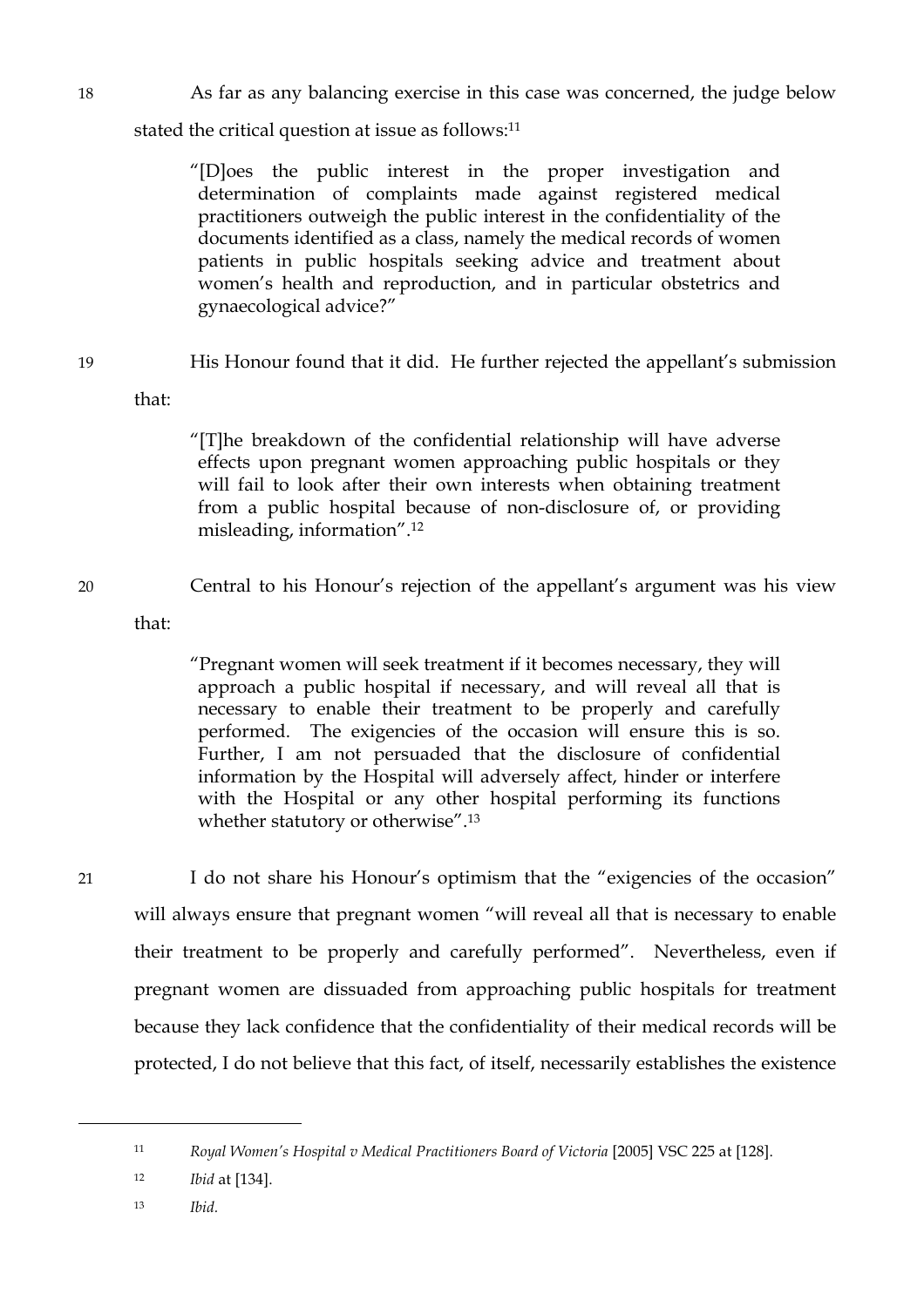18 As far as any balancing exercise in this case was concerned, the judge below stated the critical question at issue as follows:[11]

> "[D]oes the public interest in the proper investigation and determination of complaints made against registered medical practitioners outweigh the public interest in the confidentiality of the documents identified as a class, namely the medical records of women patients in public hospitals seeking advice and treatment about women's health and reproduction, and in particular obstetrics and gynaecological advice?"

19 His Honour found that it did. He further rejected the appellant's submission that:

> "[T]he breakdown of the confidential relationship will have adverse effects upon pregnant women approaching public hospitals or they will fail to look after their own interests when obtaining treatment from a public hospital because of non-disclosure of, or providing misleading, information".[12]

20 Central to his Honour's rejection of the appellant's argument was his view that:

> "Pregnant women will seek treatment if it becomes necessary, they will approach a public hospital if necessary, and will reveal all that is necessary to enable their treatment to be properly and carefully performed. The exigencies of the occasion will ensure this is so. Further, I am not persuaded that the disclosure of confidential information by the Hospital will adversely affect, hinder or interfere with the Hospital or any other hospital performing its functions whether statutory or otherwise".[13]

21 I do not share his Honour's optimism that the "exigencies of the occasion" will always ensure that pregnant women "will reveal all that is necessary to enable their treatment to be properly and carefully performed". Nevertheless, even if pregnant women are dissuaded from approaching public hospitals for treatment because they lack confidence that the confidentiality of their medical records will be protected, I do not believe that this fact, of itself, necessarily establishes the existence

---

[11] *Royal Women's Hospital v Medical Practitioners Board of Victoria* [2005] VSC 225 at [128].

[12] *Ibid* at [134].

[13] *Ibid*.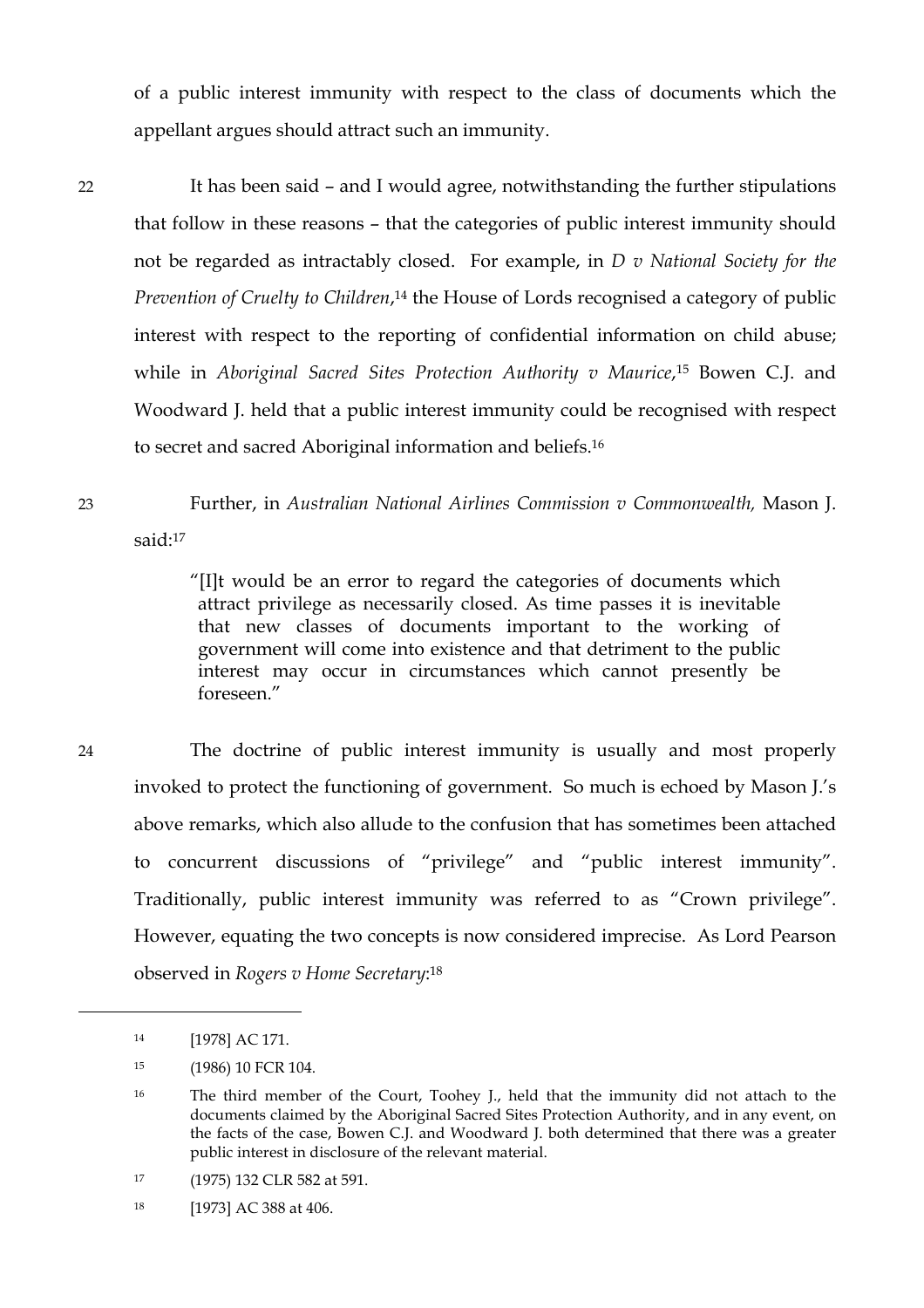of a public interest immunity with respect to the class of documents which the appellant argues should attract such an immunity.

22 It has been said – and I would agree, notwithstanding the further stipulations that follow in these reasons – that the categories of public interest immunity should not be regarded as intractably closed. For example, in *D v National Society for the Prevention of Cruelty to Children*,[14] the House of Lords recognised a category of public interest with respect to the reporting of confidential information on child abuse; while in *Aboriginal Sacred Sites Protection Authority v Maurice*,[15] Bowen C.J. and Woodward J. held that a public interest immunity could be recognised with respect to secret and sacred Aboriginal information and beliefs.[16]

23 Further, in *Australian National Airlines Commission v Commonwealth,* Mason J. said:[17]

> "[I]t would be an error to regard the categories of documents which attract privilege as necessarily closed. As time passes it is inevitable that new classes of documents important to the working of government will come into existence and that detriment to the public interest may occur in circumstances which cannot presently be foreseen."

24 The doctrine of public interest immunity is usually and most properly invoked to protect the functioning of government. So much is echoed by Mason J.'s above remarks, which also allude to the confusion that has sometimes been attached to concurrent discussions of "privilege" and "public interest immunity". Traditionally, public interest immunity was referred to as "Crown privilege". However, equating the two concepts is now considered imprecise. As Lord Pearson observed in *Rogers v Home Secretary*:[18]

---

[14] [1978] AC 171.

[15] (1986) 10 FCR 104.

[16] The third member of the Court, Toohey J., held that the immunity did not attach to the documents claimed by the Aboriginal Sacred Sites Protection Authority, and in any event, on the facts of the case, Bowen C.J. and Woodward J. both determined that there was a greater public interest in disclosure of the relevant material.

[17] (1975) 132 CLR 582 at 591.

[18] [1973] AC 388 at 406.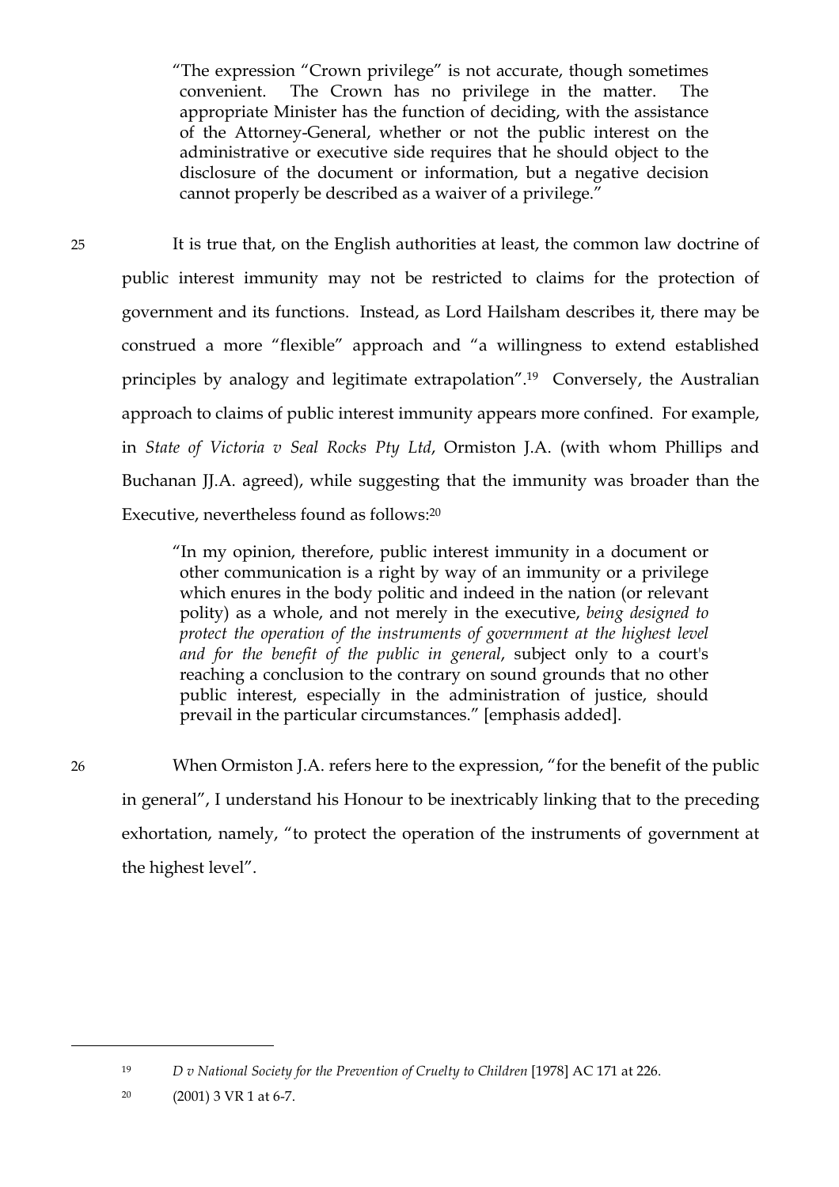> "The expression "Crown privilege" is not accurate, though sometimes convenient. The Crown has no privilege in the matter. The appropriate Minister has the function of deciding, with the assistance of the Attorney-General, whether or not the public interest on the administrative or executive side requires that he should object to the disclosure of the document or information, but a negative decision cannot properly be described as a waiver of a privilege."

25 It is true that, on the English authorities at least, the common law doctrine of public interest immunity may not be restricted to claims for the protection of government and its functions. Instead, as Lord Hailsham describes it, there may be construed a more "flexible" approach and "a willingness to extend established principles by analogy and legitimate extrapolation".[19] Conversely, the Australian approach to claims of public interest immunity appears more confined. For example, in *State of Victoria v Seal Rocks Pty Ltd*, Ormiston J.A. (with whom Phillips and Buchanan JJ.A. agreed), while suggesting that the immunity was broader than the Executive, nevertheless found as follows:[20]

> "In my opinion, therefore, public interest immunity in a document or other communication is a right by way of an immunity or a privilege which enures in the body politic and indeed in the nation (or relevant polity) as a whole, and not merely in the executive, *being designed to protect the operation of the instruments of government at the highest level and for the benefit of the public in general*, subject only to a court's reaching a conclusion to the contrary on sound grounds that no other public interest, especially in the administration of justice, should prevail in the particular circumstances." [emphasis added].

26 When Ormiston J.A. refers here to the expression, "for the benefit of the public in general", I understand his Honour to be inextricably linking that to the preceding exhortation, namely, "to protect the operation of the instruments of government at the highest level".

---

[19] *D v National Society for the Prevention of Cruelty to Children* [1978] AC 171 at 226.

[20] (2001) 3 VR 1 at 6-7.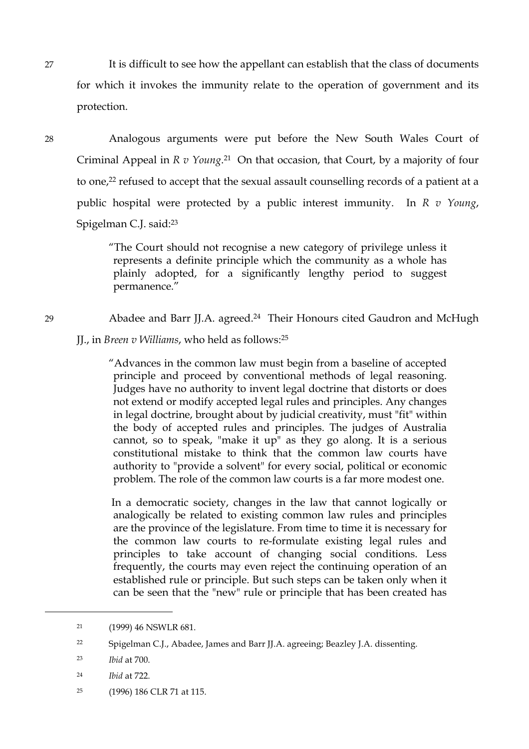27 It is difficult to see how the appellant can establish that the class of documents for which it invokes the immunity relate to the operation of government and its protection.

28 Analogous arguments were put before the New South Wales Court of Criminal Appeal in *R v Young*.[21] On that occasion, that Court, by a majority of four to one,[22] refused to accept that the sexual assault counselling records of a patient at a public hospital were protected by a public interest immunity. In *R v Young*, Spigelman C.J. said:[23]

> "The Court should not recognise a new category of privilege unless it represents a definite principle which the community as a whole has plainly adopted, for a significantly lengthy period to suggest permanence."

29 Abadee and Barr JJ.A. agreed.[24] Their Honours cited Gaudron and McHugh JJ., in *Breen v Williams*, who held as follows:[25]

> "Advances in the common law must begin from a baseline of accepted principle and proceed by conventional methods of legal reasoning. Judges have no authority to invent legal doctrine that distorts or does not extend or modify accepted legal rules and principles. Any changes in legal doctrine, brought about by judicial creativity, must "fit" within the body of accepted rules and principles. The judges of Australia cannot, so to speak, "make it up" as they go along. It is a serious constitutional mistake to think that the common law courts have authority to "provide a solvent" for every social, political or economic problem. The role of the common law courts is a far more modest one.
>
> In a democratic society, changes in the law that cannot logically or analogically be related to existing common law rules and principles are the province of the legislature. From time to time it is necessary for the common law courts to re-formulate existing legal rules and principles to take account of changing social conditions. Less frequently, the courts may even reject the continuing operation of an established rule or principle. But such steps can be taken only when it can be seen that the "new" rule or principle that has been created has

---

[21] (1999) 46 NSWLR 681.

[22] Spigelman C.J., Abadee, James and Barr JJ.A. agreeing; Beazley J.A. dissenting.

[23] *Ibid* at 700.

[24] *Ibid* at 722.

[25] (1996) 186 CLR 71 at 115.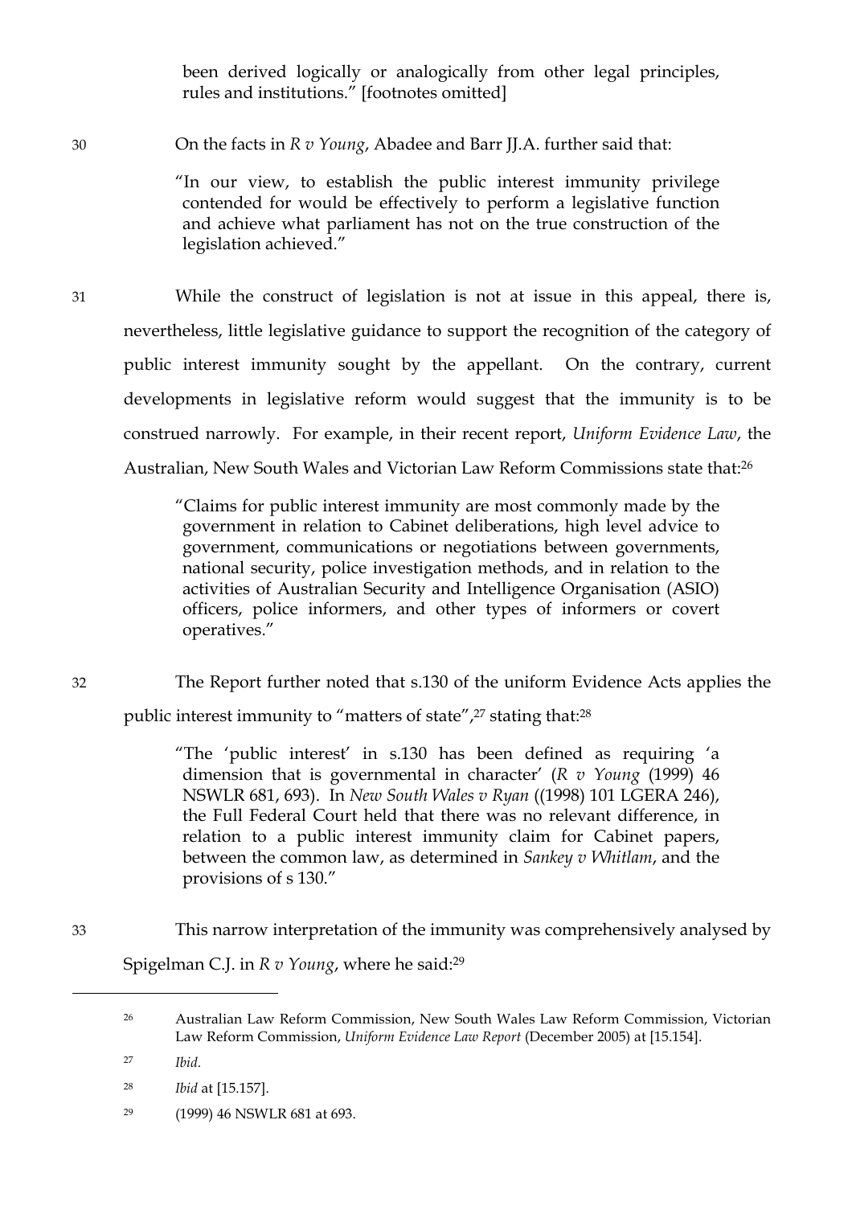been derived logically or analogically from other legal principles, rules and institutions." [footnotes omitted]

30 On the facts in *R v Young*, Abadee and Barr JJ.A. further said that:

> "In our view, to establish the public interest immunity privilege contended for would be effectively to perform a legislative function and achieve what parliament has not on the true construction of the legislation achieved."

31 While the construct of legislation is not at issue in this appeal, there is, nevertheless, little legislative guidance to support the recognition of the category of public interest immunity sought by the appellant. On the contrary, current developments in legislative reform would suggest that the immunity is to be construed narrowly. For example, in their recent report, *Uniform Evidence Law*, the Australian, New South Wales and Victorian Law Reform Commissions state that:[26]

> "Claims for public interest immunity are most commonly made by the government in relation to Cabinet deliberations, high level advice to government, communications or negotiations between governments, national security, police investigation methods, and in relation to the activities of Australian Security and Intelligence Organisation (ASIO) officers, police informers, and other types of informers or covert operatives."

32 The Report further noted that s.130 of the uniform Evidence Acts applies the public interest immunity to "matters of state",[27] stating that:[28]

> "The 'public interest' in s.130 has been defined as requiring 'a dimension that is governmental in character' (*R v Young* (1999) 46 NSWLR 681, 693). In *New South Wales v Ryan* ((1998) 101 LGERA 246), the Full Federal Court held that there was no relevant difference, in relation to a public interest immunity claim for Cabinet papers, between the common law, as determined in *Sankey v Whitlam*, and the provisions of s 130."

33 This narrow interpretation of the immunity was comprehensively analysed by Spigelman C.J. in *R v Young*, where he said:[29]

---

[26] Australian Law Reform Commission, New South Wales Law Reform Commission, Victorian Law Reform Commission, *Uniform Evidence Law Report* (December 2005) at [15.154].

[27] *Ibid.*

[28] *Ibid* at [15.157].

[29] (1999) 46 NSWLR 681 at 693.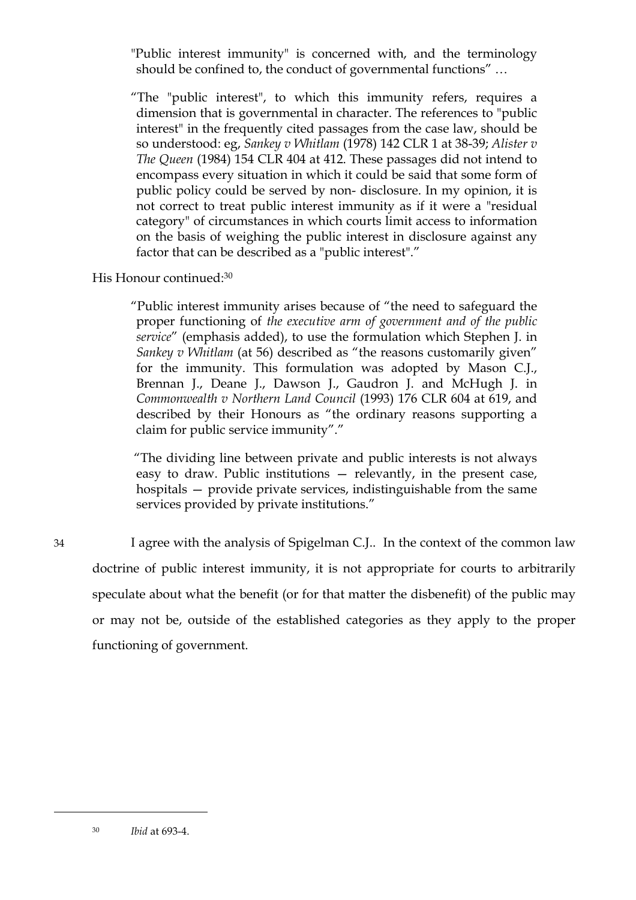> "Public interest immunity" is concerned with, and the terminology should be confined to, the conduct of governmental functions" …

> "The "public interest", to which this immunity refers, requires a dimension that is governmental in character. The references to "public interest" in the frequently cited passages from the case law, should be so understood: eg, *Sankey v Whitlam* (1978) 142 CLR 1 at 38-39; *Alister v The Queen* (1984) 154 CLR 404 at 412. These passages did not intend to encompass every situation in which it could be said that some form of public policy could be served by non- disclosure. In my opinion, it is not correct to treat public interest immunity as if it were a "residual category" of circumstances in which courts limit access to information on the basis of weighing the public interest in disclosure against any factor that can be described as a "public interest"."

His Honour continued:[30]

> "Public interest immunity arises because of "the need to safeguard the proper functioning of *the executive arm of government and of the public service*" (emphasis added), to use the formulation which Stephen J. in *Sankey v Whitlam* (at 56) described as "the reasons customarily given" for the immunity. This formulation was adopted by Mason C.J., Brennan J., Deane J., Dawson J., Gaudron J. and McHugh J. in *Commonwealth v Northern Land Council* (1993) 176 CLR 604 at 619, and described by their Honours as "the ordinary reasons supporting a claim for public service immunity"."

> "The dividing line between private and public interests is not always easy to draw. Public institutions — relevantly, in the present case, hospitals — provide private services, indistinguishable from the same services provided by private institutions."

34 I agree with the analysis of Spigelman C.J.. In the context of the common law doctrine of public interest immunity, it is not appropriate for courts to arbitrarily speculate about what the benefit (or for that matter the disbenefit) of the public may or may not be, outside of the established categories as they apply to the proper functioning of government.

---

[30] *Ibid* at 693-4.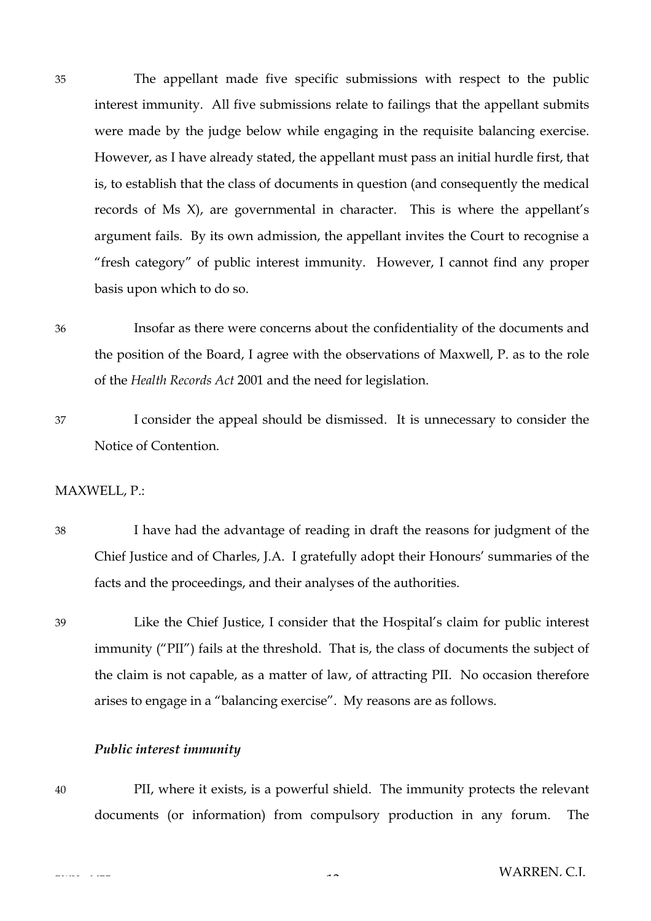35 The appellant made five specific submissions with respect to the public interest immunity. All five submissions relate to failings that the appellant submits were made by the judge below while engaging in the requisite balancing exercise. However, as I have already stated, the appellant must pass an initial hurdle first, that is, to establish that the class of documents in question (and consequently the medical records of Ms X), are governmental in character. This is where the appellant's argument fails. By its own admission, the appellant invites the Court to recognise a "fresh category" of public interest immunity. However, I cannot find any proper basis upon which to do so.

36 Insofar as there were concerns about the confidentiality of the documents and the position of the Board, I agree with the observations of Maxwell, P. as to the role of the *Health Records Act* 2001 and the need for legislation.

37 I consider the appeal should be dismissed. It is unnecessary to consider the Notice of Contention.

MAXWELL, P.:

38 I have had the advantage of reading in draft the reasons for judgment of the Chief Justice and of Charles, J.A. I gratefully adopt their Honours' summaries of the facts and the proceedings, and their analyses of the authorities.

39 Like the Chief Justice, I consider that the Hospital's claim for public interest immunity ("PII") fails at the threshold. That is, the class of documents the subject of the claim is not capable, as a matter of law, of attracting PII. No occasion therefore arises to engage in a "balancing exercise". My reasons are as follows.

***Public interest immunity***

40 PII, where it exists, is a powerful shield. The immunity protects the relevant documents (or information) from compulsory production in any forum. The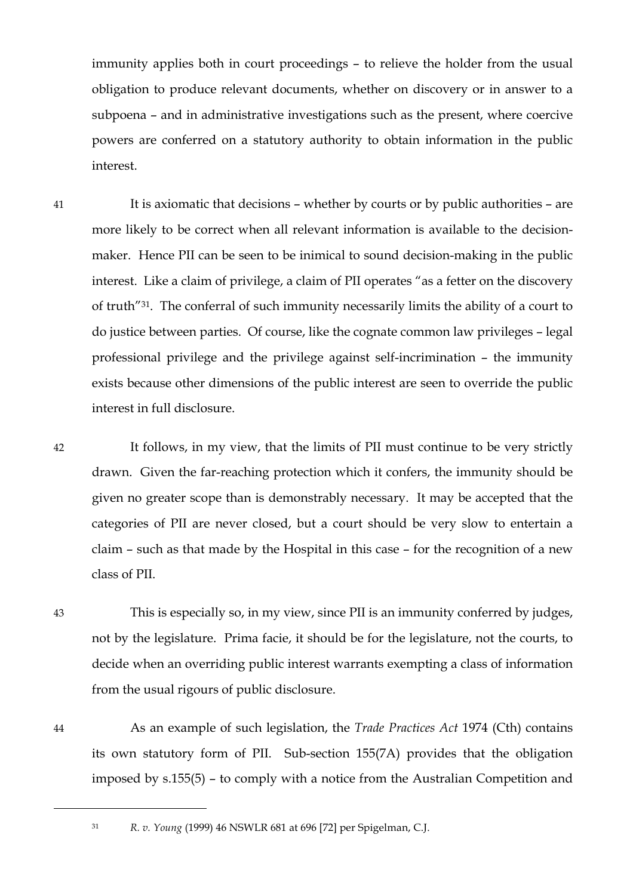immunity applies both in court proceedings – to relieve the holder from the usual obligation to produce relevant documents, whether on discovery or in answer to a subpoena – and in administrative investigations such as the present, where coercive powers are conferred on a statutory authority to obtain information in the public interest.

41 It is axiomatic that decisions – whether by courts or by public authorities – are more likely to be correct when all relevant information is available to the decision-maker. Hence PII can be seen to be inimical to sound decision-making in the public interest. Like a claim of privilege, a claim of PII operates "as a fetter on the discovery of truth"[31]. The conferral of such immunity necessarily limits the ability of a court to do justice between parties. Of course, like the cognate common law privileges – legal professional privilege and the privilege against self-incrimination – the immunity exists because other dimensions of the public interest are seen to override the public interest in full disclosure.

42 It follows, in my view, that the limits of PII must continue to be very strictly drawn. Given the far-reaching protection which it confers, the immunity should be given no greater scope than is demonstrably necessary. It may be accepted that the categories of PII are never closed, but a court should be very slow to entertain a claim – such as that made by the Hospital in this case – for the recognition of a new class of PII.

43 This is especially so, in my view, since PII is an immunity conferred by judges, not by the legislature. Prima facie, it should be for the legislature, not the courts, to decide when an overriding public interest warrants exempting a class of information from the usual rigours of public disclosure.

44 As an example of such legislation, the *Trade Practices Act* 1974 (Cth) contains its own statutory form of PII. Sub-section 155(7A) provides that the obligation imposed by s.155(5) – to comply with a notice from the Australian Competition and

---

[31] *R. v. Young* (1999) 46 NSWLR 681 at 696 [72] per Spigelman, C.J.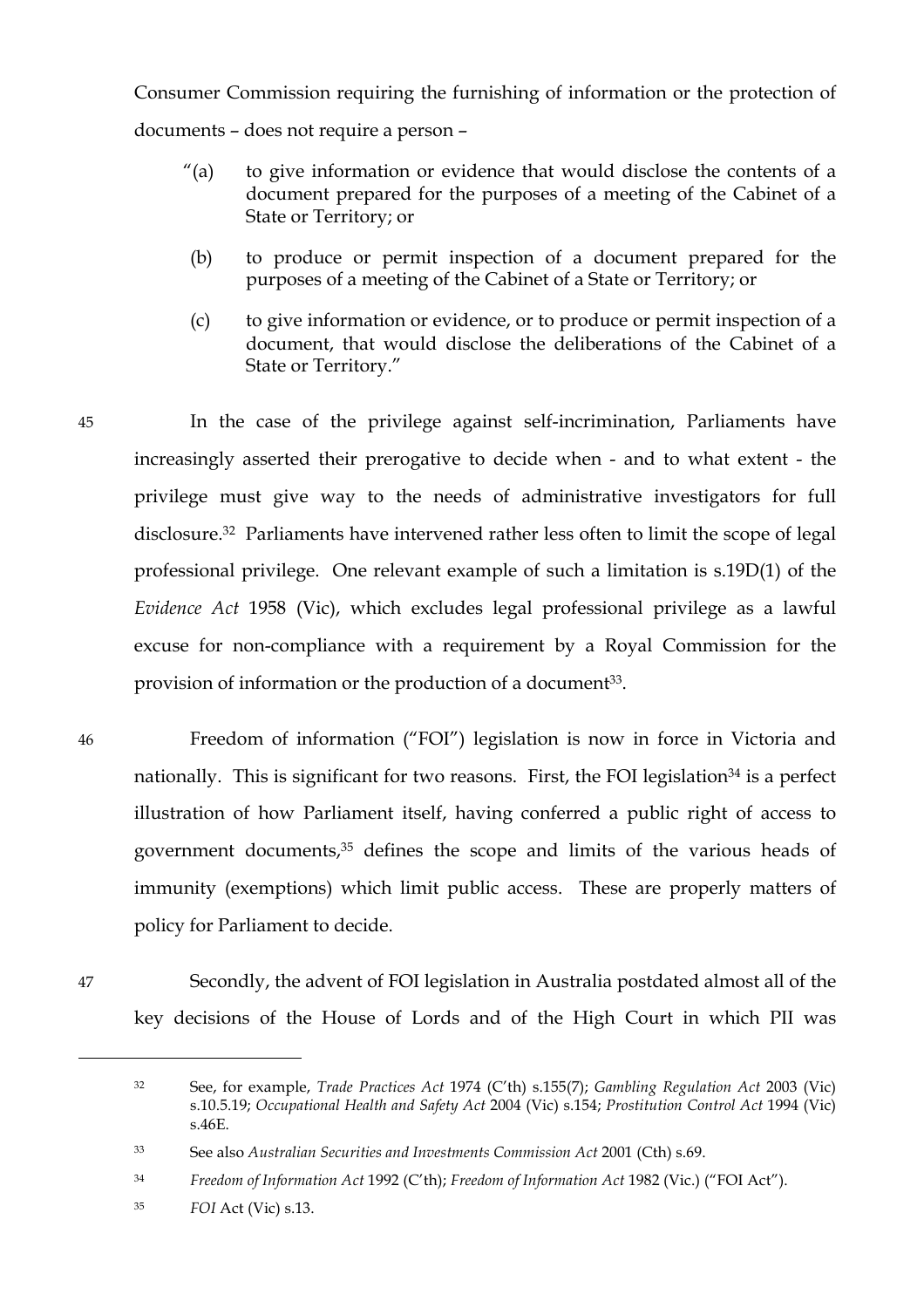Consumer Commission requiring the furnishing of information or the protection of documents – does not require a person –

> "(a) to give information or evidence that would disclose the contents of a document prepared for the purposes of a meeting of the Cabinet of a State or Territory; or
>
> (b) to produce or permit inspection of a document prepared for the purposes of a meeting of the Cabinet of a State or Territory; or
>
> (c) to give information or evidence, or to produce or permit inspection of a document, that would disclose the deliberations of the Cabinet of a State or Territory."

45 In the case of the privilege against self-incrimination, Parliaments have increasingly asserted their prerogative to decide when - and to what extent - the privilege must give way to the needs of administrative investigators for full disclosure.[32] Parliaments have intervened rather less often to limit the scope of legal professional privilege. One relevant example of such a limitation is s.19D(1) of the *Evidence Act* 1958 (Vic), which excludes legal professional privilege as a lawful excuse for non-compliance with a requirement by a Royal Commission for the provision of information or the production of a document[33].

46 Freedom of information ("FOI") legislation is now in force in Victoria and nationally. This is significant for two reasons. First, the FOI legislation[34] is a perfect illustration of how Parliament itself, having conferred a public right of access to government documents,[35] defines the scope and limits of the various heads of immunity (exemptions) which limit public access. These are properly matters of policy for Parliament to decide.

47 Secondly, the advent of FOI legislation in Australia postdated almost all of the key decisions of the House of Lords and of the High Court in which PII was

---

[32] See, for example, *Trade Practices Act* 1974 (C'th) s.155(7); *Gambling Regulation Act* 2003 (Vic) s.10.5.19; *Occupational Health and Safety Act* 2004 (Vic) s.154; *Prostitution Control Act* 1994 (Vic) s.46E.

[33] See also *Australian Securities and Investments Commission Act* 2001 (Cth) s.69.

[34] *Freedom of Information Act* 1992 (C'th); *Freedom of Information Act* 1982 (Vic.) ("FOI Act").

[35] *FOI* Act (Vic) s.13.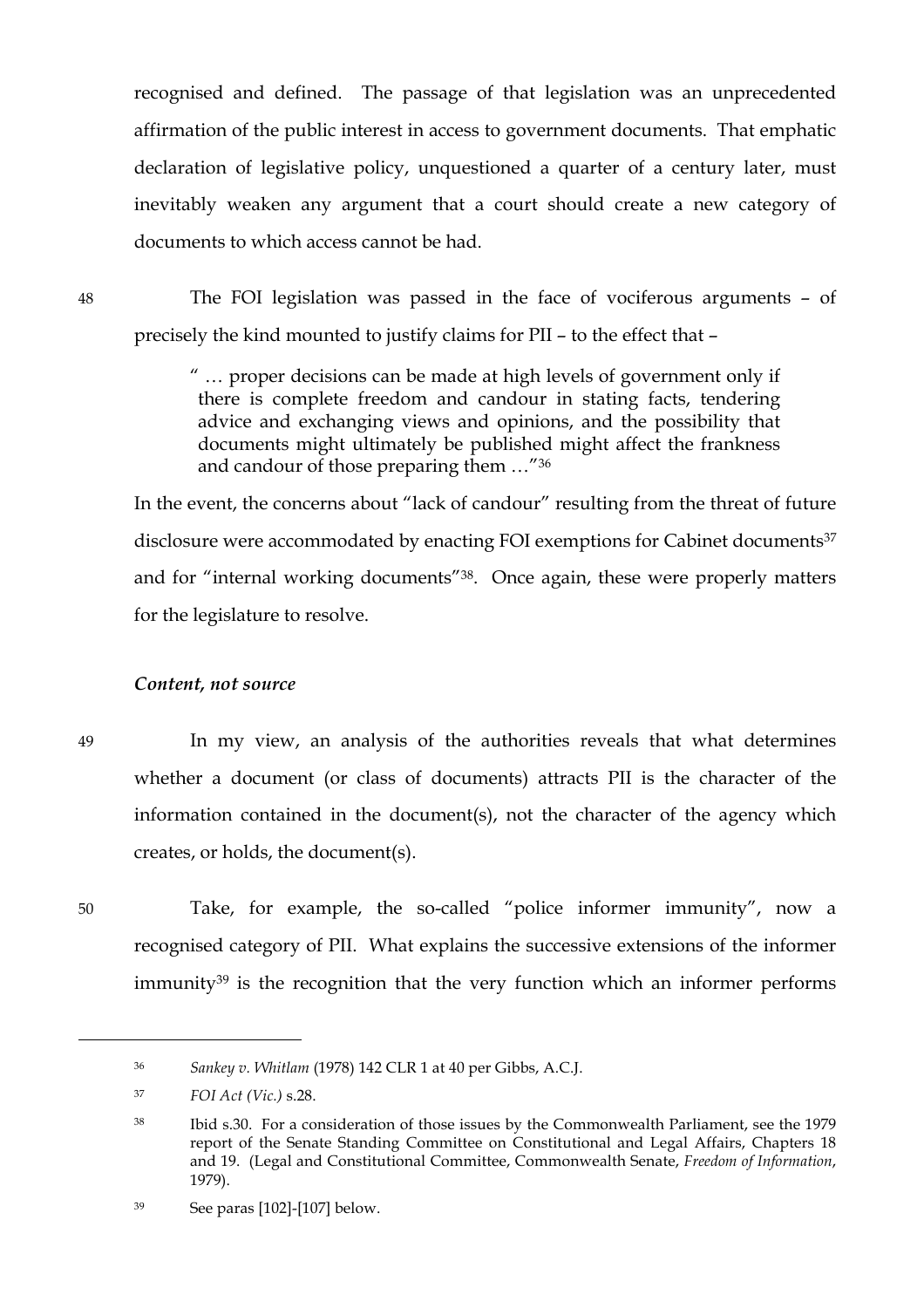recognised and defined. The passage of that legislation was an unprecedented affirmation of the public interest in access to government documents. That emphatic declaration of legislative policy, unquestioned a quarter of a century later, must inevitably weaken any argument that a court should create a new category of documents to which access cannot be had.

48 The FOI legislation was passed in the face of vociferous arguments – of precisely the kind mounted to justify claims for PII – to the effect that –

> " … proper decisions can be made at high levels of government only if there is complete freedom and candour in stating facts, tendering advice and exchanging views and opinions, and the possibility that documents might ultimately be published might affect the frankness and candour of those preparing them …"[36]

In the event, the concerns about "lack of candour" resulting from the threat of future disclosure were accommodated by enacting FOI exemptions for Cabinet documents[37] and for "internal working documents"[38]. Once again, these were properly matters for the legislature to resolve.

### *Content, not source*

49 In my view, an analysis of the authorities reveals that what determines whether a document (or class of documents) attracts PII is the character of the information contained in the document(s), not the character of the agency which creates, or holds, the document(s).

50 Take, for example, the so-called "police informer immunity", now a recognised category of PII. What explains the successive extensions of the informer immunity[39] is the recognition that the very function which an informer performs

---

[36] *Sankey v. Whitlam* (1978) 142 CLR 1 at 40 per Gibbs, A.C.J.

[37] *FOI Act (Vic.)* s.28.

[38] Ibid s.30. For a consideration of those issues by the Commonwealth Parliament, see the 1979 report of the Senate Standing Committee on Constitutional and Legal Affairs, Chapters 18 and 19. (Legal and Constitutional Committee, Commonwealth Senate, *Freedom of Information*, 1979).

[39] See paras [102]-[107] below.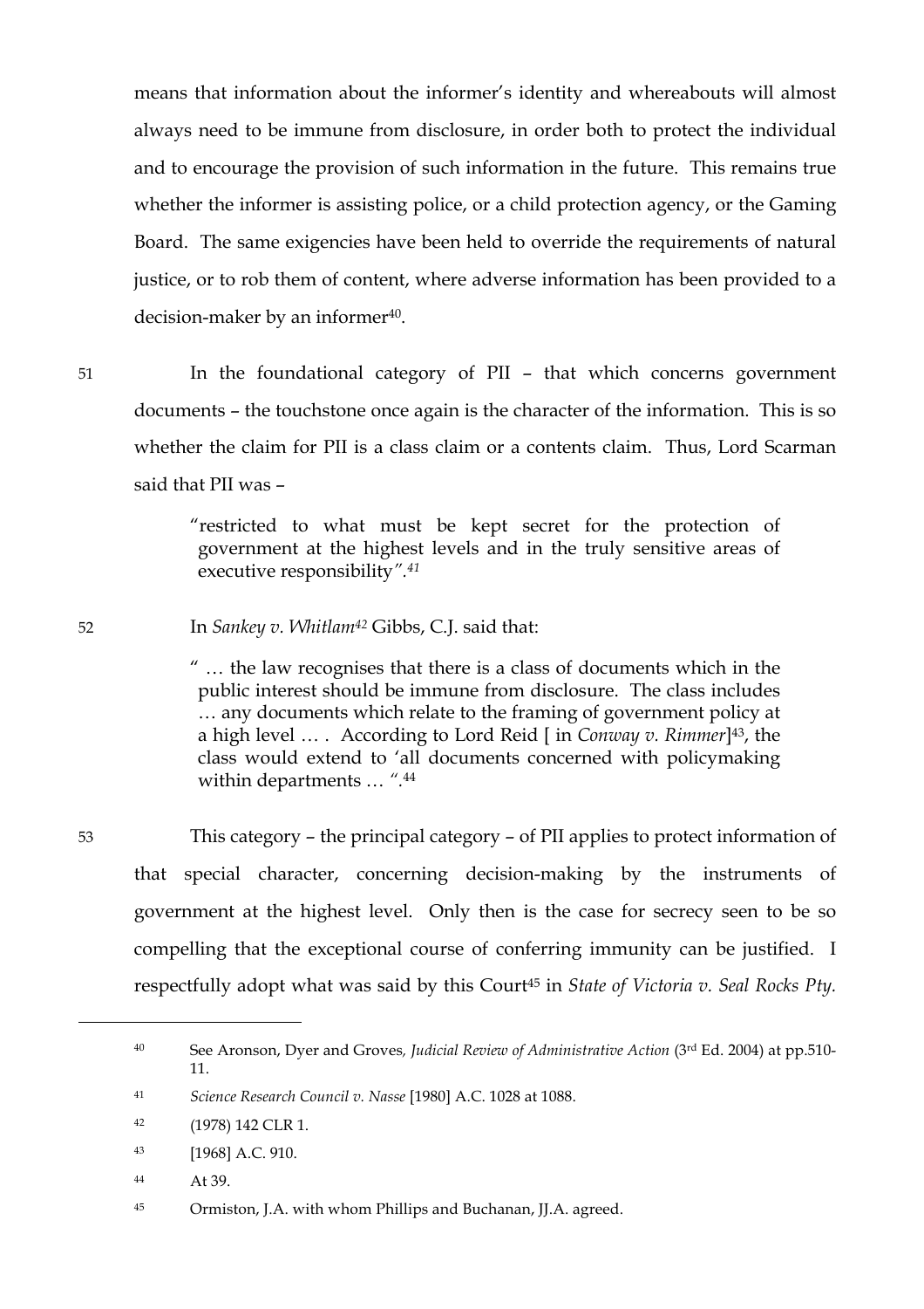means that information about the informer's identity and whereabouts will almost always need to be immune from disclosure, in order both to protect the individual and to encourage the provision of such information in the future. This remains true whether the informer is assisting police, or a child protection agency, or the Gaming Board. The same exigencies have been held to override the requirements of natural justice, or to rob them of content, where adverse information has been provided to a decision-maker by an informer[40].

51 In the foundational category of PII – that which concerns government documents – the touchstone once again is the character of the information. This is so whether the claim for PII is a class claim or a contents claim. Thus, Lord Scarman said that PII was –

> "restricted to what must be kept secret for the protection of government at the highest levels and in the truly sensitive areas of executive responsibility".[41]

52 In *Sankey v. Whitlam*[42] Gibbs, C.J. said that:

> " … the law recognises that there is a class of documents which in the public interest should be immune from disclosure. The class includes … any documents which relate to the framing of government policy at a high level … . According to Lord Reid [ in *Conway v. Rimmer*][43], the class would extend to 'all documents concerned with policymaking within departments … ".[44]

53 This category – the principal category – of PII applies to protect information of that special character, concerning decision-making by the instruments of government at the highest level. Only then is the case for secrecy seen to be so compelling that the exceptional course of conferring immunity can be justified. I respectfully adopt what was said by this Court[45] in *State of Victoria v. Seal Rocks Pty.*

---

[40] See Aronson, Dyer and Groves, *Judicial Review of Administrative Action* (3rd Ed. 2004) at pp.510-11.

[41] *Science Research Council v. Nasse* [1980] A.C. 1028 at 1088.

[42] (1978) 142 CLR 1.

[43] [1968] A.C. 910.

[44] At 39.

[45] Ormiston, J.A. with whom Phillips and Buchanan, JJ.A. agreed.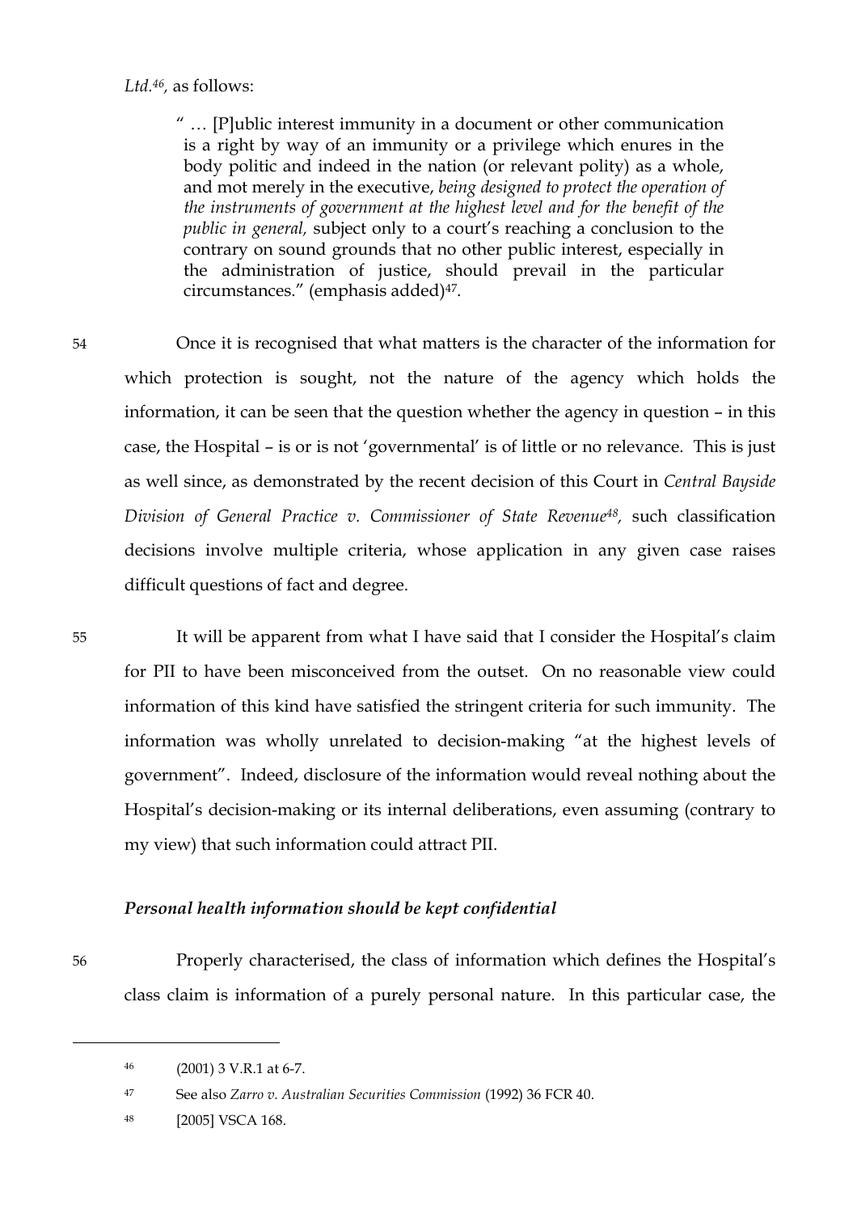*Ltd.*[46], as follows:

> " … [P]ublic interest immunity in a document or other communication is a right by way of an immunity or a privilege which enures in the body politic and indeed in the nation (or relevant polity) as a whole, and mot merely in the executive, *being designed to protect the operation of the instruments of government at the highest level and for the benefit of the public in general*, subject only to a court's reaching a conclusion to the contrary on sound grounds that no other public interest, especially in the administration of justice, should prevail in the particular circumstances." (emphasis added)[47].

54 Once it is recognised that what matters is the character of the information for which protection is sought, not the nature of the agency which holds the information, it can be seen that the question whether the agency in question – in this case, the Hospital – is or is not 'governmental' is of little or no relevance. This is just as well since, as demonstrated by the recent decision of this Court in *Central Bayside Division of General Practice v. Commissioner of State Revenue*[48], such classification decisions involve multiple criteria, whose application in any given case raises difficult questions of fact and degree.

55 It will be apparent from what I have said that I consider the Hospital's claim for PII to have been misconceived from the outset. On no reasonable view could information of this kind have satisfied the stringent criteria for such immunity. The information was wholly unrelated to decision-making "at the highest levels of government". Indeed, disclosure of the information would reveal nothing about the Hospital's decision-making or its internal deliberations, even assuming (contrary to my view) that such information could attract PII.

### *Personal health information should be kept confidential*

56 Properly characterised, the class of information which defines the Hospital's class claim is information of a purely personal nature. In this particular case, the

---

[46] (2001) 3 V.R.1 at 6-7.

[47] See also *Zarro v. Australian Securities Commission* (1992) 36 FCR 40.

[48] [2005] VSCA 168.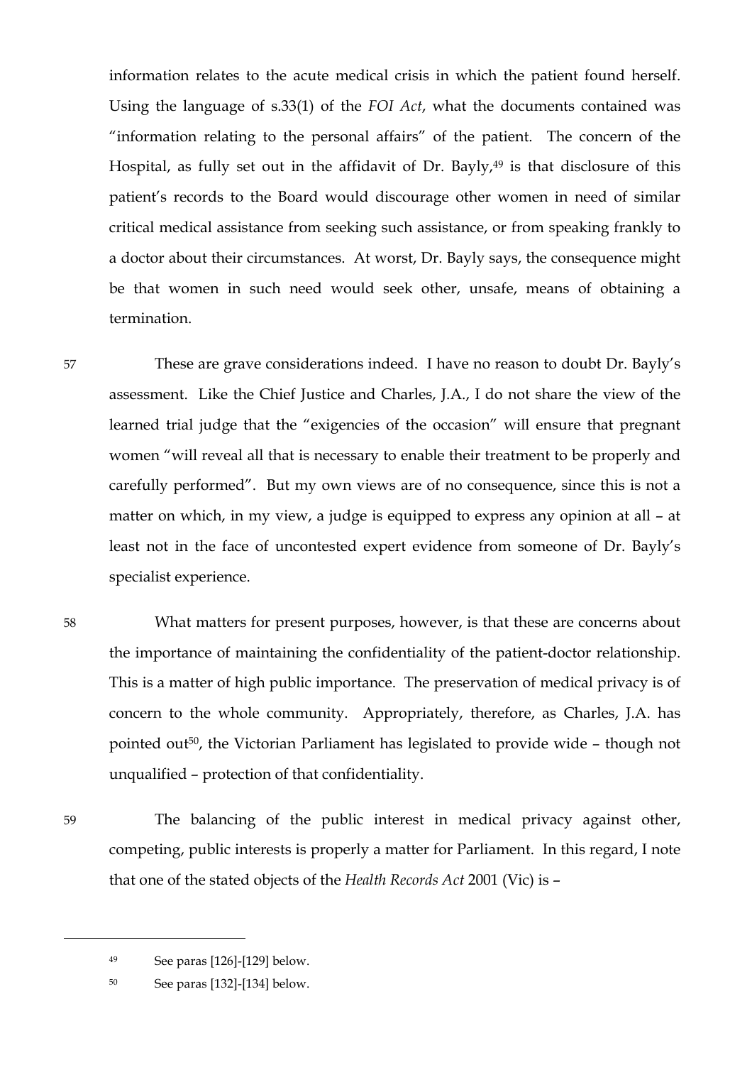information relates to the acute medical crisis in which the patient found herself. Using the language of s.33(1) of the *FOI Act*, what the documents contained was "information relating to the personal affairs" of the patient. The concern of the Hospital, as fully set out in the affidavit of Dr. Bayly,[49] is that disclosure of this patient's records to the Board would discourage other women in need of similar critical medical assistance from seeking such assistance, or from speaking frankly to a doctor about their circumstances. At worst, Dr. Bayly says, the consequence might be that women in such need would seek other, unsafe, means of obtaining a termination.

57 These are grave considerations indeed. I have no reason to doubt Dr. Bayly's assessment. Like the Chief Justice and Charles, J.A., I do not share the view of the learned trial judge that the "exigencies of the occasion" will ensure that pregnant women "will reveal all that is necessary to enable their treatment to be properly and carefully performed". But my own views are of no consequence, since this is not a matter on which, in my view, a judge is equipped to express any opinion at all – at least not in the face of uncontested expert evidence from someone of Dr. Bayly's specialist experience.

58 What matters for present purposes, however, is that these are concerns about the importance of maintaining the confidentiality of the patient-doctor relationship. This is a matter of high public importance. The preservation of medical privacy is of concern to the whole community. Appropriately, therefore, as Charles, J.A. has pointed out[50], the Victorian Parliament has legislated to provide wide – though not unqualified – protection of that confidentiality.

59 The balancing of the public interest in medical privacy against other, competing, public interests is properly a matter for Parliament. In this regard, I note that one of the stated objects of the *Health Records Act* 2001 (Vic) is –

---

[49] See paras [126]-[129] below.

[50] See paras [132]-[134] below.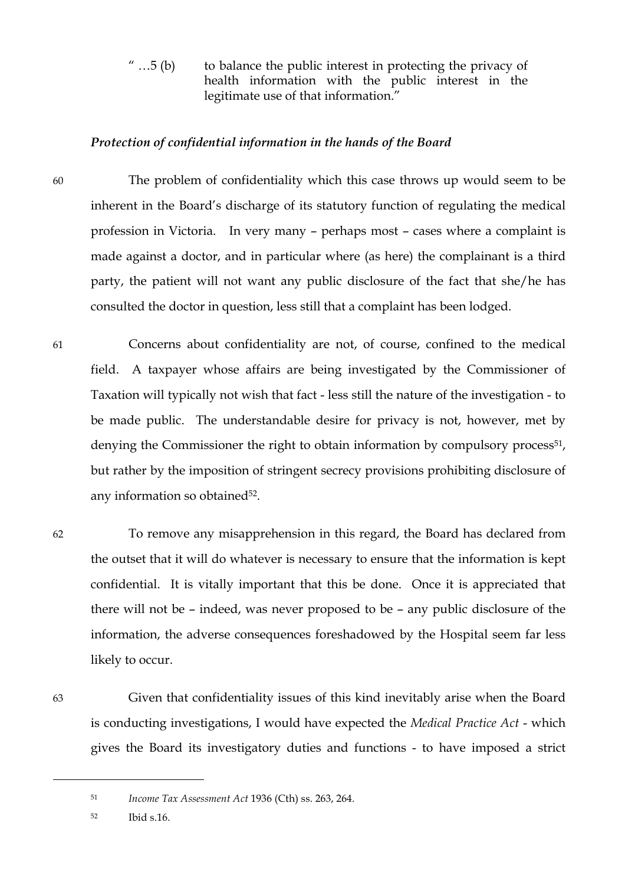> " …5 (b) to balance the public interest in protecting the privacy of health information with the public interest in the legitimate use of that information."

### *Protection of confidential information in the hands of the Board*

60 The problem of confidentiality which this case throws up would seem to be inherent in the Board's discharge of its statutory function of regulating the medical profession in Victoria. In very many – perhaps most – cases where a complaint is made against a doctor, and in particular where (as here) the complainant is a third party, the patient will not want any public disclosure of the fact that she/he has consulted the doctor in question, less still that a complaint has been lodged.

61 Concerns about confidentiality are not, of course, confined to the medical field. A taxpayer whose affairs are being investigated by the Commissioner of Taxation will typically not wish that fact - less still the nature of the investigation - to be made public. The understandable desire for privacy is not, however, met by denying the Commissioner the right to obtain information by compulsory process[51], but rather by the imposition of stringent secrecy provisions prohibiting disclosure of any information so obtained[52].

62 To remove any misapprehension in this regard, the Board has declared from the outset that it will do whatever is necessary to ensure that the information is kept confidential. It is vitally important that this be done. Once it is appreciated that there will not be – indeed, was never proposed to be – any public disclosure of the information, the adverse consequences foreshadowed by the Hospital seem far less likely to occur.

63 Given that confidentiality issues of this kind inevitably arise when the Board is conducting investigations, I would have expected the *Medical Practice Act* - which gives the Board its investigatory duties and functions - to have imposed a strict

---

[51] *Income Tax Assessment Act* 1936 (Cth) ss. 263, 264.

[52] Ibid s.16.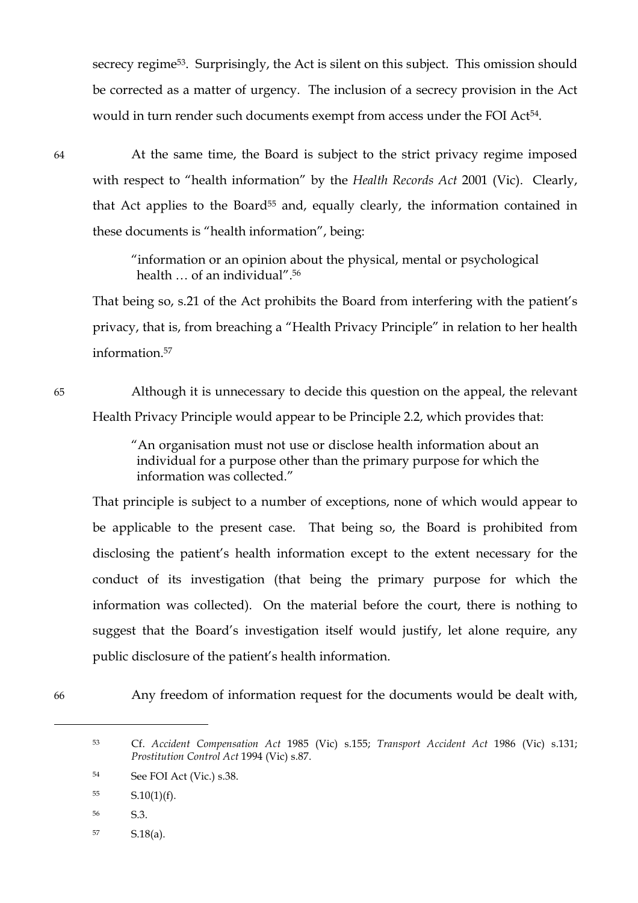secrecy regime[53]. Surprisingly, the Act is silent on this subject. This omission should be corrected as a matter of urgency. The inclusion of a secrecy provision in the Act would in turn render such documents exempt from access under the FOI Act[54].

64 At the same time, the Board is subject to the strict privacy regime imposed with respect to "health information" by the *Health Records Act* 2001 (Vic). Clearly, that Act applies to the Board[55] and, equally clearly, the information contained in these documents is "health information", being:

> "information or an opinion about the physical, mental or psychological health … of an individual".[56]

That being so, s.21 of the Act prohibits the Board from interfering with the patient's privacy, that is, from breaching a "Health Privacy Principle" in relation to her health information.[57]

65 Although it is unnecessary to decide this question on the appeal, the relevant Health Privacy Principle would appear to be Principle 2.2, which provides that:

> "An organisation must not use or disclose health information about an individual for a purpose other than the primary purpose for which the information was collected."

That principle is subject to a number of exceptions, none of which would appear to be applicable to the present case. That being so, the Board is prohibited from disclosing the patient's health information except to the extent necessary for the conduct of its investigation (that being the primary purpose for which the information was collected). On the material before the court, there is nothing to suggest that the Board's investigation itself would justify, let alone require, any public disclosure of the patient's health information.

66 Any freedom of information request for the documents would be dealt with,

---

[53] Cf. *Accident Compensation Act* 1985 (Vic) s.155; *Transport Accident Act* 1986 (Vic) s.131; *Prostitution Control Act* 1994 (Vic) s.87.

[54] See FOI Act (Vic.) s.38.

[55] S.10(1)(f).

[56] S.3.

[57] S.18(a).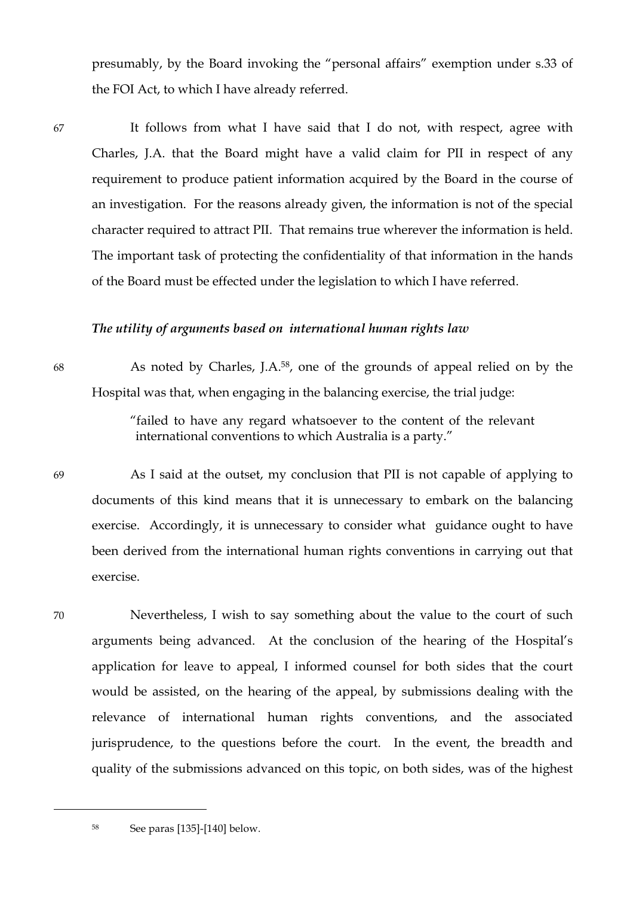presumably, by the Board invoking the "personal affairs" exemption under s.33 of the FOI Act, to which I have already referred.

67 It follows from what I have said that I do not, with respect, agree with Charles, J.A. that the Board might have a valid claim for PII in respect of any requirement to produce patient information acquired by the Board in the course of an investigation. For the reasons already given, the information is not of the special character required to attract PII. That remains true wherever the information is held. The important task of protecting the confidentiality of that information in the hands of the Board must be effected under the legislation to which I have referred.

### *The utility of arguments based on international human rights law*

68 As noted by Charles, J.A.[58], one of the grounds of appeal relied on by the Hospital was that, when engaging in the balancing exercise, the trial judge:

> "failed to have any regard whatsoever to the content of the relevant international conventions to which Australia is a party."

69 As I said at the outset, my conclusion that PII is not capable of applying to documents of this kind means that it is unnecessary to embark on the balancing exercise. Accordingly, it is unnecessary to consider what guidance ought to have been derived from the international human rights conventions in carrying out that exercise.

70 Nevertheless, I wish to say something about the value to the court of such arguments being advanced. At the conclusion of the hearing of the Hospital's application for leave to appeal, I informed counsel for both sides that the court would be assisted, on the hearing of the appeal, by submissions dealing with the relevance of international human rights conventions, and the associated jurisprudence, to the questions before the court. In the event, the breadth and quality of the submissions advanced on this topic, on both sides, was of the highest

---

[58] See paras [135]-[140] below.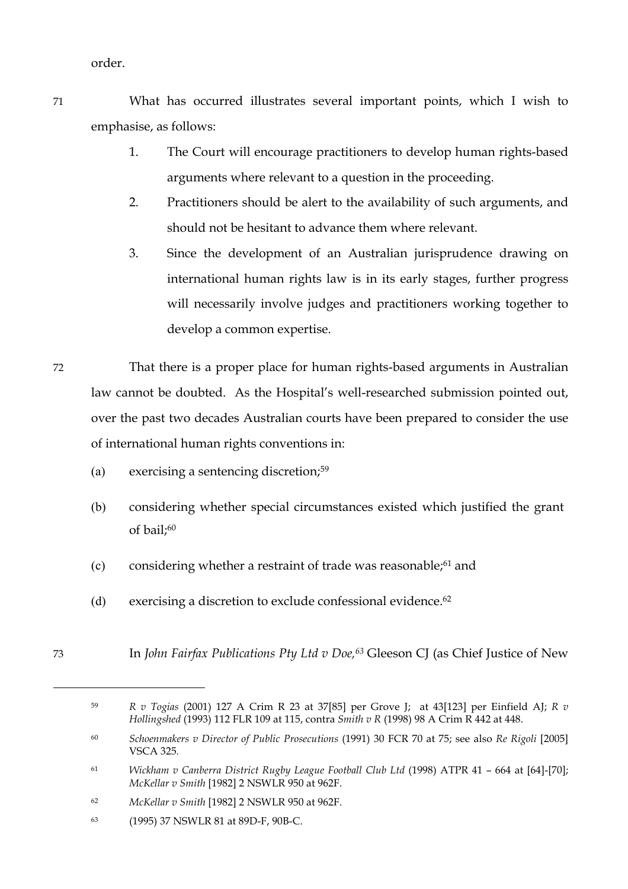order.

71 What has occurred illustrates several important points, which I wish to emphasise, as follows:

1. The Court will encourage practitioners to develop human rights-based arguments where relevant to a question in the proceeding.
2. Practitioners should be alert to the availability of such arguments, and should not be hesitant to advance them where relevant.
3. Since the development of an Australian jurisprudence drawing on international human rights law is in its early stages, further progress will necessarily involve judges and practitioners working together to develop a common expertise.

72 That there is a proper place for human rights-based arguments in Australian law cannot be doubted. As the Hospital's well-researched submission pointed out, over the past two decades Australian courts have been prepared to consider the use of international human rights conventions in:

(a) exercising a sentencing discretion;[59]

(b) considering whether special circumstances existed which justified the grant of bail;[60]

(c) considering whether a restraint of trade was reasonable;[61] and

(d) exercising a discretion to exclude confessional evidence.[62]

73 In *John Fairfax Publications Pty Ltd v Doe,*[63] Gleeson CJ (as Chief Justice of New

---

[59] *R v Togias* (2001) 127 A Crim R 23 at 37[85] per Grove J; at 43[123] per Einfield AJ; *R v Hollingshed* (1993) 112 FLR 109 at 115, contra *Smith v R* (1998) 98 A Crim R 442 at 448.

[60] *Schoenmakers v Director of Public Prosecutions* (1991) 30 FCR 70 at 75; see also *Re Rigoli* [2005] VSCA 325.

[61] *Wickham v Canberra District Rugby League Football Club Ltd* (1998) ATPR 41 – 664 at [64]-[70]; *McKellar v Smith* [1982] 2 NSWLR 950 at 962F.

[62] *McKellar v Smith* [1982] 2 NSWLR 950 at 962F.

[63] (1995) 37 NSWLR 81 at 89D-F, 90B-C.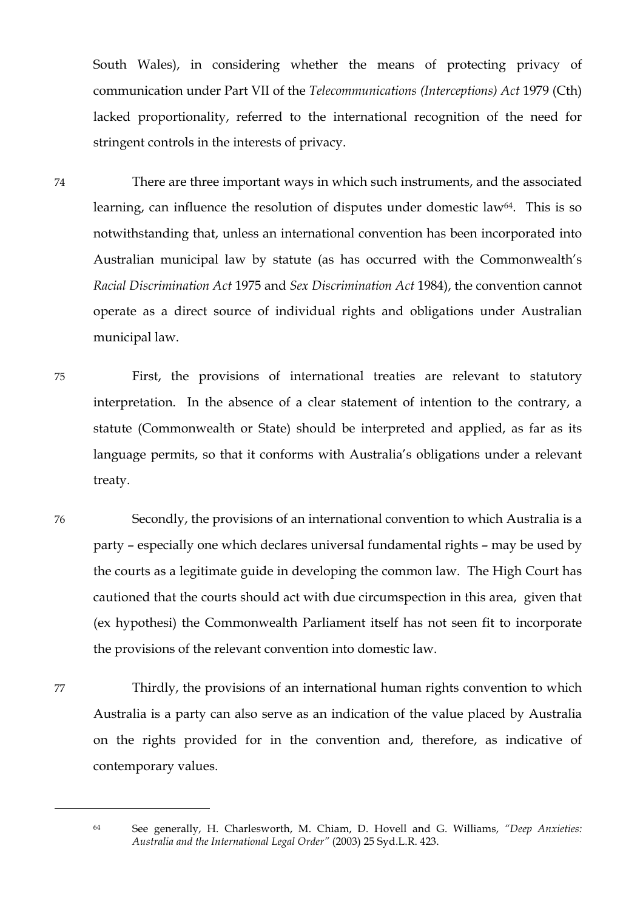South Wales), in considering whether the means of protecting privacy of communication under Part VII of the *Telecommunications (Interceptions) Act* 1979 (Cth) lacked proportionality, referred to the international recognition of the need for stringent controls in the interests of privacy.

74 There are three important ways in which such instruments, and the associated learning, can influence the resolution of disputes under domestic law[64]. This is so notwithstanding that, unless an international convention has been incorporated into Australian municipal law by statute (as has occurred with the Commonwealth's *Racial Discrimination Act* 1975 and *Sex Discrimination Act* 1984), the convention cannot operate as a direct source of individual rights and obligations under Australian municipal law.

75 First, the provisions of international treaties are relevant to statutory interpretation. In the absence of a clear statement of intention to the contrary, a statute (Commonwealth or State) should be interpreted and applied, as far as its language permits, so that it conforms with Australia's obligations under a relevant treaty.

76 Secondly, the provisions of an international convention to which Australia is a party – especially one which declares universal fundamental rights – may be used by the courts as a legitimate guide in developing the common law. The High Court has cautioned that the courts should act with due circumspection in this area, given that (ex hypothesi) the Commonwealth Parliament itself has not seen fit to incorporate the provisions of the relevant convention into domestic law.

77 Thirdly, the provisions of an international human rights convention to which Australia is a party can also serve as an indication of the value placed by Australia on the rights provided for in the convention and, therefore, as indicative of contemporary values.

---

[64] See generally, H. Charlesworth, M. Chiam, D. Hovell and G. Williams, *"Deep Anxieties: Australia and the International Legal Order"* (2003) 25 Syd.L.R. 423.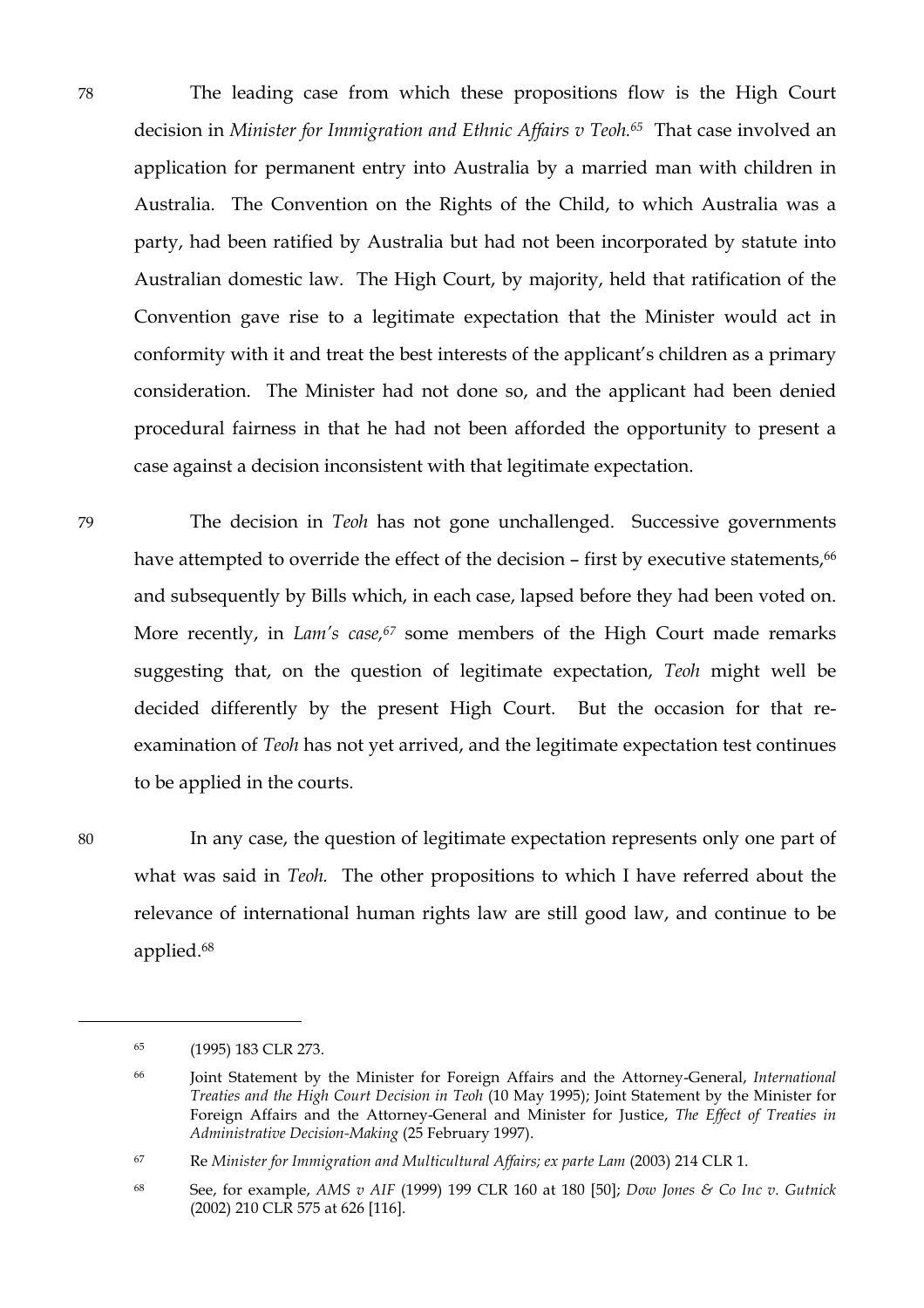78 The leading case from which these propositions flow is the High Court decision in *Minister for Immigration and Ethnic Affairs v Teoh.*[65] That case involved an application for permanent entry into Australia by a married man with children in Australia. The Convention on the Rights of the Child, to which Australia was a party, had been ratified by Australia but had not been incorporated by statute into Australian domestic law. The High Court, by majority, held that ratification of the Convention gave rise to a legitimate expectation that the Minister would act in conformity with it and treat the best interests of the applicant's children as a primary consideration. The Minister had not done so, and the applicant had been denied procedural fairness in that he had not been afforded the opportunity to present a case against a decision inconsistent with that legitimate expectation.

79 The decision in *Teoh* has not gone unchallenged. Successive governments have attempted to override the effect of the decision – first by executive statements,[66] and subsequently by Bills which, in each case, lapsed before they had been voted on. More recently, in *Lam's case,*[67] some members of the High Court made remarks suggesting that, on the question of legitimate expectation, *Teoh* might well be decided differently by the present High Court. But the occasion for that re-examination of *Teoh* has not yet arrived, and the legitimate expectation test continues to be applied in the courts.

80 In any case, the question of legitimate expectation represents only one part of what was said in *Teoh.* The other propositions to which I have referred about the relevance of international human rights law are still good law, and continue to be applied.[68]

---

[65] (1995) 183 CLR 273.

[66] Joint Statement by the Minister for Foreign Affairs and the Attorney-General, *International Treaties and the High Court Decision in Teoh* (10 May 1995); Joint Statement by the Minister for Foreign Affairs and the Attorney-General and Minister for Justice, *The Effect of Treaties in Administrative Decision-Making* (25 February 1997).

[67] Re *Minister for Immigration and Multicultural Affairs; ex parte Lam* (2003) 214 CLR 1.

[68] See, for example, *AMS v AIF* (1999) 199 CLR 160 at 180 [50]; *Dow Jones & Co Inc v. Gutnick* (2002) 210 CLR 575 at 626 [116].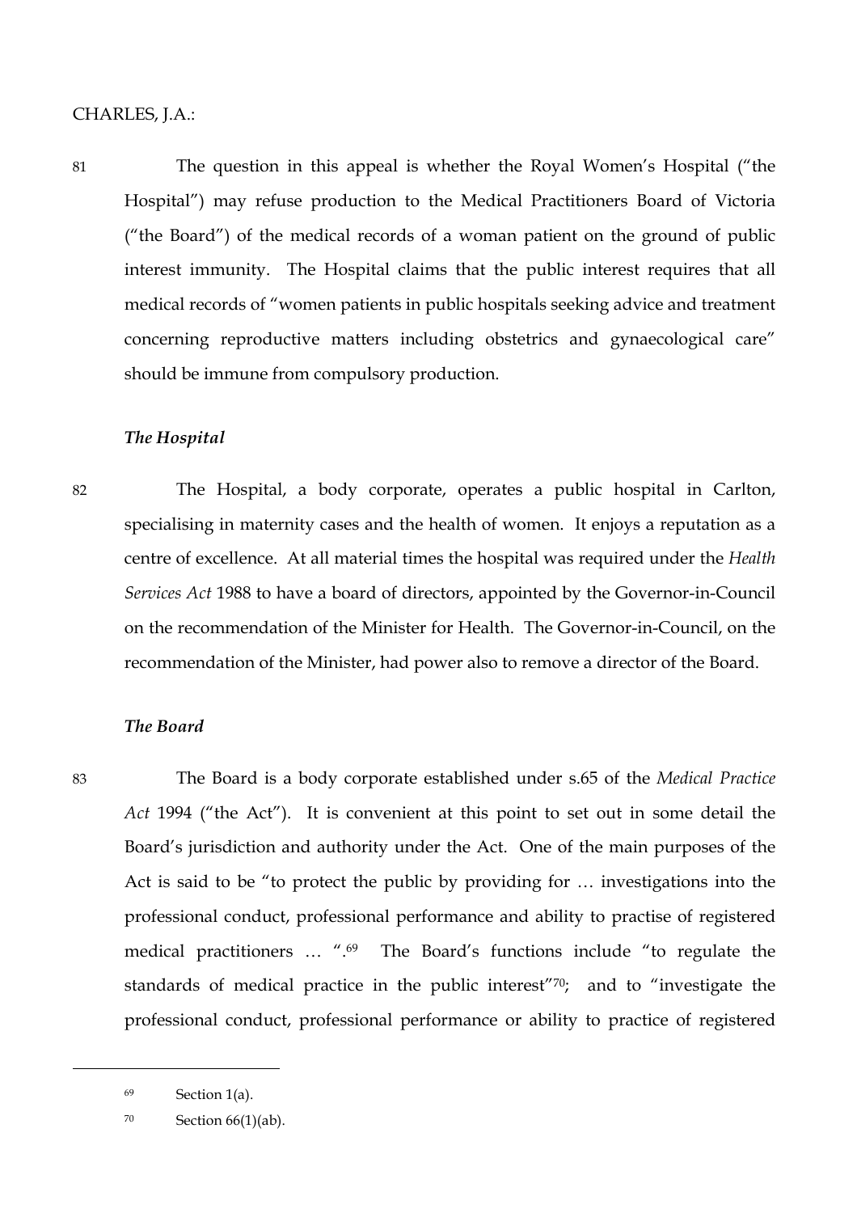CHARLES, J.A.:

81 The question in this appeal is whether the Royal Women's Hospital ("the Hospital") may refuse production to the Medical Practitioners Board of Victoria ("the Board") of the medical records of a woman patient on the ground of public interest immunity. The Hospital claims that the public interest requires that all medical records of "women patients in public hospitals seeking advice and treatment concerning reproductive matters including obstetrics and gynaecological care" should be immune from compulsory production.

### *The Hospital*

82 The Hospital, a body corporate, operates a public hospital in Carlton, specialising in maternity cases and the health of women. It enjoys a reputation as a centre of excellence. At all material times the hospital was required under the *Health Services Act* 1988 to have a board of directors, appointed by the Governor-in-Council on the recommendation of the Minister for Health. The Governor-in-Council, on the recommendation of the Minister, had power also to remove a director of the Board.

### *The Board*

83 The Board is a body corporate established under s.65 of the *Medical Practice Act* 1994 ("the Act"). It is convenient at this point to set out in some detail the Board's jurisdiction and authority under the Act. One of the main purposes of the Act is said to be "to protect the public by providing for … investigations into the professional conduct, professional performance and ability to practise of registered medical practitioners … ".[69] The Board's functions include "to regulate the standards of medical practice in the public interest"[70]; and to "investigate the professional conduct, professional performance or ability to practice of registered

---

[69] Section 1(a).

[70] Section 66(1)(ab).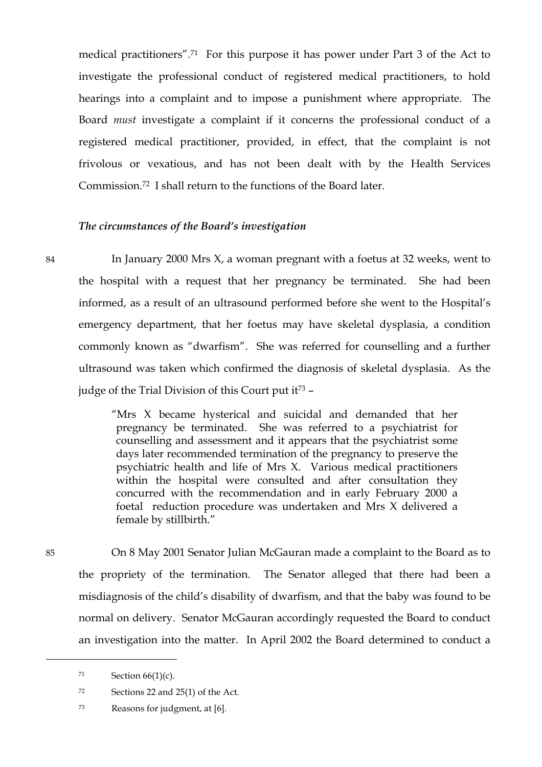medical practitioners".[71] For this purpose it has power under Part 3 of the Act to investigate the professional conduct of registered medical practitioners, to hold hearings into a complaint and to impose a punishment where appropriate. The Board *must* investigate a complaint if it concerns the professional conduct of a registered medical practitioner, provided, in effect, that the complaint is not frivolous or vexatious, and has not been dealt with by the Health Services Commission.[72] I shall return to the functions of the Board later.

### *The circumstances of the Board's investigation*

84 In January 2000 Mrs X, a woman pregnant with a foetus at 32 weeks, went to the hospital with a request that her pregnancy be terminated. She had been informed, as a result of an ultrasound performed before she went to the Hospital's emergency department, that her foetus may have skeletal dysplasia, a condition commonly known as "dwarfism". She was referred for counselling and a further ultrasound was taken which confirmed the diagnosis of skeletal dysplasia. As the judge of the Trial Division of this Court put it[73] –

> "Mrs X became hysterical and suicidal and demanded that her pregnancy be terminated. She was referred to a psychiatrist for counselling and assessment and it appears that the psychiatrist some days later recommended termination of the pregnancy to preserve the psychiatric health and life of Mrs X. Various medical practitioners within the hospital were consulted and after consultation they concurred with the recommendation and in early February 2000 a foetal reduction procedure was undertaken and Mrs X delivered a female by stillbirth."

85 On 8 May 2001 Senator Julian McGauran made a complaint to the Board as to the propriety of the termination. The Senator alleged that there had been a misdiagnosis of the child's disability of dwarfism, and that the baby was found to be normal on delivery. Senator McGauran accordingly requested the Board to conduct an investigation into the matter. In April 2002 the Board determined to conduct a

---

[71] Section 66(1)(c).

[72] Sections 22 and 25(1) of the Act.

[73] Reasons for judgment, at [6].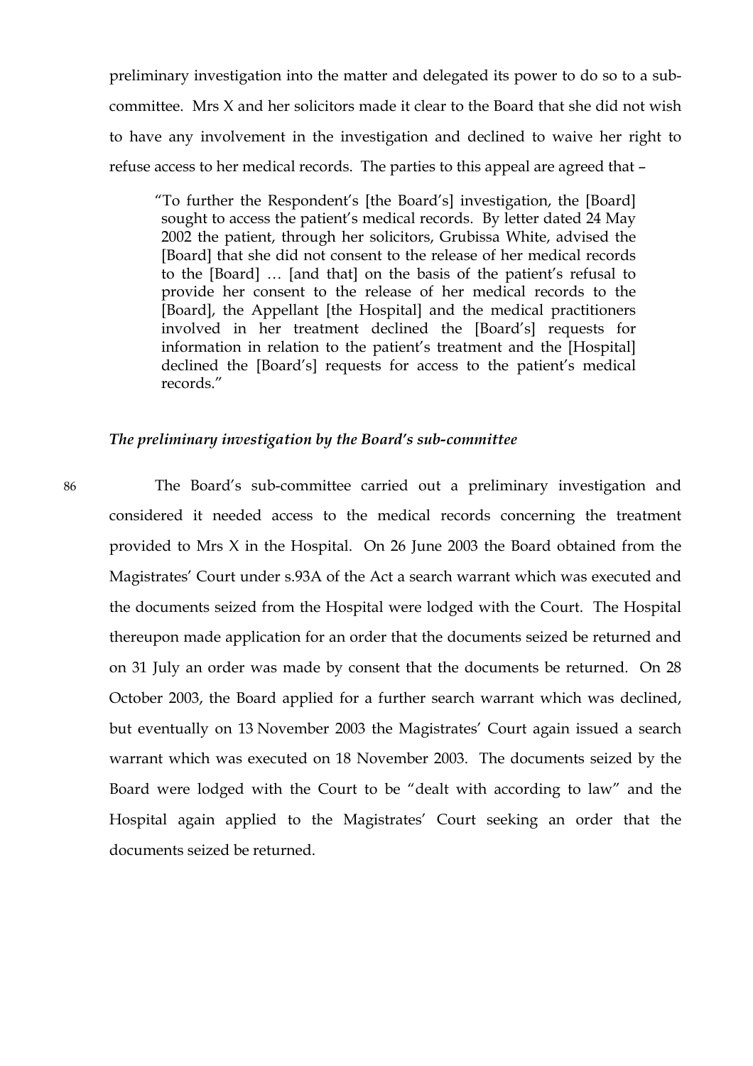preliminary investigation into the matter and delegated its power to do so to a sub-committee. Mrs X and her solicitors made it clear to the Board that she did not wish to have any involvement in the investigation and declined to waive her right to refuse access to her medical records. The parties to this appeal are agreed that –

> "To further the Respondent's [the Board's] investigation, the [Board] sought to access the patient's medical records. By letter dated 24 May 2002 the patient, through her solicitors, Grubissa White, advised the [Board] that she did not consent to the release of her medical records to the [Board] … [and that] on the basis of the patient's refusal to provide her consent to the release of her medical records to the [Board], the Appellant [the Hospital] and the medical practitioners involved in her treatment declined the [Board's] requests for information in relation to the patient's treatment and the [Hospital] declined the [Board's] requests for access to the patient's medical records."

### *The preliminary investigation by the Board's sub-committee*

86 The Board's sub-committee carried out a preliminary investigation and considered it needed access to the medical records concerning the treatment provided to Mrs X in the Hospital. On 26 June 2003 the Board obtained from the Magistrates' Court under s.93A of the Act a search warrant which was executed and the documents seized from the Hospital were lodged with the Court. The Hospital thereupon made application for an order that the documents seized be returned and on 31 July an order was made by consent that the documents be returned. On 28 October 2003, the Board applied for a further search warrant which was declined, but eventually on 13 November 2003 the Magistrates' Court again issued a search warrant which was executed on 18 November 2003. The documents seized by the Board were lodged with the Court to be "dealt with according to law" and the Hospital again applied to the Magistrates' Court seeking an order that the documents seized be returned.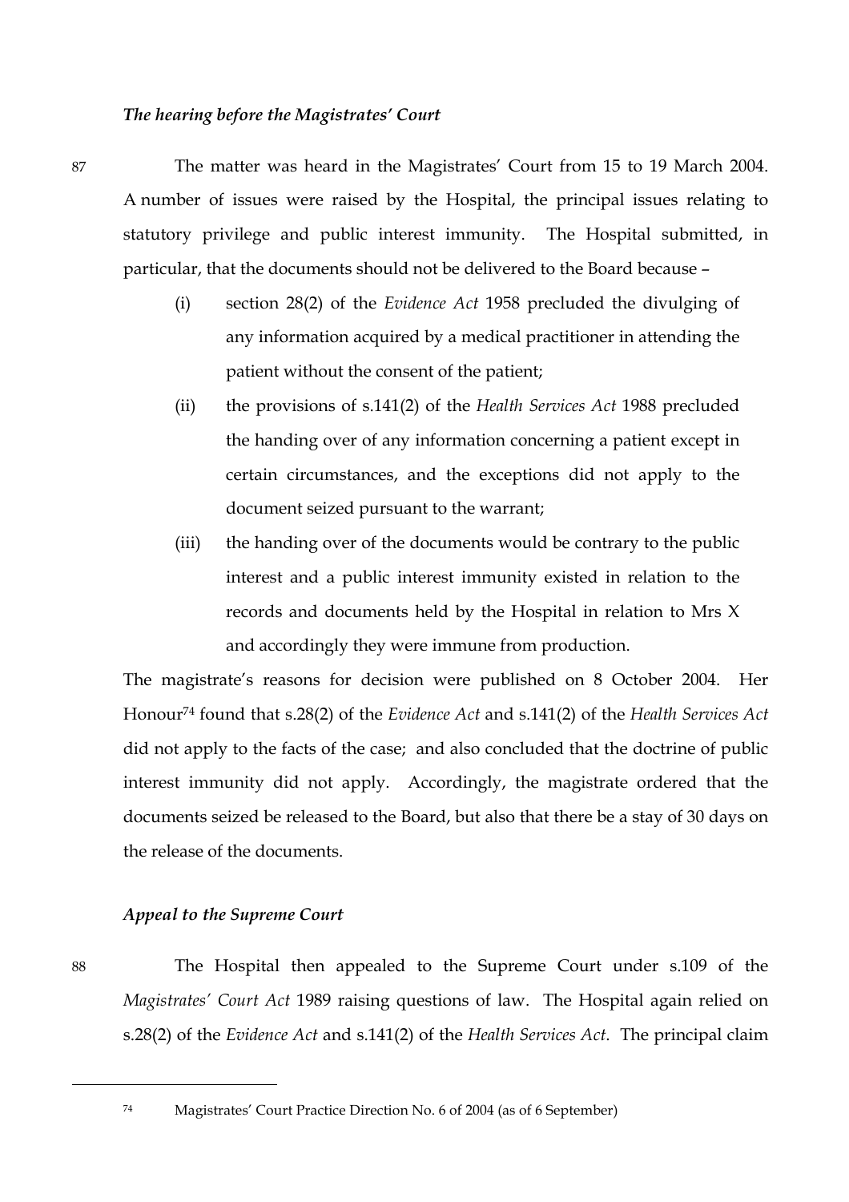### *The hearing before the Magistrates' Court*

87 The matter was heard in the Magistrates' Court from 15 to 19 March 2004. A number of issues were raised by the Hospital, the principal issues relating to statutory privilege and public interest immunity. The Hospital submitted, in particular, that the documents should not be delivered to the Board because –

(i) section 28(2) of the *Evidence Act* 1958 precluded the divulging of any information acquired by a medical practitioner in attending the patient without the consent of the patient;

(ii) the provisions of s.141(2) of the *Health Services Act* 1988 precluded the handing over of any information concerning a patient except in certain circumstances, and the exceptions did not apply to the document seized pursuant to the warrant;

(iii) the handing over of the documents would be contrary to the public interest and a public interest immunity existed in relation to the records and documents held by the Hospital in relation to Mrs X and accordingly they were immune from production.

The magistrate's reasons for decision were published on 8 October 2004. Her Honour[74] found that s.28(2) of the *Evidence Act* and s.141(2) of the *Health Services Act* did not apply to the facts of the case; and also concluded that the doctrine of public interest immunity did not apply. Accordingly, the magistrate ordered that the documents seized be released to the Board, but also that there be a stay of 30 days on the release of the documents.

### *Appeal to the Supreme Court*

88 The Hospital then appealed to the Supreme Court under s.109 of the *Magistrates' Court Act* 1989 raising questions of law. The Hospital again relied on s.28(2) of the *Evidence Act* and s.141(2) of the *Health Services Act*. The principal claim

---

[74] Magistrates' Court Practice Direction No. 6 of 2004 (as of 6 September)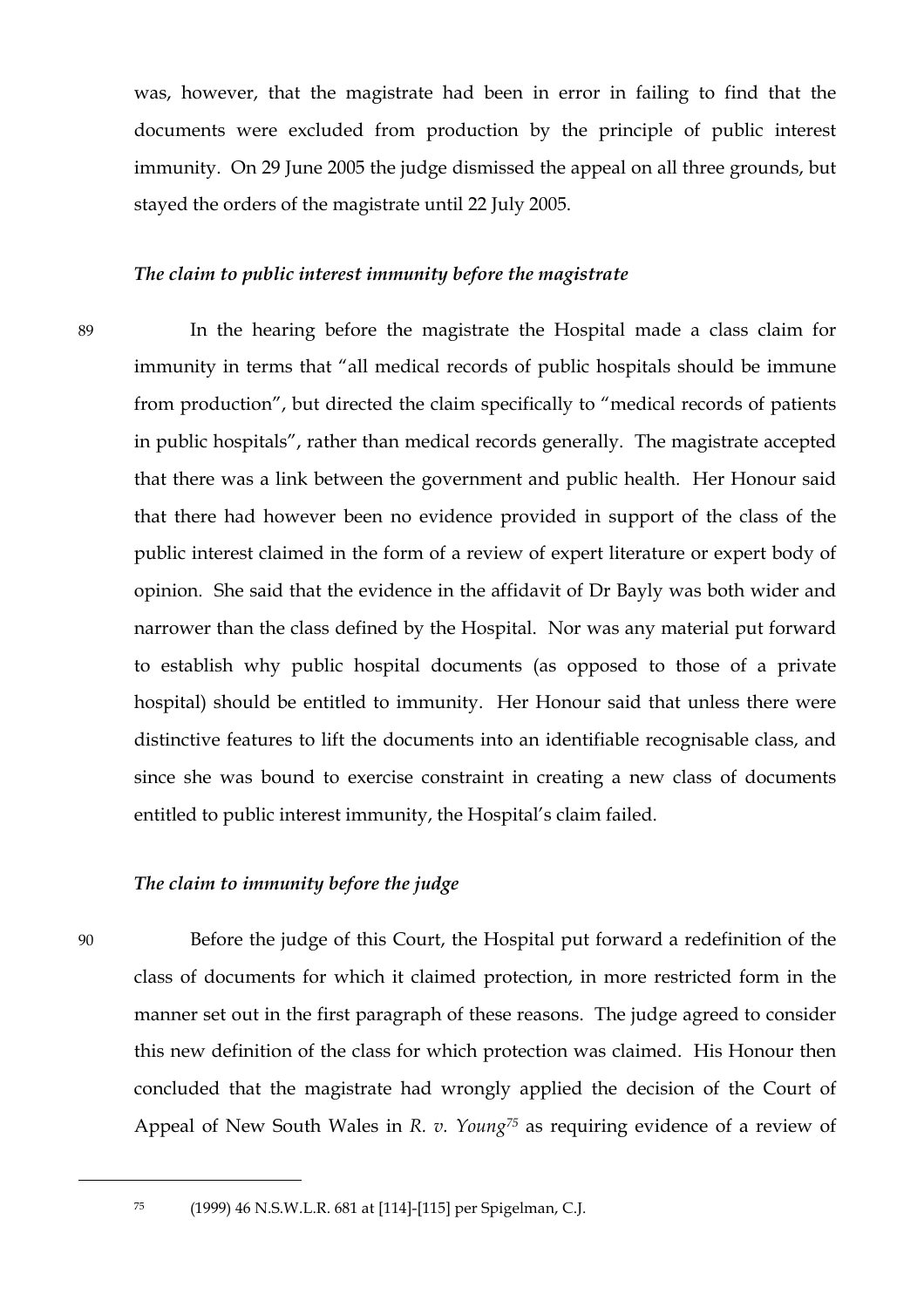was, however, that the magistrate had been in error in failing to find that the documents were excluded from production by the principle of public interest immunity. On 29 June 2005 the judge dismissed the appeal on all three grounds, but stayed the orders of the magistrate until 22 July 2005.

### *The claim to public interest immunity before the magistrate*

89 In the hearing before the magistrate the Hospital made a class claim for immunity in terms that "all medical records of public hospitals should be immune from production", but directed the claim specifically to "medical records of patients in public hospitals", rather than medical records generally. The magistrate accepted that there was a link between the government and public health. Her Honour said that there had however been no evidence provided in support of the class of the public interest claimed in the form of a review of expert literature or expert body of opinion. She said that the evidence in the affidavit of Dr Bayly was both wider and narrower than the class defined by the Hospital. Nor was any material put forward to establish why public hospital documents (as opposed to those of a private hospital) should be entitled to immunity. Her Honour said that unless there were distinctive features to lift the documents into an identifiable recognisable class, and since she was bound to exercise constraint in creating a new class of documents entitled to public interest immunity, the Hospital's claim failed.

### *The claim to immunity before the judge*

90 Before the judge of this Court, the Hospital put forward a redefinition of the class of documents for which it claimed protection, in more restricted form in the manner set out in the first paragraph of these reasons. The judge agreed to consider this new definition of the class for which protection was claimed. His Honour then concluded that the magistrate had wrongly applied the decision of the Court of Appeal of New South Wales in *R. v. Young*[75] as requiring evidence of a review of

---

[75] (1999) 46 N.S.W.L.R. 681 at [114]-[115] per Spigelman, C.J.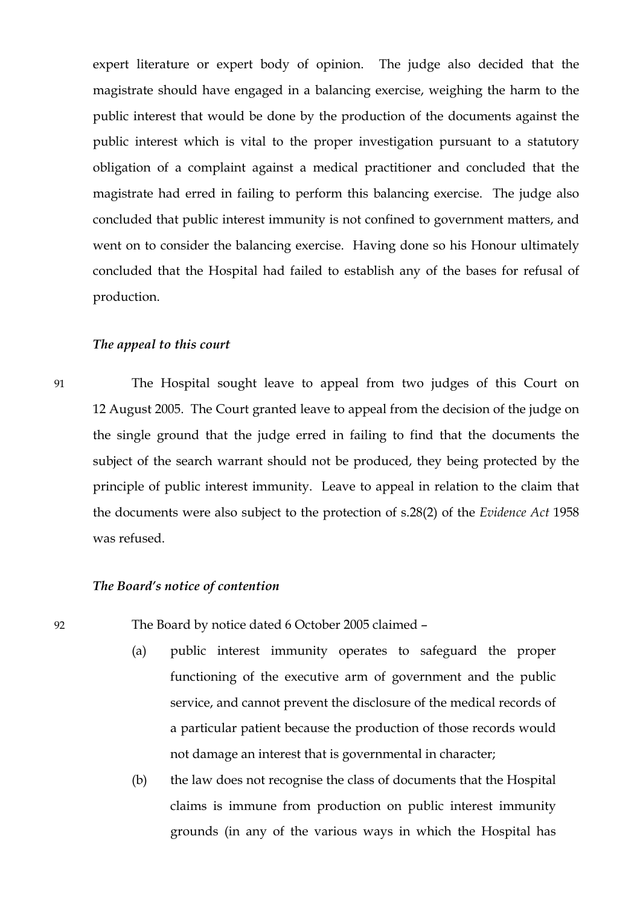expert literature or expert body of opinion. The judge also decided that the magistrate should have engaged in a balancing exercise, weighing the harm to the public interest that would be done by the production of the documents against the public interest which is vital to the proper investigation pursuant to a statutory obligation of a complaint against a medical practitioner and concluded that the magistrate had erred in failing to perform this balancing exercise. The judge also concluded that public interest immunity is not confined to government matters, and went on to consider the balancing exercise. Having done so his Honour ultimately concluded that the Hospital had failed to establish any of the bases for refusal of production.

### *The appeal to this court*

91 The Hospital sought leave to appeal from two judges of this Court on 12 August 2005. The Court granted leave to appeal from the decision of the judge on the single ground that the judge erred in failing to find that the documents the subject of the search warrant should not be produced, they being protected by the principle of public interest immunity. Leave to appeal in relation to the claim that the documents were also subject to the protection of s.28(2) of the *Evidence Act* 1958 was refused.

### *The Board's notice of contention*

92 The Board by notice dated 6 October 2005 claimed –

(a) public interest immunity operates to safeguard the proper functioning of the executive arm of government and the public service, and cannot prevent the disclosure of the medical records of a particular patient because the production of those records would not damage an interest that is governmental in character;

(b) the law does not recognise the class of documents that the Hospital claims is immune from production on public interest immunity grounds (in any of the various ways in which the Hospital has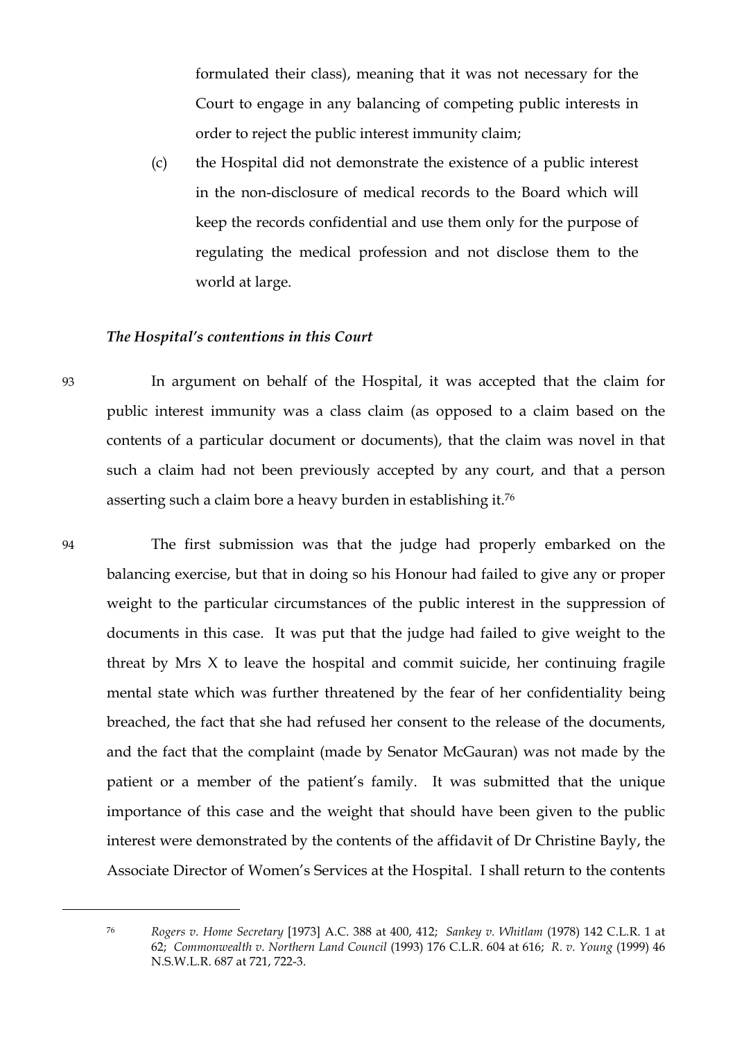formulated their class), meaning that it was not necessary for the Court to engage in any balancing of competing public interests in order to reject the public interest immunity claim;

(c) the Hospital did not demonstrate the existence of a public interest in the non-disclosure of medical records to the Board which will keep the records confidential and use them only for the purpose of regulating the medical profession and not disclose them to the world at large.

### *The Hospital's contentions in this Court*

93 In argument on behalf of the Hospital, it was accepted that the claim for public interest immunity was a class claim (as opposed to a claim based on the contents of a particular document or documents), that the claim was novel in that such a claim had not been previously accepted by any court, and that a person asserting such a claim bore a heavy burden in establishing it.[76]

94 The first submission was that the judge had properly embarked on the balancing exercise, but that in doing so his Honour had failed to give any or proper weight to the particular circumstances of the public interest in the suppression of documents in this case. It was put that the judge had failed to give weight to the threat by Mrs X to leave the hospital and commit suicide, her continuing fragile mental state which was further threatened by the fear of her confidentiality being breached, the fact that she had refused her consent to the release of the documents, and the fact that the complaint (made by Senator McGauran) was not made by the patient or a member of the patient's family. It was submitted that the unique importance of this case and the weight that should have been given to the public interest were demonstrated by the contents of the affidavit of Dr Christine Bayly, the Associate Director of Women's Services at the Hospital. I shall return to the contents

---

[76] *Rogers v. Home Secretary* [1973] A.C. 388 at 400, 412; *Sankey v. Whitlam* (1978) 142 C.L.R. 1 at 62; *Commonwealth v. Northern Land Council* (1993) 176 C.L.R. 604 at 616; *R. v. Young* (1999) 46 N.S.W.L.R. 687 at 721, 722-3.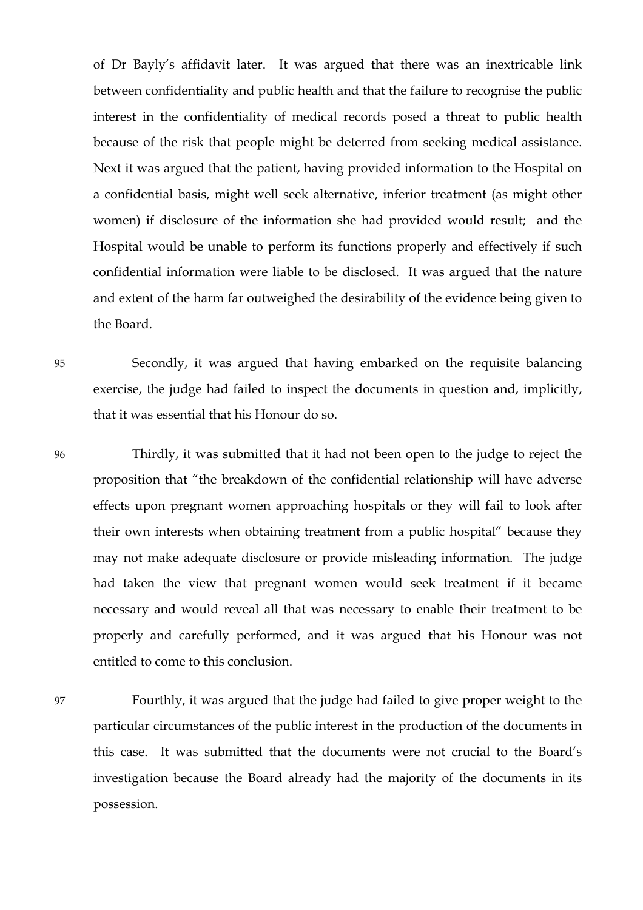of Dr Bayly's affidavit later. It was argued that there was an inextricable link between confidentiality and public health and that the failure to recognise the public interest in the confidentiality of medical records posed a threat to public health because of the risk that people might be deterred from seeking medical assistance. Next it was argued that the patient, having provided information to the Hospital on a confidential basis, might well seek alternative, inferior treatment (as might other women) if disclosure of the information she had provided would result; and the Hospital would be unable to perform its functions properly and effectively if such confidential information were liable to be disclosed. It was argued that the nature and extent of the harm far outweighed the desirability of the evidence being given to the Board.

95 Secondly, it was argued that having embarked on the requisite balancing exercise, the judge had failed to inspect the documents in question and, implicitly, that it was essential that his Honour do so.

96 Thirdly, it was submitted that it had not been open to the judge to reject the proposition that "the breakdown of the confidential relationship will have adverse effects upon pregnant women approaching hospitals or they will fail to look after their own interests when obtaining treatment from a public hospital" because they may not make adequate disclosure or provide misleading information. The judge had taken the view that pregnant women would seek treatment if it became necessary and would reveal all that was necessary to enable their treatment to be properly and carefully performed, and it was argued that his Honour was not entitled to come to this conclusion.

97 Fourthly, it was argued that the judge had failed to give proper weight to the particular circumstances of the public interest in the production of the documents in this case. It was submitted that the documents were not crucial to the Board's investigation because the Board already had the majority of the documents in its possession.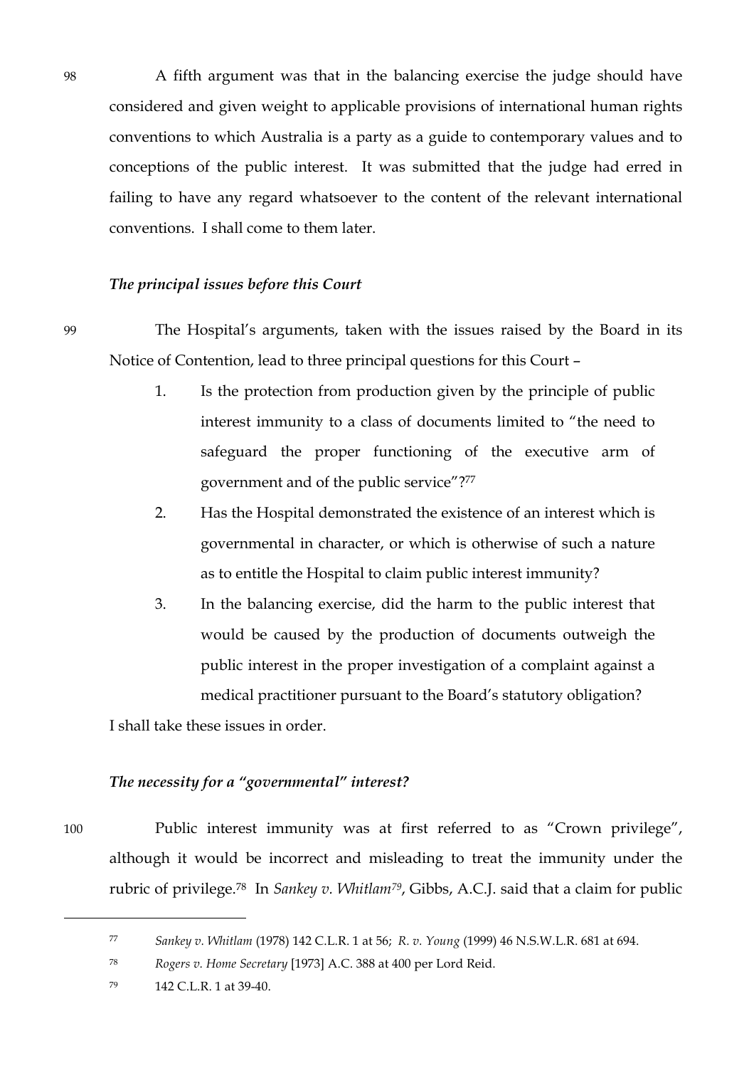98 A fifth argument was that in the balancing exercise the judge should have considered and given weight to applicable provisions of international human rights conventions to which Australia is a party as a guide to contemporary values and to conceptions of the public interest. It was submitted that the judge had erred in failing to have any regard whatsoever to the content of the relevant international conventions. I shall come to them later.

### *The principal issues before this Court*

99 The Hospital's arguments, taken with the issues raised by the Board in its Notice of Contention, lead to three principal questions for this Court –

1. Is the protection from production given by the principle of public interest immunity to a class of documents limited to "the need to safeguard the proper functioning of the executive arm of government and of the public service"?[77]
2. Has the Hospital demonstrated the existence of an interest which is governmental in character, or which is otherwise of such a nature as to entitle the Hospital to claim public interest immunity?
3. In the balancing exercise, did the harm to the public interest that would be caused by the production of documents outweigh the public interest in the proper investigation of a complaint against a medical practitioner pursuant to the Board's statutory obligation?

I shall take these issues in order.

### *The necessity for a "governmental" interest?*

100 Public interest immunity was at first referred to as "Crown privilege", although it would be incorrect and misleading to treat the immunity under the rubric of privilege.[78] In *Sankey v. Whitlam*[79], Gibbs, A.C.J. said that a claim for public

---

[77] *Sankey v. Whitlam* (1978) 142 C.L.R. 1 at 56; *R. v. Young* (1999) 46 N.S.W.L.R. 681 at 694.

[78] *Rogers v. Home Secretary* [1973] A.C. 388 at 400 per Lord Reid.

[79] 142 C.L.R. 1 at 39-40.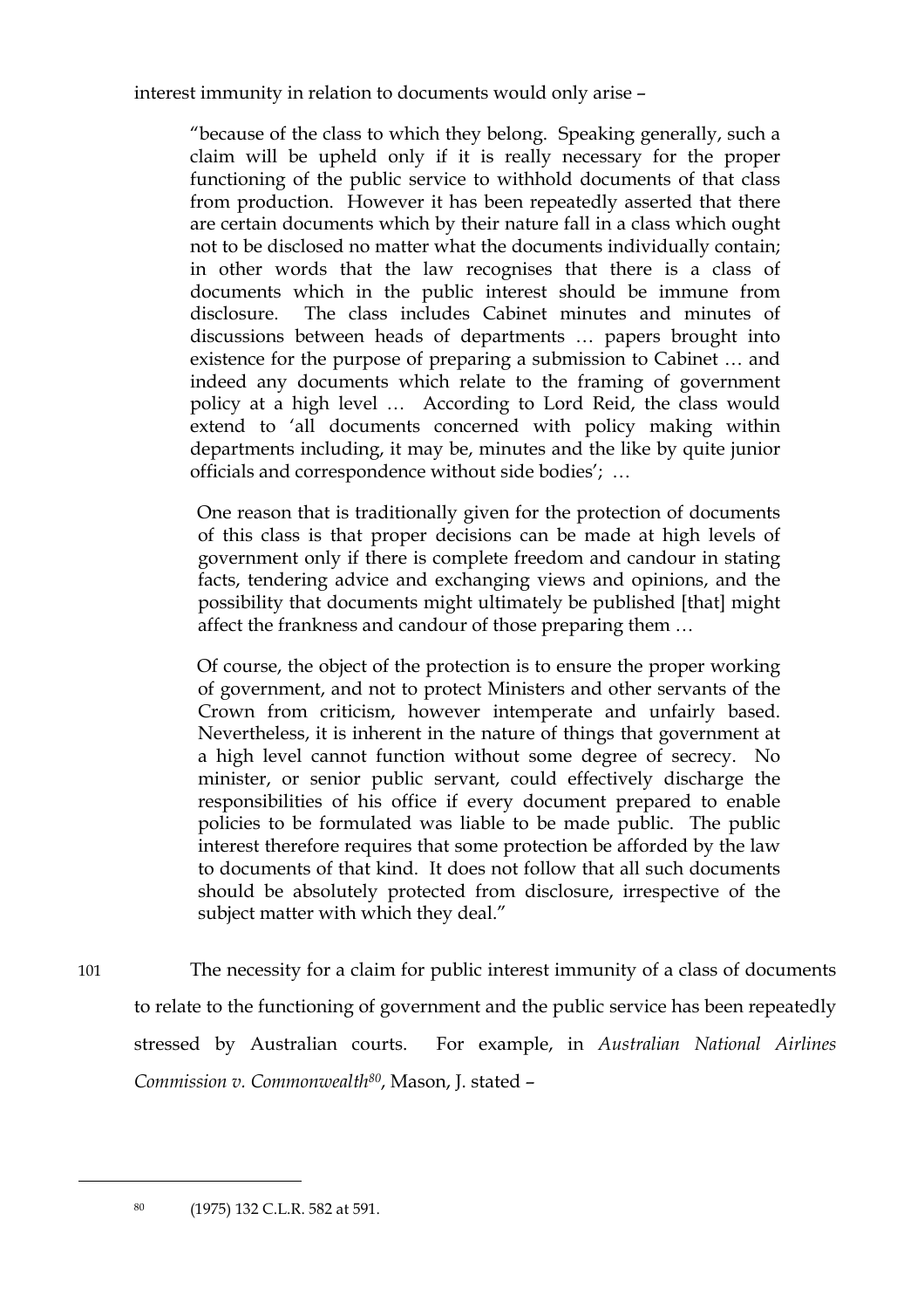interest immunity in relation to documents would only arise –

> "because of the class to which they belong. Speaking generally, such a claim will be upheld only if it is really necessary for the proper functioning of the public service to withhold documents of that class from production. However it has been repeatedly asserted that there are certain documents which by their nature fall in a class which ought not to be disclosed no matter what the documents individually contain; in other words that the law recognises that there is a class of documents which in the public interest should be immune from disclosure. The class includes Cabinet minutes and minutes of discussions between heads of departments … papers brought into existence for the purpose of preparing a submission to Cabinet … and indeed any documents which relate to the framing of government policy at a high level … According to Lord Reid, the class would extend to 'all documents concerned with policy making within departments including, it may be, minutes and the like by quite junior officials and correspondence without side bodies'; …
>
> One reason that is traditionally given for the protection of documents of this class is that proper decisions can be made at high levels of government only if there is complete freedom and candour in stating facts, tendering advice and exchanging views and opinions, and the possibility that documents might ultimately be published [that] might affect the frankness and candour of those preparing them …
>
> Of course, the object of the protection is to ensure the proper working of government, and not to protect Ministers and other servants of the Crown from criticism, however intemperate and unfairly based. Nevertheless, it is inherent in the nature of things that government at a high level cannot function without some degree of secrecy. No minister, or senior public servant, could effectively discharge the responsibilities of his office if every document prepared to enable policies to be formulated was liable to be made public. The public interest therefore requires that some protection be afforded by the law to documents of that kind. It does not follow that all such documents should be absolutely protected from disclosure, irrespective of the subject matter with which they deal."

101 The necessity for a claim for public interest immunity of a class of documents to relate to the functioning of government and the public service has been repeatedly stressed by Australian courts. For example, in *Australian National Airlines Commission v. Commonwealth*[80], Mason, J. stated –

---

[80] (1975) 132 C.L.R. 582 at 591.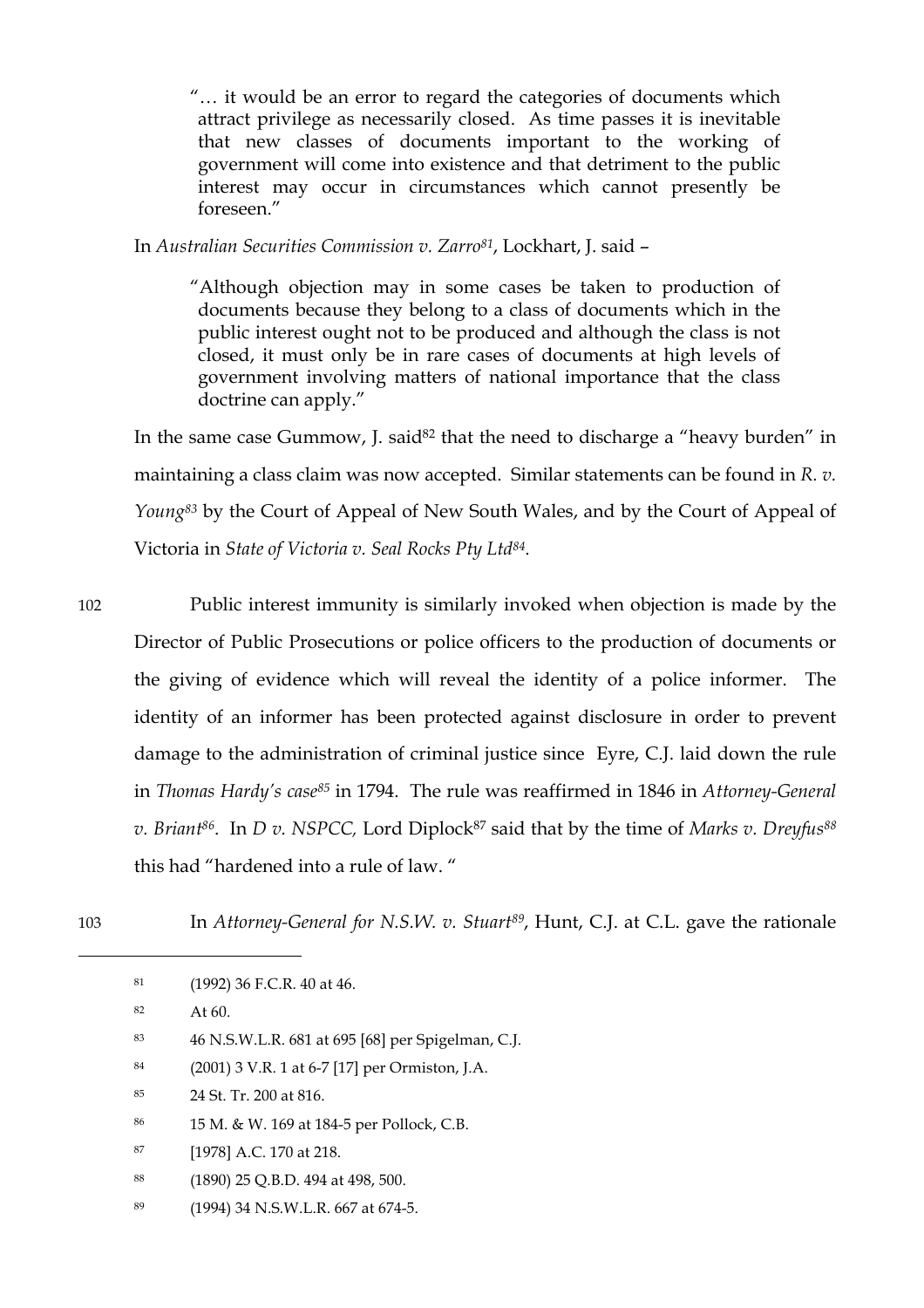> "… it would be an error to regard the categories of documents which attract privilege as necessarily closed. As time passes it is inevitable that new classes of documents important to the working of government will come into existence and that detriment to the public interest may occur in circumstances which cannot presently be foreseen."

In *Australian Securities Commission v. Zarro*[81], Lockhart, J. said –

> "Although objection may in some cases be taken to production of documents because they belong to a class of documents which in the public interest ought not to be produced and although the class is not closed, it must only be in rare cases of documents at high levels of government involving matters of national importance that the class doctrine can apply."

In the same case Gummow, J. said[82] that the need to discharge a "heavy burden" in maintaining a class claim was now accepted. Similar statements can be found in *R. v. Young*[83] by the Court of Appeal of New South Wales, and by the Court of Appeal of Victoria in *State of Victoria v. Seal Rocks Pty Ltd*[84].

102 Public interest immunity is similarly invoked when objection is made by the Director of Public Prosecutions or police officers to the production of documents or the giving of evidence which will reveal the identity of a police informer. The identity of an informer has been protected against disclosure in order to prevent damage to the administration of criminal justice since Eyre, C.J. laid down the rule in *Thomas Hardy's case*[85] in 1794. The rule was reaffirmed in 1846 in *Attorney-General v. Briant*[86]. In *D v. NSPCC,* Lord Diplock[87] said that by the time of *Marks v. Dreyfus*[88] this had "hardened into a rule of law. "

103 In *Attorney-General for N.S.W. v. Stuart*[89], Hunt, C.J. at C.L. gave the rationale

---

81 (1992) 36 F.C.R. 40 at 46.

82 At 60.

83 46 N.S.W.L.R. 681 at 695 [68] per Spigelman, C.J.

84 (2001) 3 V.R. 1 at 6-7 [17] per Ormiston, J.A.

85 24 St. Tr. 200 at 816.

86 15 M. & W. 169 at 184-5 per Pollock, C.B.

87 [1978] A.C. 170 at 218.

88 (1890) 25 Q.B.D. 494 at 498, 500.

89 (1994) 34 N.S.W.L.R. 667 at 674-5.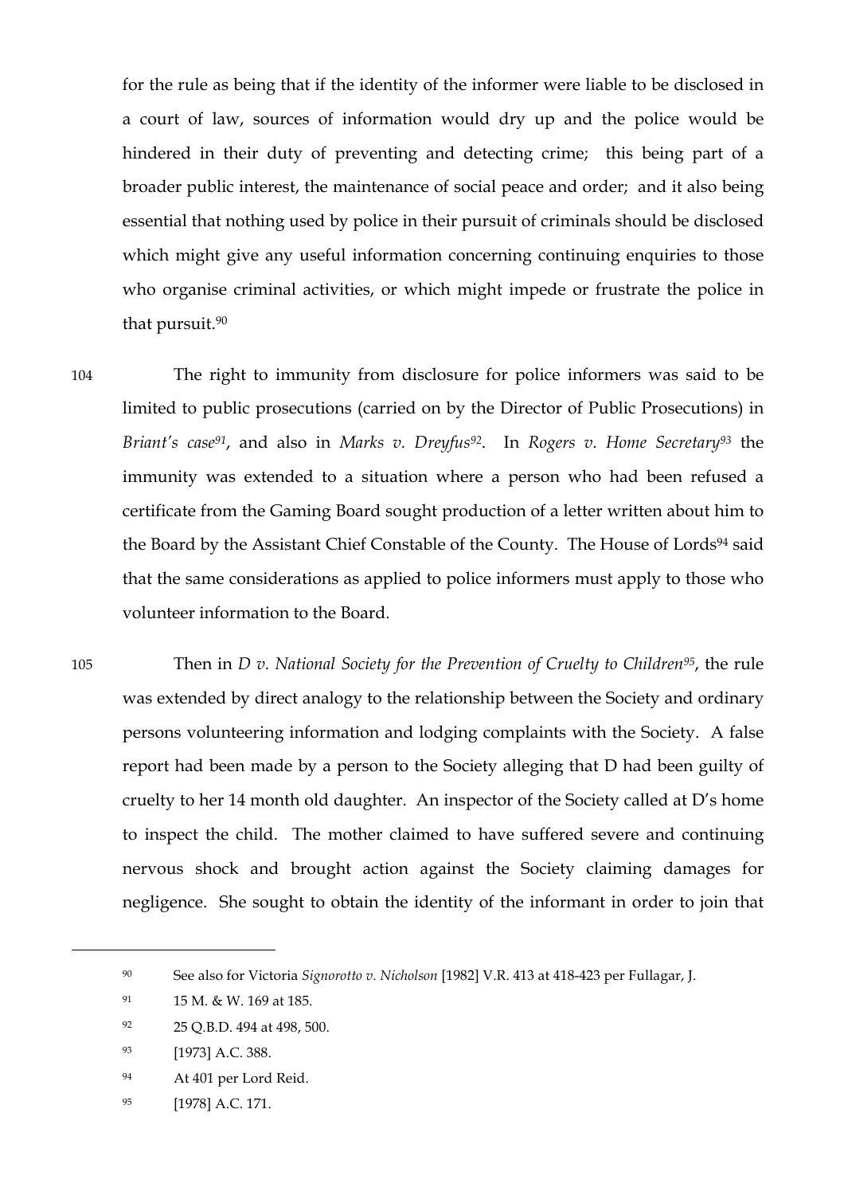for the rule as being that if the identity of the informer were liable to be disclosed in a court of law, sources of information would dry up and the police would be hindered in their duty of preventing and detecting crime; this being part of a broader public interest, the maintenance of social peace and order; and it also being essential that nothing used by police in their pursuit of criminals should be disclosed which might give any useful information concerning continuing enquiries to those who organise criminal activities, or which might impede or frustrate the police in that pursuit.[90]

104 The right to immunity from disclosure for police informers was said to be limited to public prosecutions (carried on by the Director of Public Prosecutions) in *Briant's case*[91], and also in *Marks v. Dreyfus*[92]. In *Rogers v. Home Secretary*[93] the immunity was extended to a situation where a person who had been refused a certificate from the Gaming Board sought production of a letter written about him to the Board by the Assistant Chief Constable of the County. The House of Lords[94] said that the same considerations as applied to police informers must apply to those who volunteer information to the Board.

105 Then in *D v. National Society for the Prevention of Cruelty to Children*[95], the rule was extended by direct analogy to the relationship between the Society and ordinary persons volunteering information and lodging complaints with the Society. A false report had been made by a person to the Society alleging that D had been guilty of cruelty to her 14 month old daughter. An inspector of the Society called at D's home to inspect the child. The mother claimed to have suffered severe and continuing nervous shock and brought action against the Society claiming damages for negligence. She sought to obtain the identity of the informant in order to join that

---

[90] See also for Victoria *Signorotto v. Nicholson* [1982] V.R. 413 at 418-423 per Fullagar, J.

[91] 15 M. & W. 169 at 185.

[92] 25 Q.B.D. 494 at 498, 500.

[93] [1973] A.C. 388.

[94] At 401 per Lord Reid.

[95] [1978] A.C. 171.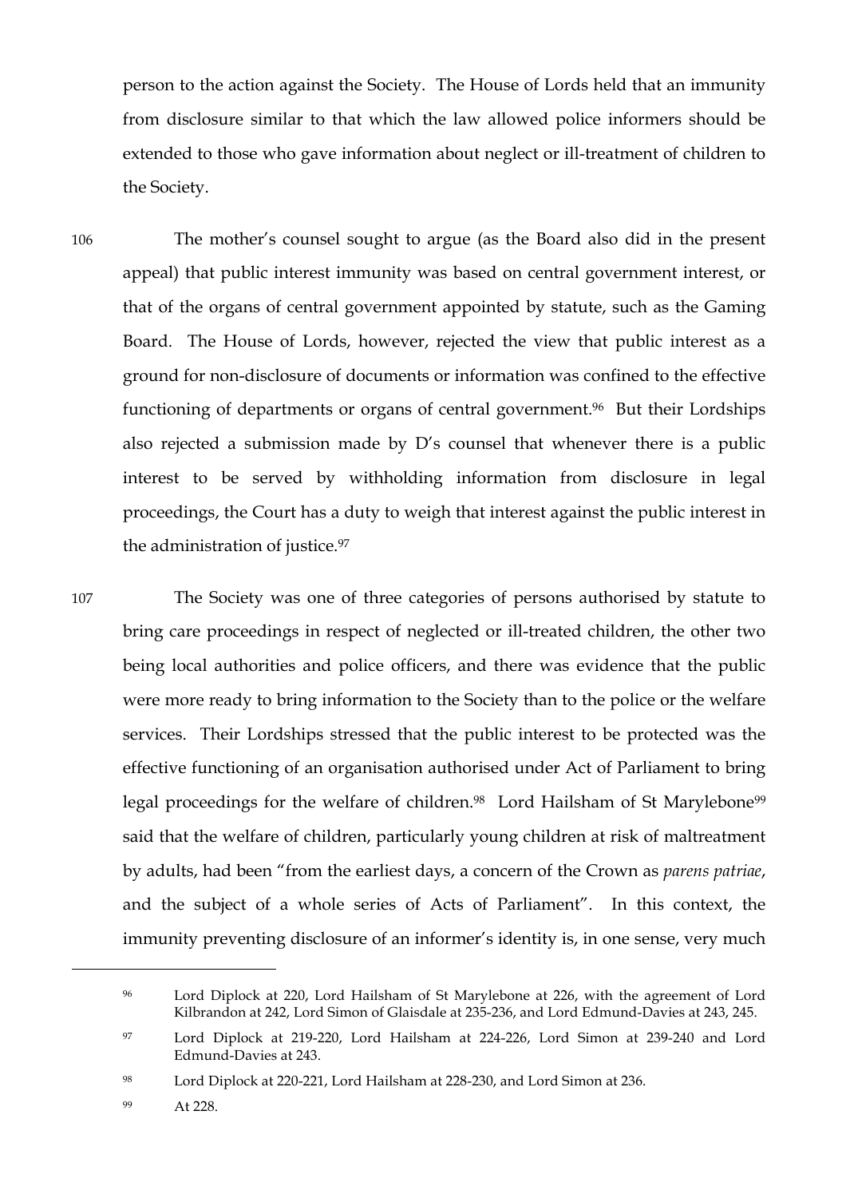person to the action against the Society. The House of Lords held that an immunity from disclosure similar to that which the law allowed police informers should be extended to those who gave information about neglect or ill-treatment of children to the Society.

106 The mother's counsel sought to argue (as the Board also did in the present appeal) that public interest immunity was based on central government interest, or that of the organs of central government appointed by statute, such as the Gaming Board. The House of Lords, however, rejected the view that public interest as a ground for non-disclosure of documents or information was confined to the effective functioning of departments or organs of central government.[96] But their Lordships also rejected a submission made by D's counsel that whenever there is a public interest to be served by withholding information from disclosure in legal proceedings, the Court has a duty to weigh that interest against the public interest in the administration of justice.[97]

107 The Society was one of three categories of persons authorised by statute to bring care proceedings in respect of neglected or ill-treated children, the other two being local authorities and police officers, and there was evidence that the public were more ready to bring information to the Society than to the police or the welfare services. Their Lordships stressed that the public interest to be protected was the effective functioning of an organisation authorised under Act of Parliament to bring legal proceedings for the welfare of children.[98] Lord Hailsham of St Marylebone[99] said that the welfare of children, particularly young children at risk of maltreatment by adults, had been "from the earliest days, a concern of the Crown as *parens patriae*, and the subject of a whole series of Acts of Parliament". In this context, the immunity preventing disclosure of an informer's identity is, in one sense, very much

---

[96] Lord Diplock at 220, Lord Hailsham of St Marylebone at 226, with the agreement of Lord Kilbrandon at 242, Lord Simon of Glaisdale at 235-236, and Lord Edmund-Davies at 243, 245.

[97] Lord Diplock at 219-220, Lord Hailsham at 224-226, Lord Simon at 239-240 and Lord Edmund-Davies at 243.

[98] Lord Diplock at 220-221, Lord Hailsham at 228-230, and Lord Simon at 236.

[99] At 228.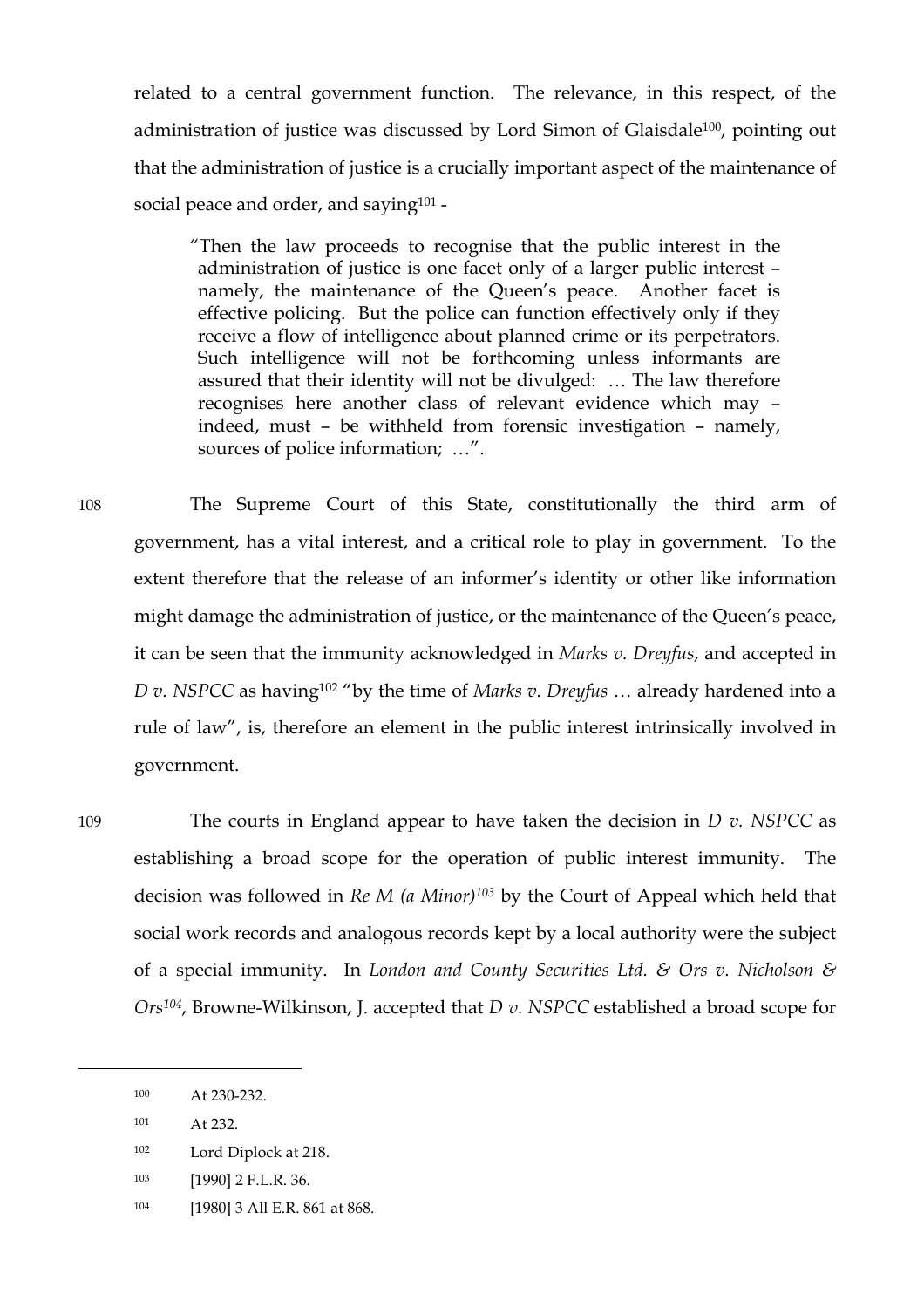related to a central government function. The relevance, in this respect, of the administration of justice was discussed by Lord Simon of Glaisdale[100], pointing out that the administration of justice is a crucially important aspect of the maintenance of social peace and order, and saying[101] -

> "Then the law proceeds to recognise that the public interest in the administration of justice is one facet only of a larger public interest – namely, the maintenance of the Queen's peace. Another facet is effective policing. But the police can function effectively only if they receive a flow of intelligence about planned crime or its perpetrators. Such intelligence will not be forthcoming unless informants are assured that their identity will not be divulged: … The law therefore recognises here another class of relevant evidence which may – indeed, must – be withheld from forensic investigation – namely, sources of police information; …".

108 The Supreme Court of this State, constitutionally the third arm of government, has a vital interest, and a critical role to play in government. To the extent therefore that the release of an informer's identity or other like information might damage the administration of justice, or the maintenance of the Queen's peace, it can be seen that the immunity acknowledged in *Marks v. Dreyfus*, and accepted in *D v. NSPCC* as having[102] "by the time of *Marks v. Dreyfus* … already hardened into a rule of law", is, therefore an element in the public interest intrinsically involved in government.

109 The courts in England appear to have taken the decision in *D v. NSPCC* as establishing a broad scope for the operation of public interest immunity. The decision was followed in *Re M (a Minor)*[103] by the Court of Appeal which held that social work records and analogous records kept by a local authority were the subject of a special immunity. In *London and County Securities Ltd. & Ors v. Nicholson & Ors*[104], Browne-Wilkinson, J. accepted that *D v. NSPCC* established a broad scope for

---

100 At 230-232.

101 At 232.

102 Lord Diplock at 218.

103 [1990] 2 F.L.R. 36.

104 [1980] 3 All E.R. 861 at 868.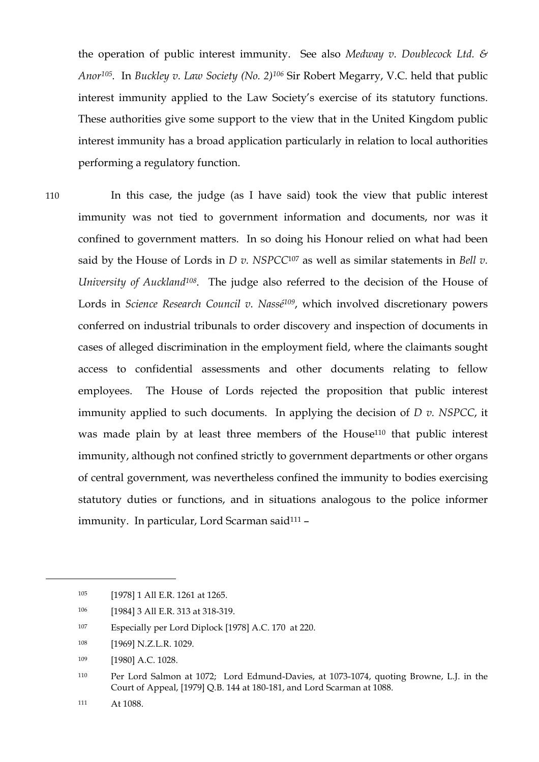the operation of public interest immunity. See also *Medway v. Doublecock Ltd. & Anor*[105]. In *Buckley v. Law Society (No. 2)*[106] Sir Robert Megarry, V.C. held that public interest immunity applied to the Law Society's exercise of its statutory functions. These authorities give some support to the view that in the United Kingdom public interest immunity has a broad application particularly in relation to local authorities performing a regulatory function.

110 In this case, the judge (as I have said) took the view that public interest immunity was not tied to government information and documents, nor was it confined to government matters. In so doing his Honour relied on what had been said by the House of Lords in *D v. NSPCC*[107] as well as similar statements in *Bell v. University of Auckland*[108]. The judge also referred to the decision of the House of Lords in *Science Research Council v. Nassé*[109], which involved discretionary powers conferred on industrial tribunals to order discovery and inspection of documents in cases of alleged discrimination in the employment field, where the claimants sought access to confidential assessments and other documents relating to fellow employees. The House of Lords rejected the proposition that public interest immunity applied to such documents. In applying the decision of *D v. NSPCC*, it was made plain by at least three members of the House[110] that public interest immunity, although not confined strictly to government departments or other organs of central government, was nevertheless confined the immunity to bodies exercising statutory duties or functions, and in situations analogous to the police informer immunity. In particular, Lord Scarman said[111] –

---

[105] [1978] 1 All E.R. 1261 at 1265.

[106] [1984] 3 All E.R. 313 at 318-319.

[107] Especially per Lord Diplock [1978] A.C. 170 at 220.

[108] [1969] N.Z.L.R. 1029.

[109] [1980] A.C. 1028.

[110] Per Lord Salmon at 1072; Lord Edmund-Davies, at 1073-1074, quoting Browne, L.J. in the Court of Appeal, [1979] Q.B. 144 at 180-181, and Lord Scarman at 1088.

[111] At 1088.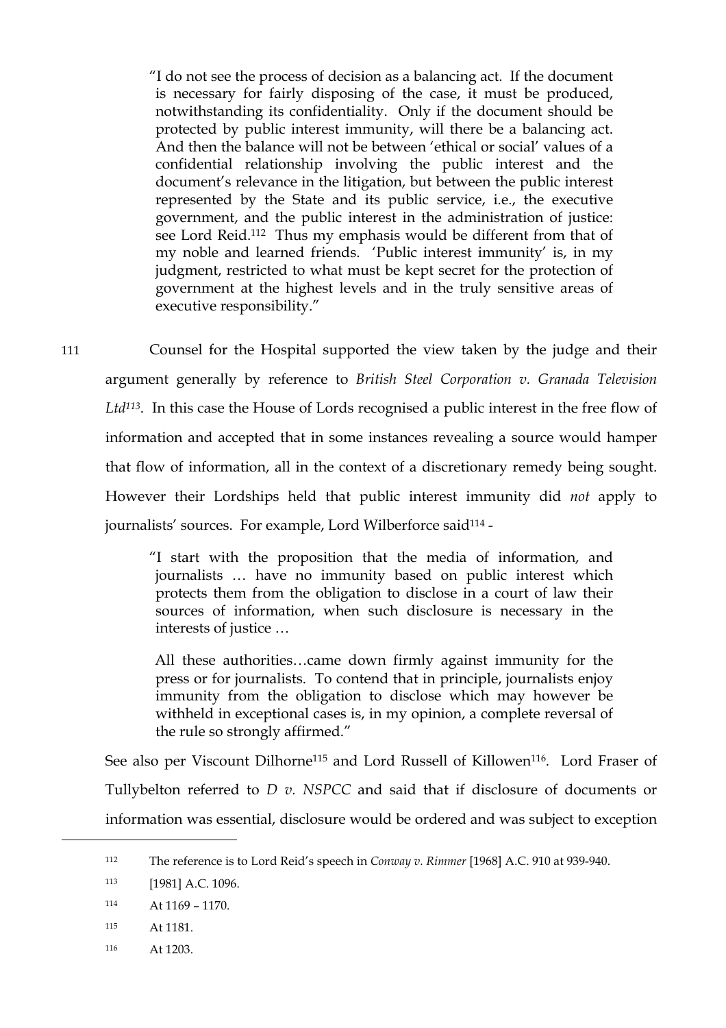> "I do not see the process of decision as a balancing act. If the document is necessary for fairly disposing of the case, it must be produced, notwithstanding its confidentiality. Only if the document should be protected by public interest immunity, will there be a balancing act. And then the balance will not be between 'ethical or social' values of a confidential relationship involving the public interest and the document's relevance in the litigation, but between the public interest represented by the State and its public service, i.e., the executive government, and the public interest in the administration of justice: see Lord Reid.[112] Thus my emphasis would be different from that of my noble and learned friends. 'Public interest immunity' is, in my judgment, restricted to what must be kept secret for the protection of government at the highest levels and in the truly sensitive areas of executive responsibility."

111 Counsel for the Hospital supported the view taken by the judge and their argument generally by reference to *British Steel Corporation v. Granada Television Ltd*[113]. In this case the House of Lords recognised a public interest in the free flow of information and accepted that in some instances revealing a source would hamper that flow of information, all in the context of a discretionary remedy being sought. However their Lordships held that public interest immunity did *not* apply to journalists' sources. For example, Lord Wilberforce said[114] -

> "I start with the proposition that the media of information, and journalists … have no immunity based on public interest which protects them from the obligation to disclose in a court of law their sources of information, when such disclosure is necessary in the interests of justice …
>
> All these authorities…came down firmly against immunity for the press or for journalists. To contend that in principle, journalists enjoy immunity from the obligation to disclose which may however be withheld in exceptional cases is, in my opinion, a complete reversal of the rule so strongly affirmed."

See also per Viscount Dilhorne[115] and Lord Russell of Killowen[116]. Lord Fraser of Tullybelton referred to *D v. NSPCC* and said that if disclosure of documents or information was essential, disclosure would be ordered and was subject to exception

---

[112] The reference is to Lord Reid's speech in *Conway v. Rimmer* [1968] A.C. 910 at 939-940.

[113] [1981] A.C. 1096.

[114] At 1169 – 1170.

[115] At 1181.

[116] At 1203.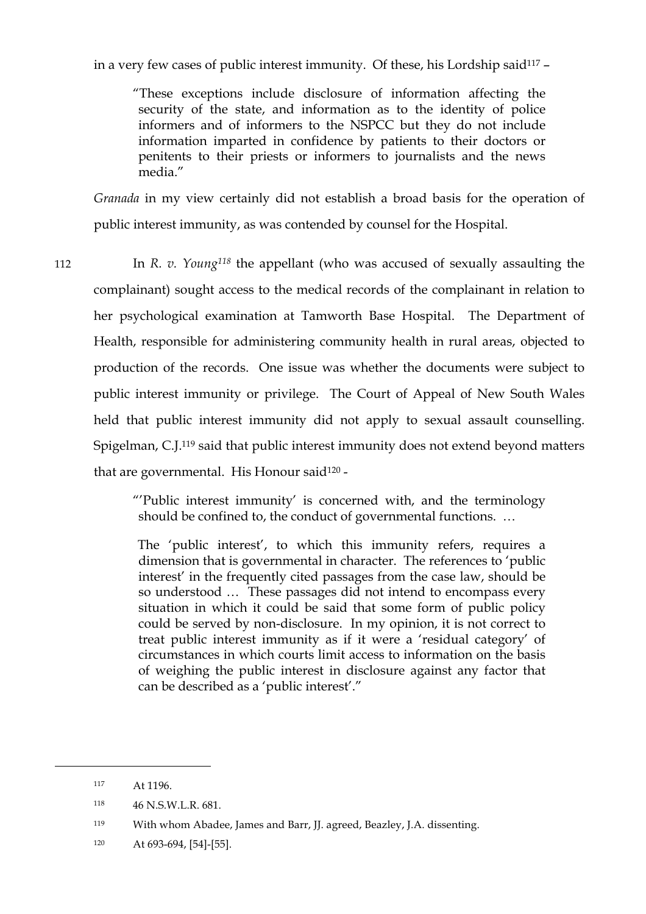in a very few cases of public interest immunity. Of these, his Lordship said[117] –

> "These exceptions include disclosure of information affecting the security of the state, and information as to the identity of police informers and of informers to the NSPCC but they do not include information imparted in confidence by patients to their doctors or penitents to their priests or informers to journalists and the news media."

*Granada* in my view certainly did not establish a broad basis for the operation of public interest immunity, as was contended by counsel for the Hospital.

112 In *R. v. Young*[118] the appellant (who was accused of sexually assaulting the complainant) sought access to the medical records of the complainant in relation to her psychological examination at Tamworth Base Hospital. The Department of Health, responsible for administering community health in rural areas, objected to production of the records. One issue was whether the documents were subject to public interest immunity or privilege. The Court of Appeal of New South Wales held that public interest immunity did not apply to sexual assault counselling. Spigelman, C.J.[119] said that public interest immunity does not extend beyond matters that are governmental. His Honour said[120] -

> "'Public interest immunity' is concerned with, and the terminology should be confined to, the conduct of governmental functions. …
>
> The 'public interest', to which this immunity refers, requires a dimension that is governmental in character. The references to 'public interest' in the frequently cited passages from the case law, should be so understood … These passages did not intend to encompass every situation in which it could be said that some form of public policy could be served by non-disclosure. In my opinion, it is not correct to treat public interest immunity as if it were a 'residual category' of circumstances in which courts limit access to information on the basis of weighing the public interest in disclosure against any factor that can be described as a 'public interest'."

---

[117] At 1196.

[118] 46 N.S.W.L.R. 681.

[119] With whom Abadee, James and Barr, JJ. agreed, Beazley, J.A. dissenting.

[120] At 693-694, [54]-[55].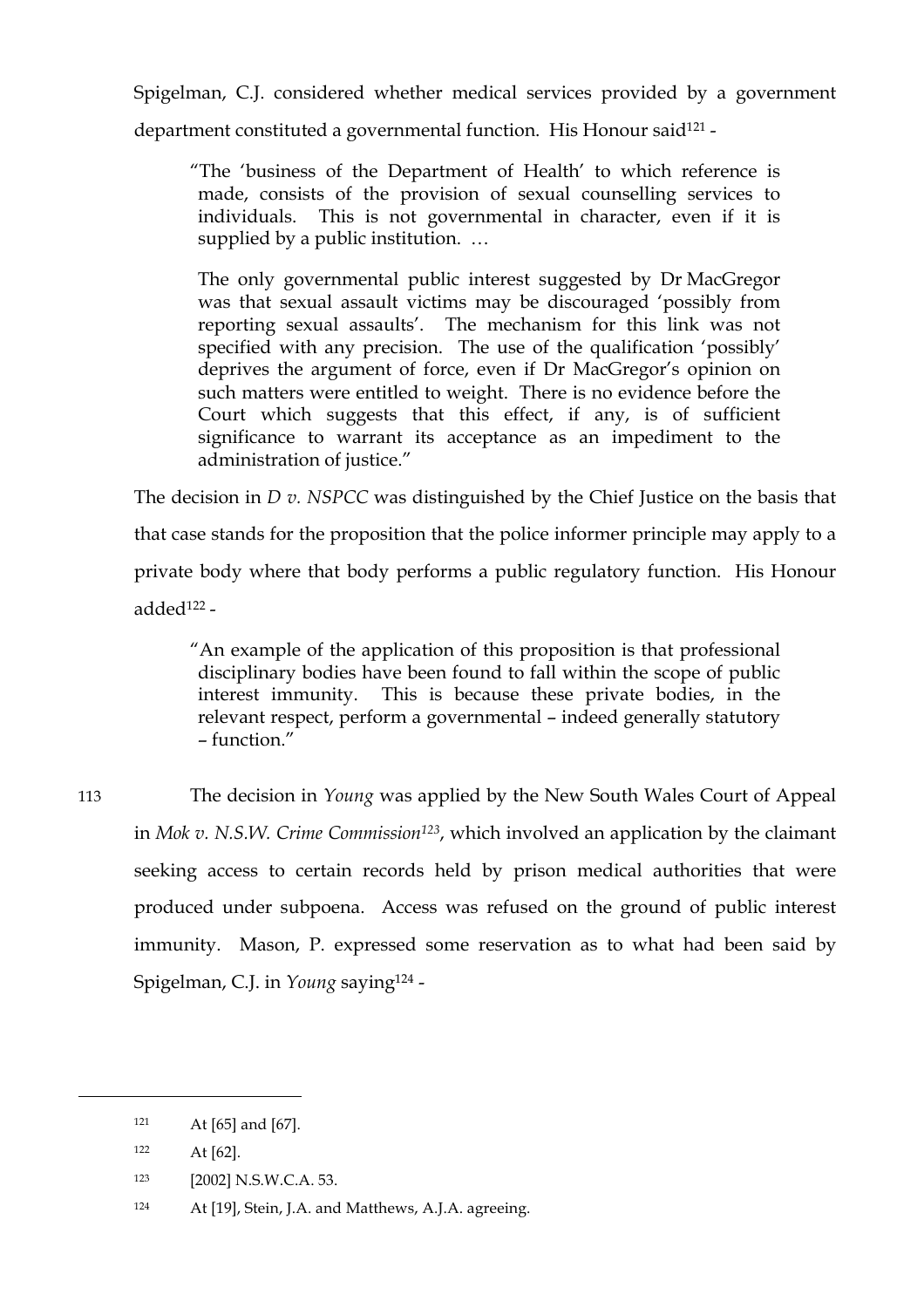Spigelman, C.J. considered whether medical services provided by a government department constituted a governmental function. His Honour said[121] -

> "The 'business of the Department of Health' to which reference is made, consists of the provision of sexual counselling services to individuals. This is not governmental in character, even if it is supplied by a public institution. …
>
> The only governmental public interest suggested by Dr MacGregor was that sexual assault victims may be discouraged 'possibly from reporting sexual assaults'. The mechanism for this link was not specified with any precision. The use of the qualification 'possibly' deprives the argument of force, even if Dr MacGregor's opinion on such matters were entitled to weight. There is no evidence before the Court which suggests that this effect, if any, is of sufficient significance to warrant its acceptance as an impediment to the administration of justice."

The decision in *D v. NSPCC* was distinguished by the Chief Justice on the basis that that case stands for the proposition that the police informer principle may apply to a private body where that body performs a public regulatory function. His Honour added[122] -

> "An example of the application of this proposition is that professional disciplinary bodies have been found to fall within the scope of public interest immunity. This is because these private bodies, in the relevant respect, perform a governmental – indeed generally statutory – function."

113 The decision in *Young* was applied by the New South Wales Court of Appeal in *Mok v. N.S.W. Crime Commission*[123], which involved an application by the claimant seeking access to certain records held by prison medical authorities that were produced under subpoena. Access was refused on the ground of public interest immunity. Mason, P. expressed some reservation as to what had been said by Spigelman, C.J. in *Young* saying[124] -

---

[121] At [65] and [67].

[122] At [62].

[123] [2002] N.S.W.C.A. 53.

[124] At [19], Stein, J.A. and Matthews, A.J.A. agreeing.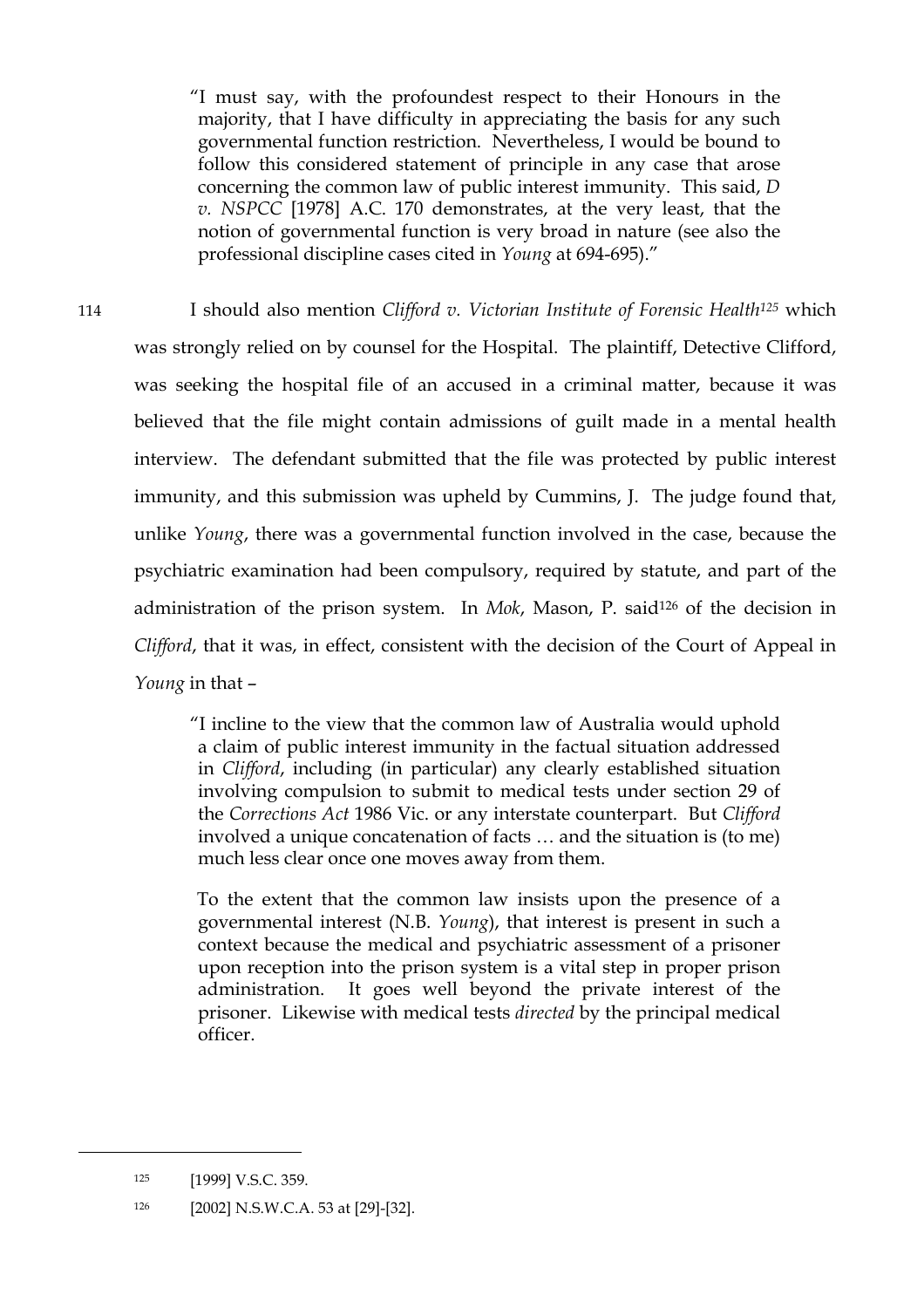> "I must say, with the profoundest respect to their Honours in the majority, that I have difficulty in appreciating the basis for any such governmental function restriction. Nevertheless, I would be bound to follow this considered statement of principle in any case that arose concerning the common law of public interest immunity. This said, *D v. NSPCC* [1978] A.C. 170 demonstrates, at the very least, that the notion of governmental function is very broad in nature (see also the professional discipline cases cited in *Young* at 694-695)."

114 I should also mention *Clifford v. Victorian Institute of Forensic Health*[125] which was strongly relied on by counsel for the Hospital. The plaintiff, Detective Clifford, was seeking the hospital file of an accused in a criminal matter, because it was believed that the file might contain admissions of guilt made in a mental health interview. The defendant submitted that the file was protected by public interest immunity, and this submission was upheld by Cummins, J. The judge found that, unlike *Young*, there was a governmental function involved in the case, because the psychiatric examination had been compulsory, required by statute, and part of the administration of the prison system. In *Mok*, Mason, P. said[126] of the decision in *Clifford*, that it was, in effect, consistent with the decision of the Court of Appeal in *Young* in that –

> "I incline to the view that the common law of Australia would uphold a claim of public interest immunity in the factual situation addressed in *Clifford*, including (in particular) any clearly established situation involving compulsion to submit to medical tests under section 29 of the *Corrections Act* 1986 Vic. or any interstate counterpart. But *Clifford* involved a unique concatenation of facts … and the situation is (to me) much less clear once one moves away from them.
>
> To the extent that the common law insists upon the presence of a governmental interest (N.B. *Young*), that interest is present in such a context because the medical and psychiatric assessment of a prisoner upon reception into the prison system is a vital step in proper prison administration. It goes well beyond the private interest of the prisoner. Likewise with medical tests *directed* by the principal medical officer.

---

[125] [1999] V.S.C. 359.

[126] [2002] N.S.W.C.A. 53 at [29]-[32].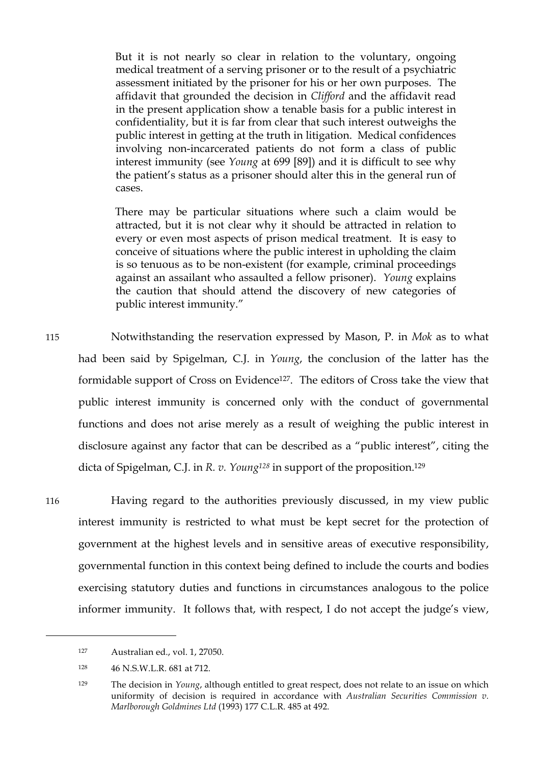> But it is not nearly so clear in relation to the voluntary, ongoing medical treatment of a serving prisoner or to the result of a psychiatric assessment initiated by the prisoner for his or her own purposes. The affidavit that grounded the decision in *Clifford* and the affidavit read in the present application show a tenable basis for a public interest in confidentiality, but it is far from clear that such interest outweighs the public interest in getting at the truth in litigation. Medical confidences involving non-incarcerated patients do not form a class of public interest immunity (see *Young* at 699 [89]) and it is difficult to see why the patient's status as a prisoner should alter this in the general run of cases.
>
> There may be particular situations where such a claim would be attracted, but it is not clear why it should be attracted in relation to every or even most aspects of prison medical treatment. It is easy to conceive of situations where the public interest in upholding the claim is so tenuous as to be non-existent (for example, criminal proceedings against an assailant who assaulted a fellow prisoner). *Young* explains the caution that should attend the discovery of new categories of public interest immunity."

115 Notwithstanding the reservation expressed by Mason, P. in *Mok* as to what had been said by Spigelman, C.J. in *Young*, the conclusion of the latter has the formidable support of Cross on Evidence[127]. The editors of Cross take the view that public interest immunity is concerned only with the conduct of governmental functions and does not arise merely as a result of weighing the public interest in disclosure against any factor that can be described as a "public interest", citing the dicta of Spigelman, C.J. in *R. v. Young*[128] in support of the proposition.[129]

116 Having regard to the authorities previously discussed, in my view public interest immunity is restricted to what must be kept secret for the protection of government at the highest levels and in sensitive areas of executive responsibility, governmental function in this context being defined to include the courts and bodies exercising statutory duties and functions in circumstances analogous to the police informer immunity. It follows that, with respect, I do not accept the judge's view,

---

[127] Australian ed., vol. 1, 27050.

[128] 46 N.S.W.L.R. 681 at 712.

[129] The decision in *Young*, although entitled to great respect, does not relate to an issue on which uniformity of decision is required in accordance with *Australian Securities Commission v. Marlborough Goldmines Ltd* (1993) 177 C.L.R. 485 at 492.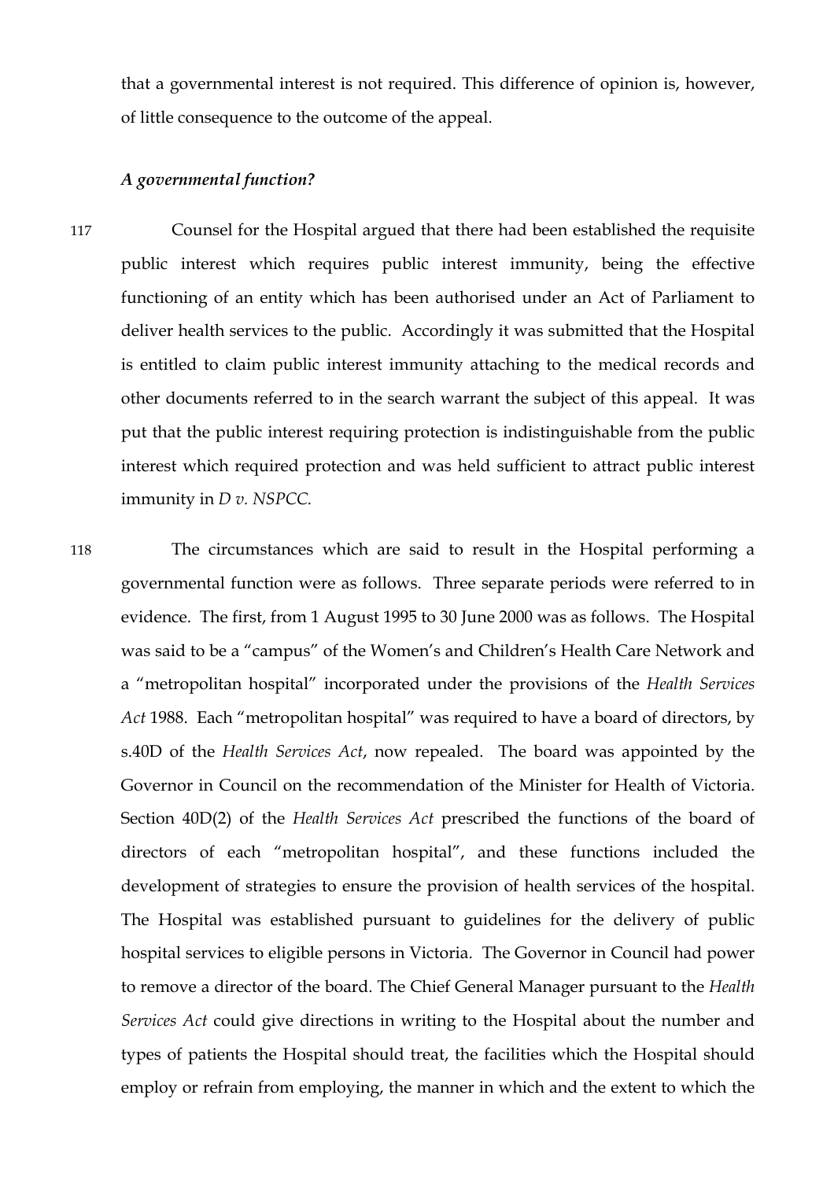that a governmental interest is not required. This difference of opinion is, however, of little consequence to the outcome of the appeal.

### *A governmental function?*

117 Counsel for the Hospital argued that there had been established the requisite public interest which requires public interest immunity, being the effective functioning of an entity which has been authorised under an Act of Parliament to deliver health services to the public. Accordingly it was submitted that the Hospital is entitled to claim public interest immunity attaching to the medical records and other documents referred to in the search warrant the subject of this appeal. It was put that the public interest requiring protection is indistinguishable from the public interest which required protection and was held sufficient to attract public interest immunity in *D v. NSPCC.*

118 The circumstances which are said to result in the Hospital performing a governmental function were as follows. Three separate periods were referred to in evidence. The first, from 1 August 1995 to 30 June 2000 was as follows. The Hospital was said to be a "campus" of the Women's and Children's Health Care Network and a "metropolitan hospital" incorporated under the provisions of the *Health Services Act* 1988. Each "metropolitan hospital" was required to have a board of directors, by s.40D of the *Health Services Act*, now repealed. The board was appointed by the Governor in Council on the recommendation of the Minister for Health of Victoria. Section 40D(2) of the *Health Services Act* prescribed the functions of the board of directors of each "metropolitan hospital", and these functions included the development of strategies to ensure the provision of health services of the hospital. The Hospital was established pursuant to guidelines for the delivery of public hospital services to eligible persons in Victoria. The Governor in Council had power to remove a director of the board. The Chief General Manager pursuant to the *Health Services Act* could give directions in writing to the Hospital about the number and types of patients the Hospital should treat, the facilities which the Hospital should employ or refrain from employing, the manner in which and the extent to which the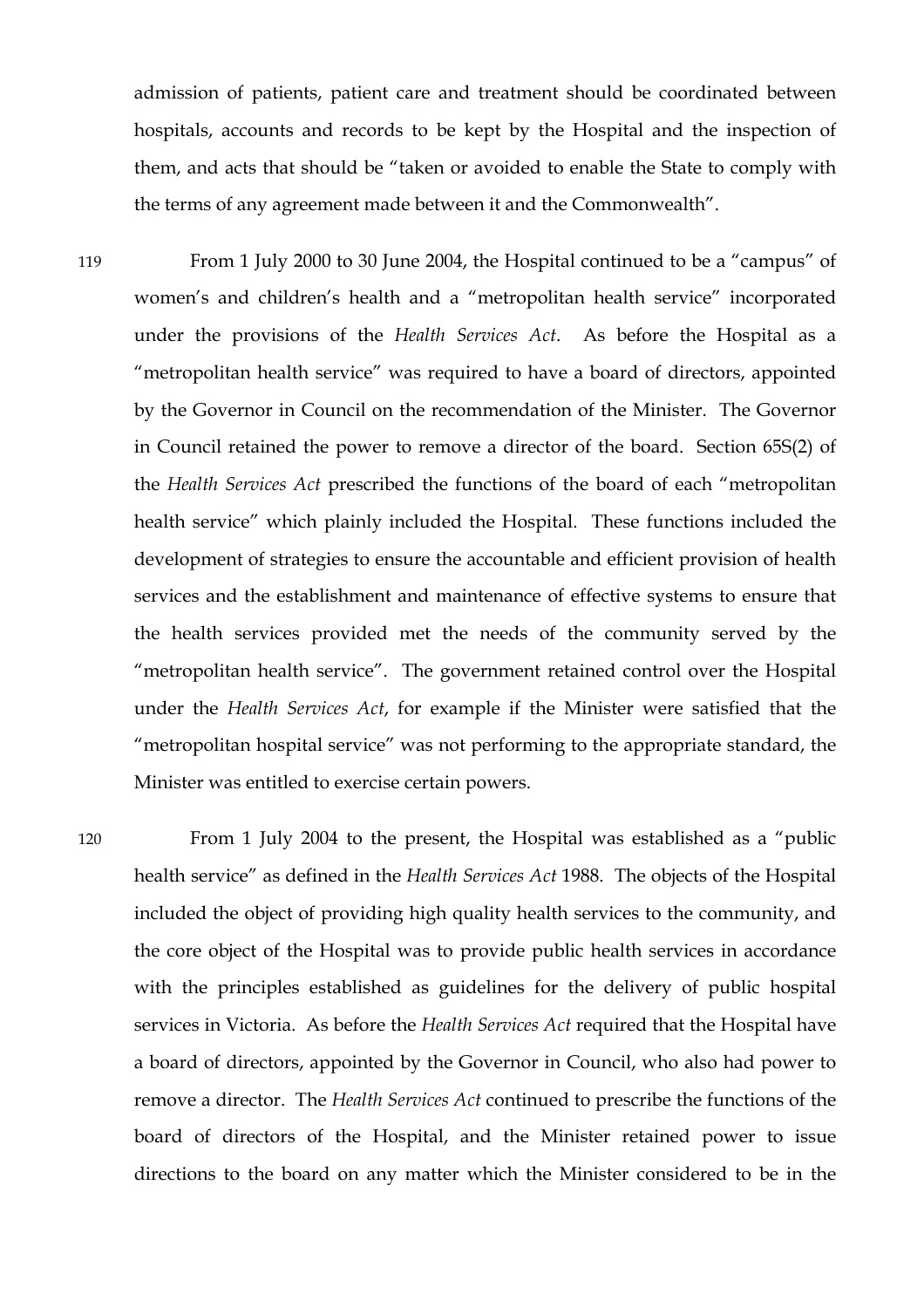admission of patients, patient care and treatment should be coordinated between hospitals, accounts and records to be kept by the Hospital and the inspection of them, and acts that should be "taken or avoided to enable the State to comply with the terms of any agreement made between it and the Commonwealth".

119 From 1 July 2000 to 30 June 2004, the Hospital continued to be a "campus" of women's and children's health and a "metropolitan health service" incorporated under the provisions of the *Health Services Act*. As before the Hospital as a "metropolitan health service" was required to have a board of directors, appointed by the Governor in Council on the recommendation of the Minister. The Governor in Council retained the power to remove a director of the board. Section 65S(2) of the *Health Services Act* prescribed the functions of the board of each "metropolitan health service" which plainly included the Hospital. These functions included the development of strategies to ensure the accountable and efficient provision of health services and the establishment and maintenance of effective systems to ensure that the health services provided met the needs of the community served by the "metropolitan health service". The government retained control over the Hospital under the *Health Services Act*, for example if the Minister were satisfied that the "metropolitan hospital service" was not performing to the appropriate standard, the Minister was entitled to exercise certain powers.

120 From 1 July 2004 to the present, the Hospital was established as a "public health service" as defined in the *Health Services Act* 1988. The objects of the Hospital included the object of providing high quality health services to the community, and the core object of the Hospital was to provide public health services in accordance with the principles established as guidelines for the delivery of public hospital services in Victoria. As before the *Health Services Act* required that the Hospital have a board of directors, appointed by the Governor in Council, who also had power to remove a director. The *Health Services Act* continued to prescribe the functions of the board of directors of the Hospital, and the Minister retained power to issue directions to the board on any matter which the Minister considered to be in the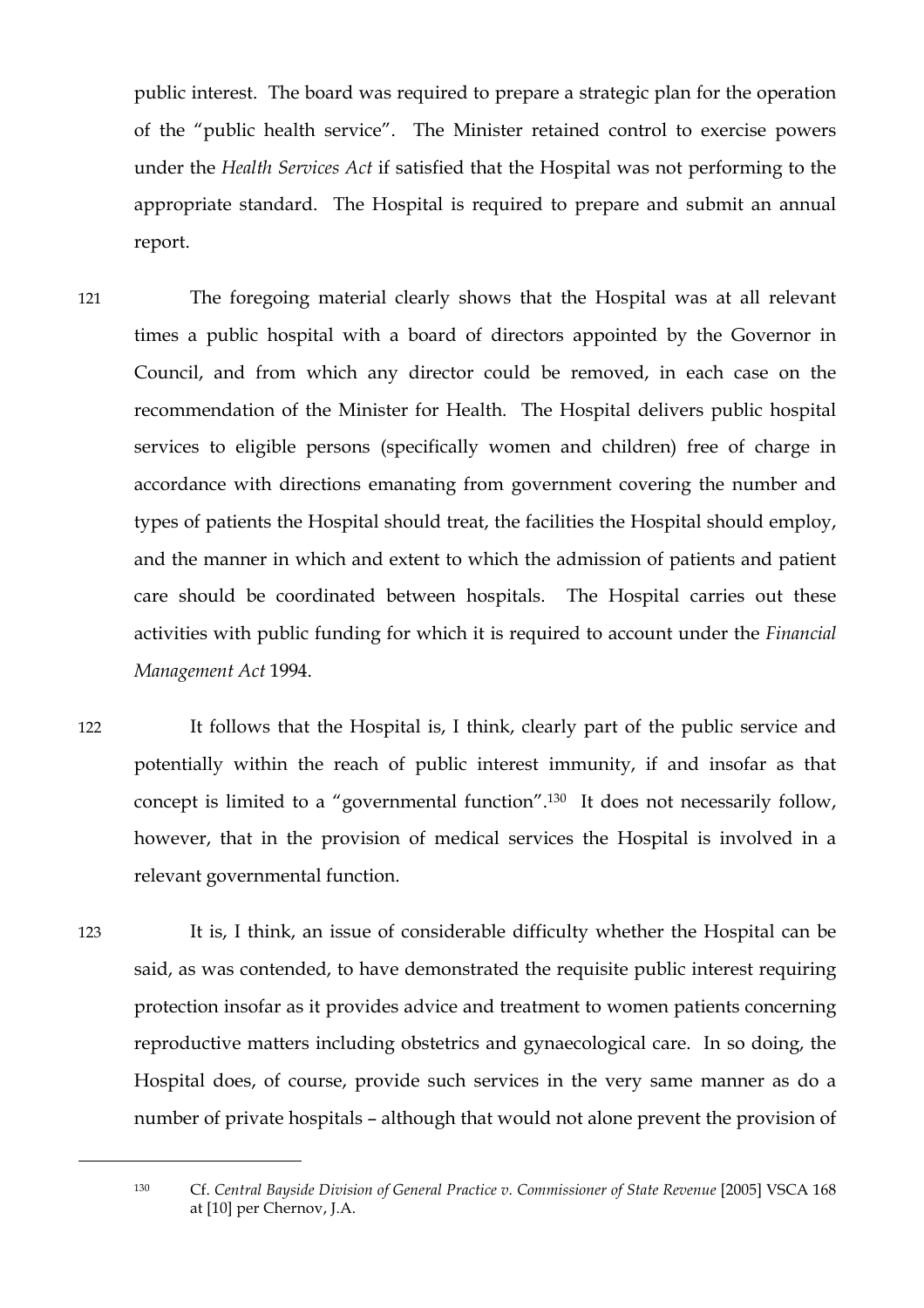public interest. The board was required to prepare a strategic plan for the operation of the "public health service". The Minister retained control to exercise powers under the *Health Services Act* if satisfied that the Hospital was not performing to the appropriate standard. The Hospital is required to prepare and submit an annual report.

121 The foregoing material clearly shows that the Hospital was at all relevant times a public hospital with a board of directors appointed by the Governor in Council, and from which any director could be removed, in each case on the recommendation of the Minister for Health. The Hospital delivers public hospital services to eligible persons (specifically women and children) free of charge in accordance with directions emanating from government covering the number and types of patients the Hospital should treat, the facilities the Hospital should employ, and the manner in which and extent to which the admission of patients and patient care should be coordinated between hospitals. The Hospital carries out these activities with public funding for which it is required to account under the *Financial Management Act* 1994.

122 It follows that the Hospital is, I think, clearly part of the public service and potentially within the reach of public interest immunity, if and insofar as that concept is limited to a "governmental function".[130] It does not necessarily follow, however, that in the provision of medical services the Hospital is involved in a relevant governmental function.

123 It is, I think, an issue of considerable difficulty whether the Hospital can be said, as was contended, to have demonstrated the requisite public interest requiring protection insofar as it provides advice and treatment to women patients concerning reproductive matters including obstetrics and gynaecological care. In so doing, the Hospital does, of course, provide such services in the very same manner as do a number of private hospitals – although that would not alone prevent the provision of

---

[130] Cf. *Central Bayside Division of General Practice v. Commissioner of State Revenue* [2005] VSCA 168 at [10] per Chernov, J.A.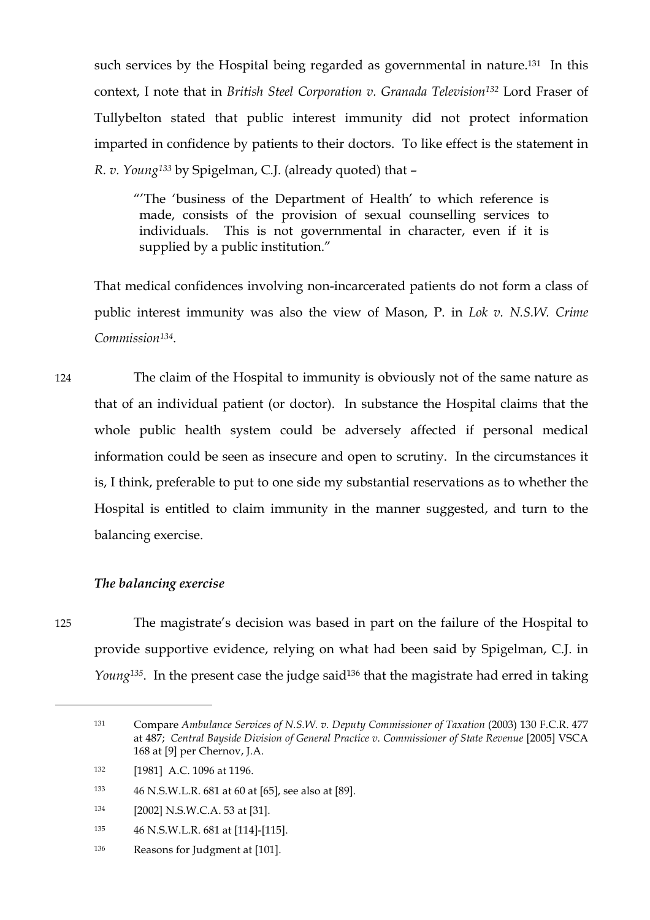such services by the Hospital being regarded as governmental in nature.[131] In this context, I note that in *British Steel Corporation v. Granada Television*[132] Lord Fraser of Tullybelton stated that public interest immunity did not protect information imparted in confidence by patients to their doctors. To like effect is the statement in *R. v. Young*[133] by Spigelman, C.J. (already quoted) that –

> "'The 'business of the Department of Health' to which reference is made, consists of the provision of sexual counselling services to individuals. This is not governmental in character, even if it is supplied by a public institution."

That medical confidences involving non-incarcerated patients do not form a class of public interest immunity was also the view of Mason, P. in *Lok v. N.S.W. Crime Commission*[134].

124 The claim of the Hospital to immunity is obviously not of the same nature as that of an individual patient (or doctor). In substance the Hospital claims that the whole public health system could be adversely affected if personal medical information could be seen as insecure and open to scrutiny. In the circumstances it is, I think, preferable to put to one side my substantial reservations as to whether the Hospital is entitled to claim immunity in the manner suggested, and turn to the balancing exercise.

### *The balancing exercise*

125 The magistrate's decision was based in part on the failure of the Hospital to provide supportive evidence, relying on what had been said by Spigelman, C.J. in *Young*[135]. In the present case the judge said[136] that the magistrate had erred in taking

---

[131] Compare *Ambulance Services of N.S.W. v. Deputy Commissioner of Taxation* (2003) 130 F.C.R. 477 at 487; *Central Bayside Division of General Practice v. Commissioner of State Revenue* [2005] VSCA 168 at [9] per Chernov, J.A.

[132] [1981] A.C. 1096 at 1196.

[133] 46 N.S.W.L.R. 681 at 60 at [65], see also at [89].

[134] [2002] N.S.W.C.A. 53 at [31].

[135] 46 N.S.W.L.R. 681 at [114]-[115].

[136] Reasons for Judgment at [101].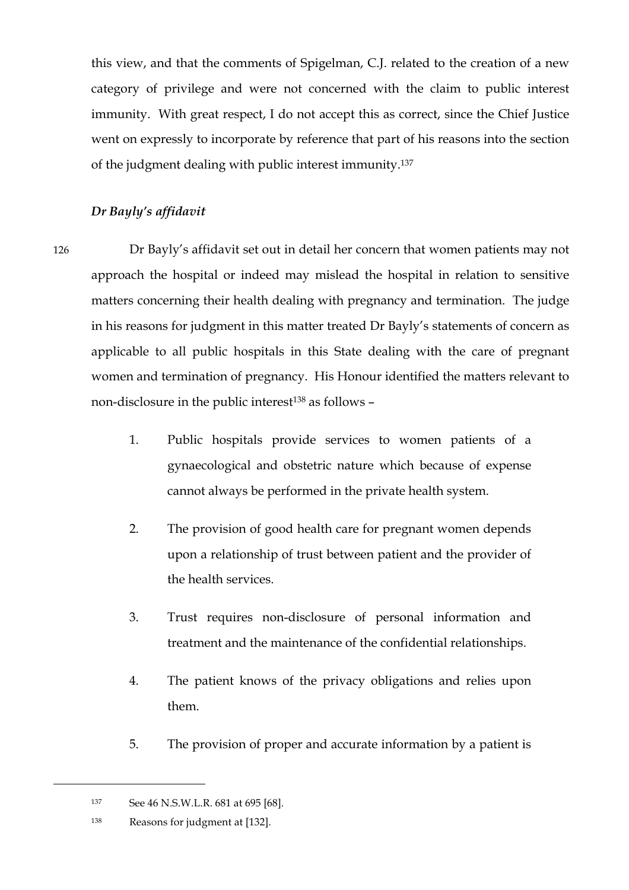this view, and that the comments of Spigelman, C.J. related to the creation of a new category of privilege and were not concerned with the claim to public interest immunity. With great respect, I do not accept this as correct, since the Chief Justice went on expressly to incorporate by reference that part of his reasons into the section of the judgment dealing with public interest immunity.[137]

### *Dr Bayly's affidavit*

126 Dr Bayly's affidavit set out in detail her concern that women patients may not approach the hospital or indeed may mislead the hospital in relation to sensitive matters concerning their health dealing with pregnancy and termination. The judge in his reasons for judgment in this matter treated Dr Bayly's statements of concern as applicable to all public hospitals in this State dealing with the care of pregnant women and termination of pregnancy. His Honour identified the matters relevant to non-disclosure in the public interest[138] as follows –

1. Public hospitals provide services to women patients of a gynaecological and obstetric nature which because of expense cannot always be performed in the private health system.

2. The provision of good health care for pregnant women depends upon a relationship of trust between patient and the provider of the health services.

3. Trust requires non-disclosure of personal information and treatment and the maintenance of the confidential relationships.

4. The patient knows of the privacy obligations and relies upon them.

5. The provision of proper and accurate information by a patient is

---

[137] See 46 N.S.W.L.R. 681 at 695 [68].

[138] Reasons for judgment at [132].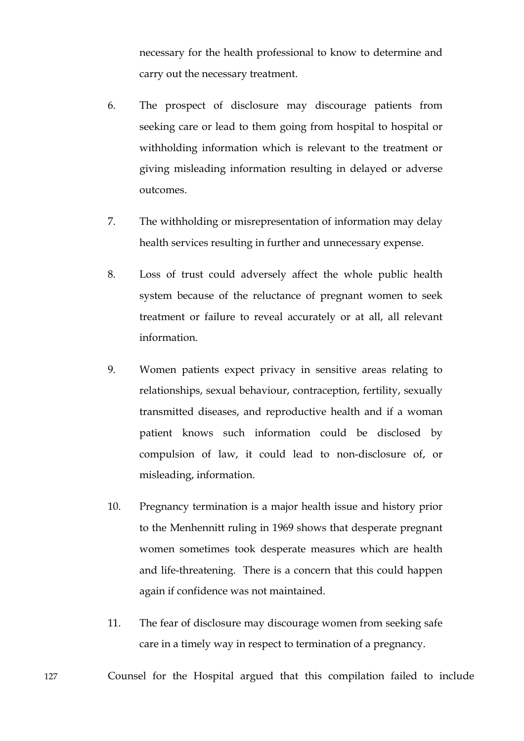necessary for the health professional to know to determine and carry out the necessary treatment.

6. The prospect of disclosure may discourage patients from seeking care or lead to them going from hospital to hospital or withholding information which is relevant to the treatment or giving misleading information resulting in delayed or adverse outcomes.

7. The withholding or misrepresentation of information may delay health services resulting in further and unnecessary expense.

8. Loss of trust could adversely affect the whole public health system because of the reluctance of pregnant women to seek treatment or failure to reveal accurately or at all, all relevant information.

9. Women patients expect privacy in sensitive areas relating to relationships, sexual behaviour, contraception, fertility, sexually transmitted diseases, and reproductive health and if a woman patient knows such information could be disclosed by compulsion of law, it could lead to non-disclosure of, or misleading, information.

10. Pregnancy termination is a major health issue and history prior to the Menhennitt ruling in 1969 shows that desperate pregnant women sometimes took desperate measures which are health and life-threatening. There is a concern that this could happen again if confidence was not maintained.

11. The fear of disclosure may discourage women from seeking safe care in a timely way in respect to termination of a pregnancy.

127 Counsel for the Hospital argued that this compilation failed to include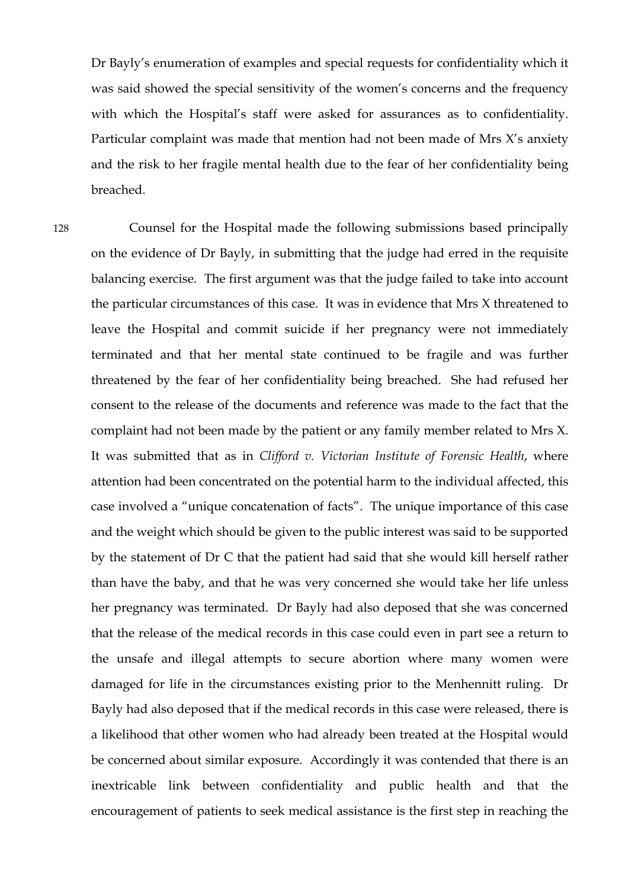Dr Bayly's enumeration of examples and special requests for confidentiality which it was said showed the special sensitivity of the women's concerns and the frequency with which the Hospital's staff were asked for assurances as to confidentiality. Particular complaint was made that mention had not been made of Mrs X's anxiety and the risk to her fragile mental health due to the fear of her confidentiality being breached.

128 Counsel for the Hospital made the following submissions based principally on the evidence of Dr Bayly, in submitting that the judge had erred in the requisite balancing exercise. The first argument was that the judge failed to take into account the particular circumstances of this case. It was in evidence that Mrs X threatened to leave the Hospital and commit suicide if her pregnancy were not immediately terminated and that her mental state continued to be fragile and was further threatened by the fear of her confidentiality being breached. She had refused her consent to the release of the documents and reference was made to the fact that the complaint had not been made by the patient or any family member related to Mrs X. It was submitted that as in *Clifford v. Victorian Institute of Forensic Health*, where attention had been concentrated on the potential harm to the individual affected, this case involved a "unique concatenation of facts". The unique importance of this case and the weight which should be given to the public interest was said to be supported by the statement of Dr C that the patient had said that she would kill herself rather than have the baby, and that he was very concerned she would take her life unless her pregnancy was terminated. Dr Bayly had also deposed that she was concerned that the release of the medical records in this case could even in part see a return to the unsafe and illegal attempts to secure abortion where many women were damaged for life in the circumstances existing prior to the Menhennitt ruling. Dr Bayly had also deposed that if the medical records in this case were released, there is a likelihood that other women who had already been treated at the Hospital would be concerned about similar exposure. Accordingly it was contended that there is an inextricable link between confidentiality and public health and that the encouragement of patients to seek medical assistance is the first step in reaching the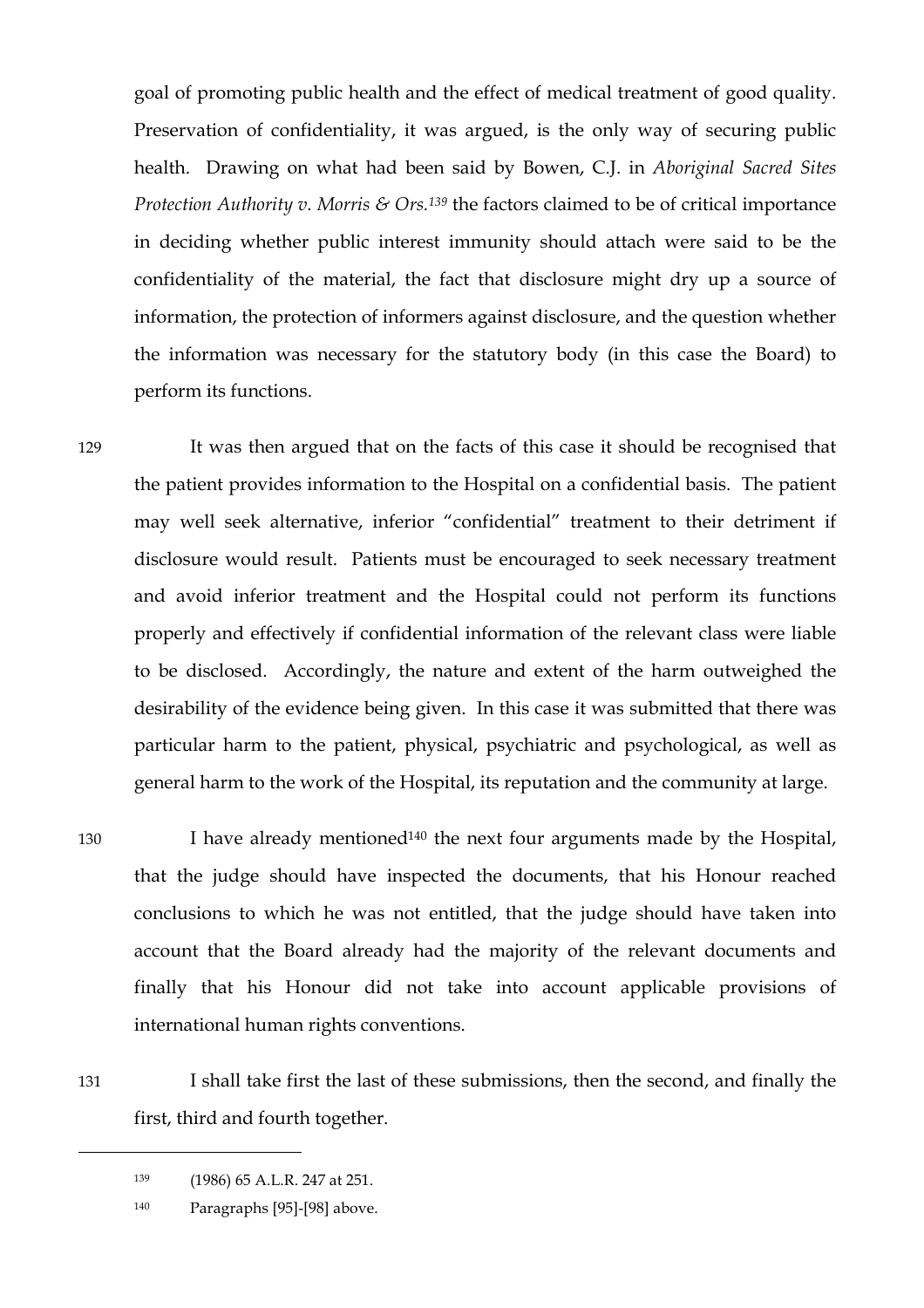goal of promoting public health and the effect of medical treatment of good quality. Preservation of confidentiality, it was argued, is the only way of securing public health. Drawing on what had been said by Bowen, C.J. in *Aboriginal Sacred Sites Protection Authority v. Morris & Ors.*[139] the factors claimed to be of critical importance in deciding whether public interest immunity should attach were said to be the confidentiality of the material, the fact that disclosure might dry up a source of information, the protection of informers against disclosure, and the question whether the information was necessary for the statutory body (in this case the Board) to perform its functions.

129 It was then argued that on the facts of this case it should be recognised that the patient provides information to the Hospital on a confidential basis. The patient may well seek alternative, inferior "confidential" treatment to their detriment if disclosure would result. Patients must be encouraged to seek necessary treatment and avoid inferior treatment and the Hospital could not perform its functions properly and effectively if confidential information of the relevant class were liable to be disclosed. Accordingly, the nature and extent of the harm outweighed the desirability of the evidence being given. In this case it was submitted that there was particular harm to the patient, physical, psychiatric and psychological, as well as general harm to the work of the Hospital, its reputation and the community at large.

130 I have already mentioned[140] the next four arguments made by the Hospital, that the judge should have inspected the documents, that his Honour reached conclusions to which he was not entitled, that the judge should have taken into account that the Board already had the majority of the relevant documents and finally that his Honour did not take into account applicable provisions of international human rights conventions.

131 I shall take first the last of these submissions, then the second, and finally the first, third and fourth together.

---

[139] (1986) 65 A.L.R. 247 at 251.

[140] Paragraphs [95]-[98] above.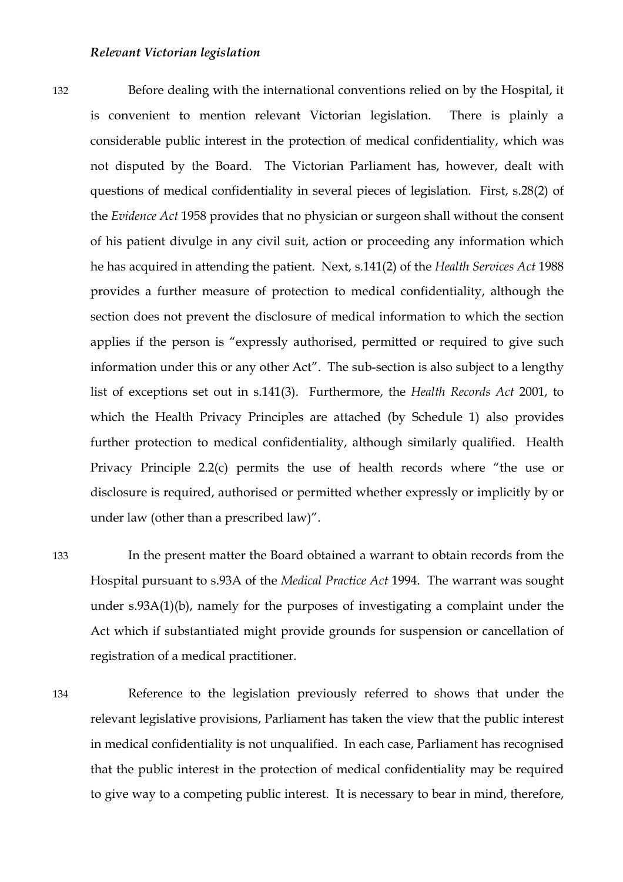*Relevant Victorian legislation*

132 Before dealing with the international conventions relied on by the Hospital, it is convenient to mention relevant Victorian legislation. There is plainly a considerable public interest in the protection of medical confidentiality, which was not disputed by the Board. The Victorian Parliament has, however, dealt with questions of medical confidentiality in several pieces of legislation. First, s.28(2) of the *Evidence Act* 1958 provides that no physician or surgeon shall without the consent of his patient divulge in any civil suit, action or proceeding any information which he has acquired in attending the patient. Next, s.141(2) of the *Health Services Act* 1988 provides a further measure of protection to medical confidentiality, although the section does not prevent the disclosure of medical information to which the section applies if the person is "expressly authorised, permitted or required to give such information under this or any other Act". The sub-section is also subject to a lengthy list of exceptions set out in s.141(3). Furthermore, the *Health Records Act* 2001, to which the Health Privacy Principles are attached (by Schedule 1) also provides further protection to medical confidentiality, although similarly qualified. Health Privacy Principle 2.2(c) permits the use of health records where "the use or disclosure is required, authorised or permitted whether expressly or implicitly by or under law (other than a prescribed law)".

133 In the present matter the Board obtained a warrant to obtain records from the Hospital pursuant to s.93A of the *Medical Practice Act* 1994. The warrant was sought under s.93A(1)(b), namely for the purposes of investigating a complaint under the Act which if substantiated might provide grounds for suspension or cancellation of registration of a medical practitioner.

134 Reference to the legislation previously referred to shows that under the relevant legislative provisions, Parliament has taken the view that the public interest in medical confidentiality is not unqualified. In each case, Parliament has recognised that the public interest in the protection of medical confidentiality may be required to give way to a competing public interest. It is necessary to bear in mind, therefore,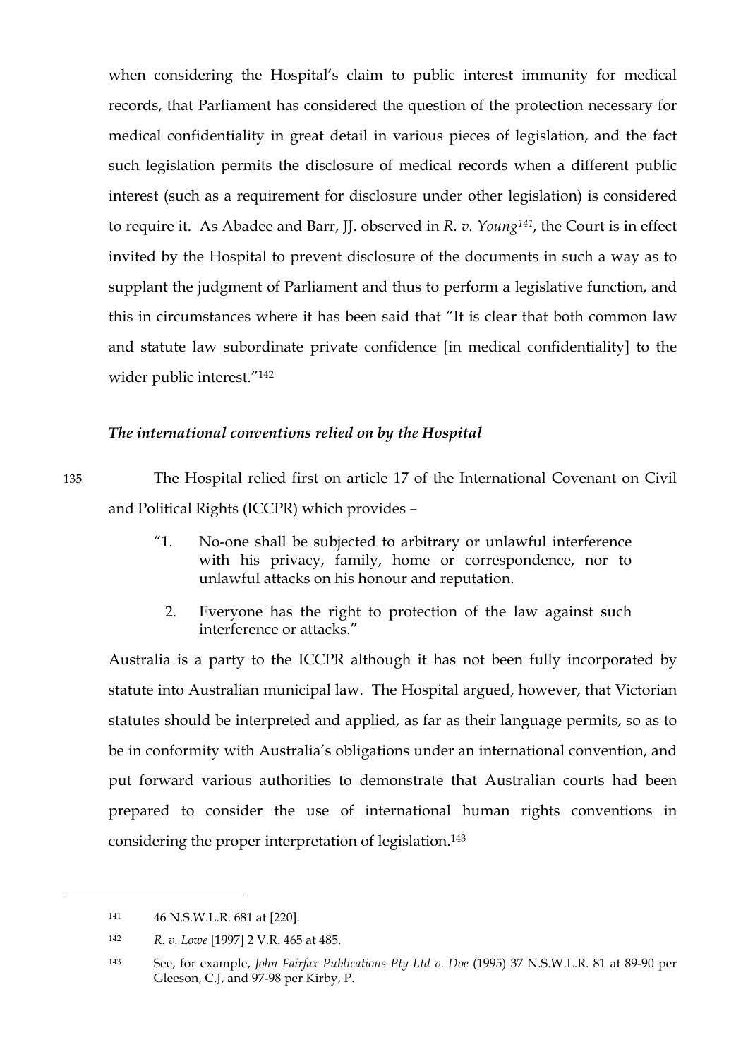when considering the Hospital's claim to public interest immunity for medical records, that Parliament has considered the question of the protection necessary for medical confidentiality in great detail in various pieces of legislation, and the fact such legislation permits the disclosure of medical records when a different public interest (such as a requirement for disclosure under other legislation) is considered to require it. As Abadee and Barr, JJ. observed in *R. v. Young*[141], the Court is in effect invited by the Hospital to prevent disclosure of the documents in such a way as to supplant the judgment of Parliament and thus to perform a legislative function, and this in circumstances where it has been said that "It is clear that both common law and statute law subordinate private confidence [in medical confidentiality] to the wider public interest."[142]

***The international conventions relied on by the Hospital***

135 The Hospital relied first on article 17 of the International Covenant on Civil and Political Rights (ICCPR) which provides –

> "1. No-one shall be subjected to arbitrary or unlawful interference with his privacy, family, home or correspondence, nor to unlawful attacks on his honour and reputation.
>
> 2. Everyone has the right to protection of the law against such interference or attacks."

Australia is a party to the ICCPR although it has not been fully incorporated by statute into Australian municipal law. The Hospital argued, however, that Victorian statutes should be interpreted and applied, as far as their language permits, so as to be in conformity with Australia's obligations under an international convention, and put forward various authorities to demonstrate that Australian courts had been prepared to consider the use of international human rights conventions in considering the proper interpretation of legislation.[143]

---

[141] 46 N.S.W.L.R. 681 at [220].

[142] *R. v. Lowe* [1997] 2 V.R. 465 at 485.

[143] See, for example, *John Fairfax Publications Pty Ltd v. Doe* (1995) 37 N.S.W.L.R. 81 at 89-90 per Gleeson, C.J, and 97-98 per Kirby, P.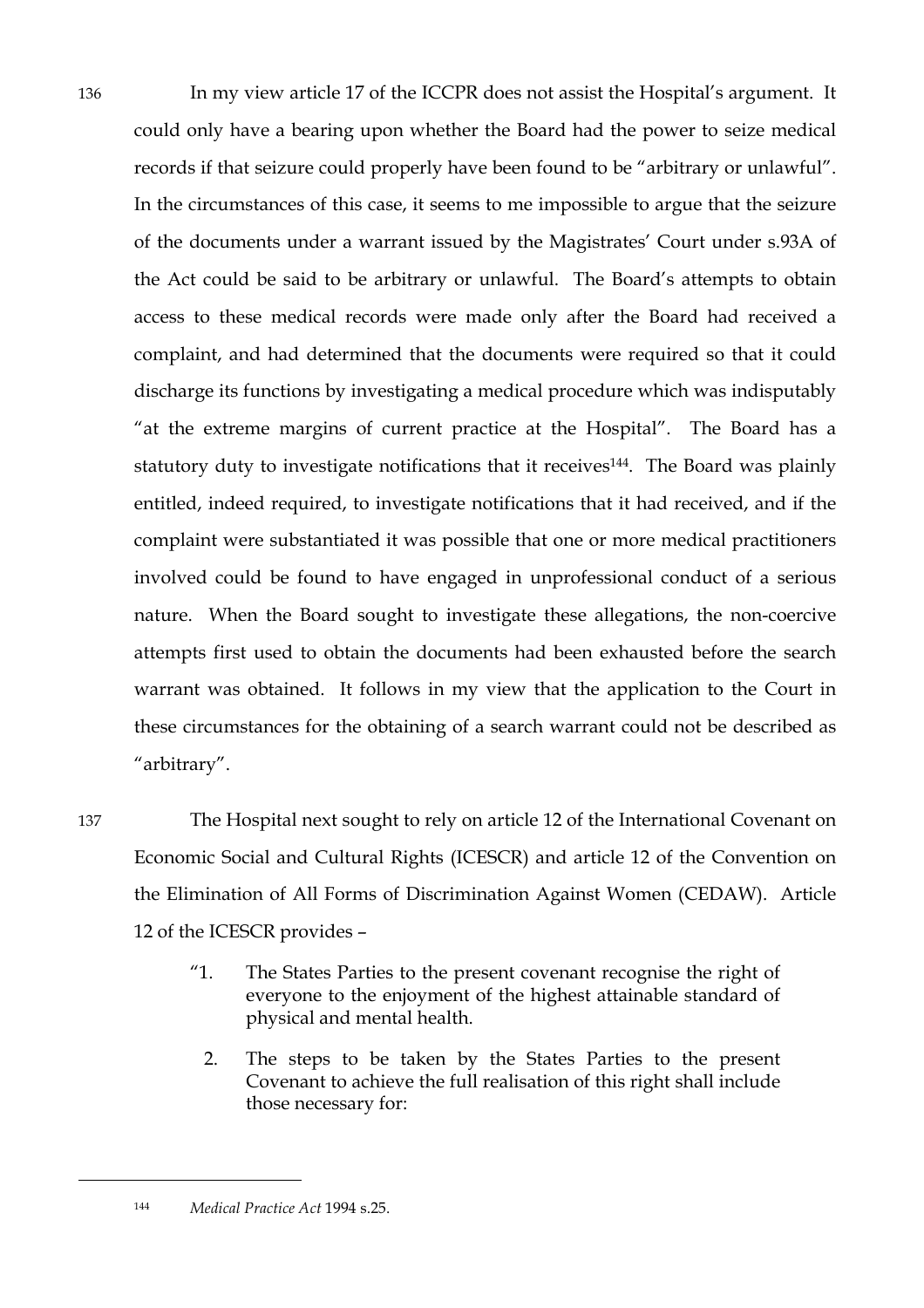136 In my view article 17 of the ICCPR does not assist the Hospital's argument. It could only have a bearing upon whether the Board had the power to seize medical records if that seizure could properly have been found to be "arbitrary or unlawful". In the circumstances of this case, it seems to me impossible to argue that the seizure of the documents under a warrant issued by the Magistrates' Court under s.93A of the Act could be said to be arbitrary or unlawful. The Board's attempts to obtain access to these medical records were made only after the Board had received a complaint, and had determined that the documents were required so that it could discharge its functions by investigating a medical procedure which was indisputably "at the extreme margins of current practice at the Hospital". The Board has a statutory duty to investigate notifications that it receives[144]. The Board was plainly entitled, indeed required, to investigate notifications that it had received, and if the complaint were substantiated it was possible that one or more medical practitioners involved could be found to have engaged in unprofessional conduct of a serious nature. When the Board sought to investigate these allegations, the non-coercive attempts first used to obtain the documents had been exhausted before the search warrant was obtained. It follows in my view that the application to the Court in these circumstances for the obtaining of a search warrant could not be described as "arbitrary".

137 The Hospital next sought to rely on article 12 of the International Covenant on Economic Social and Cultural Rights (ICESCR) and article 12 of the Convention on the Elimination of All Forms of Discrimination Against Women (CEDAW). Article 12 of the ICESCR provides –

> "1. The States Parties to the present covenant recognise the right of everyone to the enjoyment of the highest attainable standard of physical and mental health.
>
> 2. The steps to be taken by the States Parties to the present Covenant to achieve the full realisation of this right shall include those necessary for:

---

[144] *Medical Practice Act* 1994 s.25.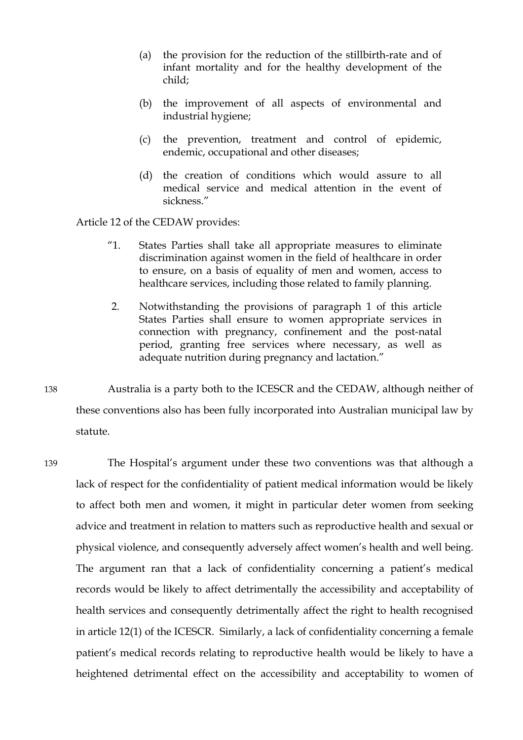> (a) the provision for the reduction of the stillbirth-rate and of infant mortality and for the healthy development of the child;
>
> (b) the improvement of all aspects of environmental and industrial hygiene;
>
> (c) the prevention, treatment and control of epidemic, endemic, occupational and other diseases;
>
> (d) the creation of conditions which would assure to all medical service and medical attention in the event of sickness."

Article 12 of the CEDAW provides:

> "1. States Parties shall take all appropriate measures to eliminate discrimination against women in the field of healthcare in order to ensure, on a basis of equality of men and women, access to healthcare services, including those related to family planning.
>
> 2. Notwithstanding the provisions of paragraph 1 of this article States Parties shall ensure to women appropriate services in connection with pregnancy, confinement and the post-natal period, granting free services where necessary, as well as adequate nutrition during pregnancy and lactation."

138 Australia is a party both to the ICESCR and the CEDAW, although neither of these conventions also has been fully incorporated into Australian municipal law by statute.

139 The Hospital's argument under these two conventions was that although a lack of respect for the confidentiality of patient medical information would be likely to affect both men and women, it might in particular deter women from seeking advice and treatment in relation to matters such as reproductive health and sexual or physical violence, and consequently adversely affect women's health and well being. The argument ran that a lack of confidentiality concerning a patient's medical records would be likely to affect detrimentally the accessibility and acceptability of health services and consequently detrimentally affect the right to health recognised in article 12(1) of the ICESCR. Similarly, a lack of confidentiality concerning a female patient's medical records relating to reproductive health would be likely to have a heightened detrimental effect on the accessibility and acceptability to women of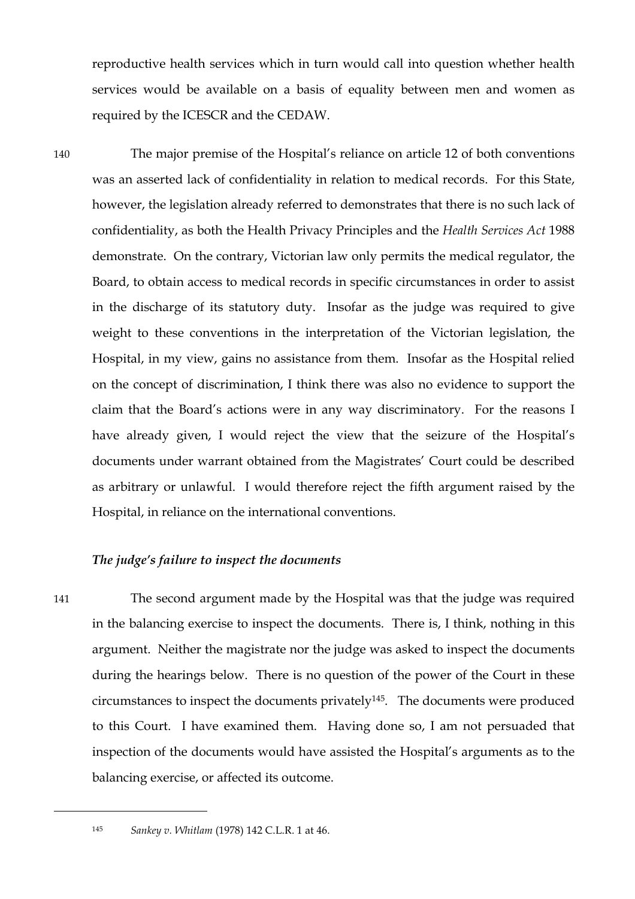reproductive health services which in turn would call into question whether health services would be available on a basis of equality between men and women as required by the ICESCR and the CEDAW.

140 The major premise of the Hospital's reliance on article 12 of both conventions was an asserted lack of confidentiality in relation to medical records. For this State, however, the legislation already referred to demonstrates that there is no such lack of confidentiality, as both the Health Privacy Principles and the *Health Services Act* 1988 demonstrate. On the contrary, Victorian law only permits the medical regulator, the Board, to obtain access to medical records in specific circumstances in order to assist in the discharge of its statutory duty. Insofar as the judge was required to give weight to these conventions in the interpretation of the Victorian legislation, the Hospital, in my view, gains no assistance from them. Insofar as the Hospital relied on the concept of discrimination, I think there was also no evidence to support the claim that the Board's actions were in any way discriminatory. For the reasons I have already given, I would reject the view that the seizure of the Hospital's documents under warrant obtained from the Magistrates' Court could be described as arbitrary or unlawful. I would therefore reject the fifth argument raised by the Hospital, in reliance on the international conventions.

### *The judge's failure to inspect the documents*

141 The second argument made by the Hospital was that the judge was required in the balancing exercise to inspect the documents. There is, I think, nothing in this argument. Neither the magistrate nor the judge was asked to inspect the documents during the hearings below. There is no question of the power of the Court in these circumstances to inspect the documents privately[145]. The documents were produced to this Court. I have examined them. Having done so, I am not persuaded that inspection of the documents would have assisted the Hospital's arguments as to the balancing exercise, or affected its outcome.

---

[145] *Sankey v. Whitlam* (1978) 142 C.L.R. 1 at 46.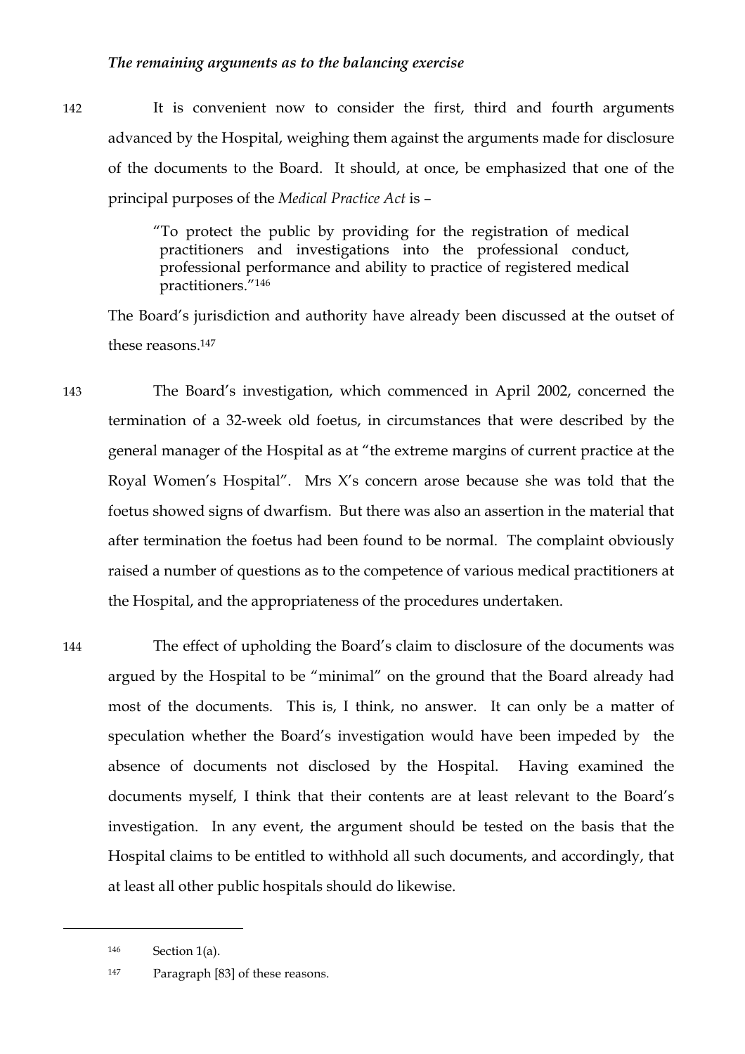### *The remaining arguments as to the balancing exercise*

142 It is convenient now to consider the first, third and fourth arguments advanced by the Hospital, weighing them against the arguments made for disclosure of the documents to the Board. It should, at once, be emphasized that one of the principal purposes of the *Medical Practice Act* is –

> "To protect the public by providing for the registration of medical practitioners and investigations into the professional conduct, professional performance and ability to practice of registered medical practitioners."[146]

The Board's jurisdiction and authority have already been discussed at the outset of these reasons.[147]

143 The Board's investigation, which commenced in April 2002, concerned the termination of a 32-week old foetus, in circumstances that were described by the general manager of the Hospital as at "the extreme margins of current practice at the Royal Women's Hospital". Mrs X's concern arose because she was told that the foetus showed signs of dwarfism. But there was also an assertion in the material that after termination the foetus had been found to be normal. The complaint obviously raised a number of questions as to the competence of various medical practitioners at the Hospital, and the appropriateness of the procedures undertaken.

144 The effect of upholding the Board's claim to disclosure of the documents was argued by the Hospital to be "minimal" on the ground that the Board already had most of the documents. This is, I think, no answer. It can only be a matter of speculation whether the Board's investigation would have been impeded by the absence of documents not disclosed by the Hospital. Having examined the documents myself, I think that their contents are at least relevant to the Board's investigation. In any event, the argument should be tested on the basis that the Hospital claims to be entitled to withhold all such documents, and accordingly, that at least all other public hospitals should do likewise.

---

146 Section 1(a).

147 Paragraph [83] of these reasons.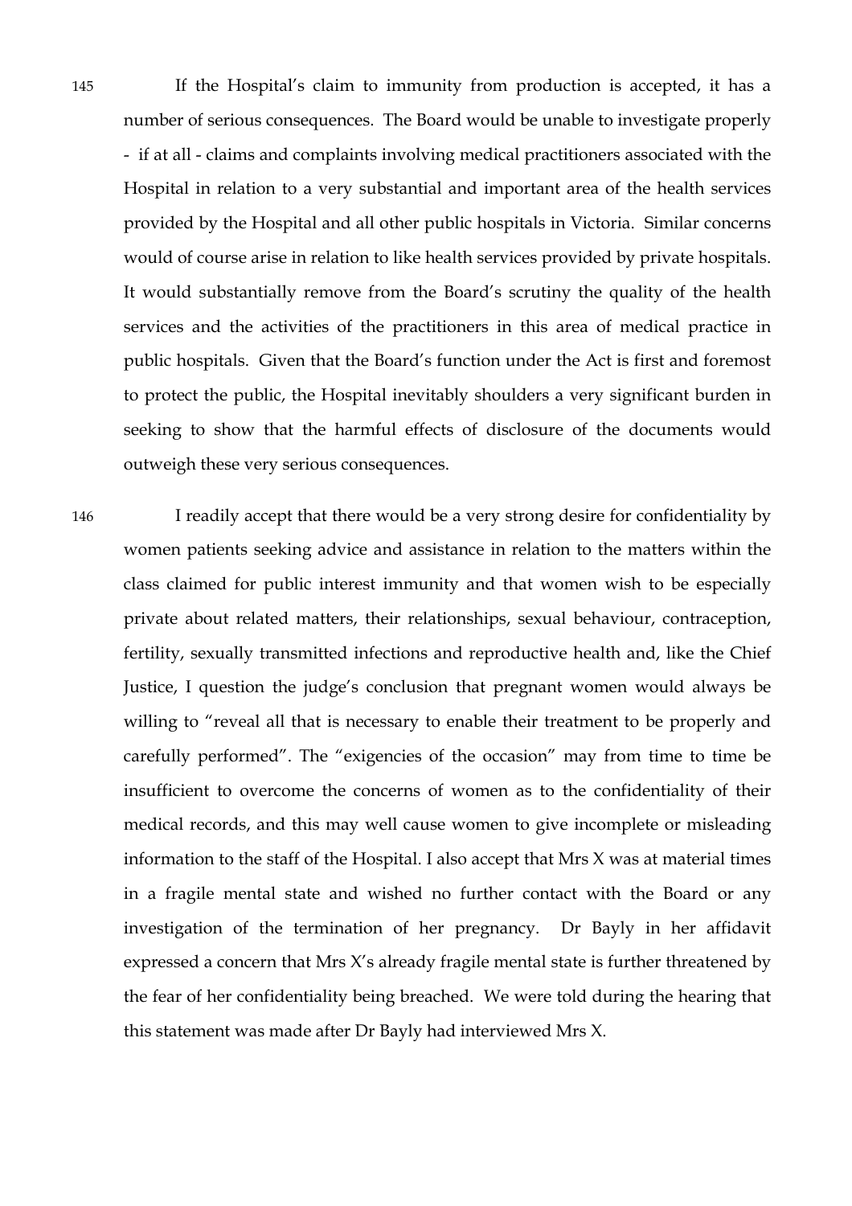145 If the Hospital's claim to immunity from production is accepted, it has a number of serious consequences. The Board would be unable to investigate properly - if at all - claims and complaints involving medical practitioners associated with the Hospital in relation to a very substantial and important area of the health services provided by the Hospital and all other public hospitals in Victoria. Similar concerns would of course arise in relation to like health services provided by private hospitals. It would substantially remove from the Board's scrutiny the quality of the health services and the activities of the practitioners in this area of medical practice in public hospitals. Given that the Board's function under the Act is first and foremost to protect the public, the Hospital inevitably shoulders a very significant burden in seeking to show that the harmful effects of disclosure of the documents would outweigh these very serious consequences.

146 I readily accept that there would be a very strong desire for confidentiality by women patients seeking advice and assistance in relation to the matters within the class claimed for public interest immunity and that women wish to be especially private about related matters, their relationships, sexual behaviour, contraception, fertility, sexually transmitted infections and reproductive health and, like the Chief Justice, I question the judge's conclusion that pregnant women would always be willing to "reveal all that is necessary to enable their treatment to be properly and carefully performed". The "exigencies of the occasion" may from time to time be insufficient to overcome the concerns of women as to the confidentiality of their medical records, and this may well cause women to give incomplete or misleading information to the staff of the Hospital. I also accept that Mrs X was at material times in a fragile mental state and wished no further contact with the Board or any investigation of the termination of her pregnancy. Dr Bayly in her affidavit expressed a concern that Mrs X's already fragile mental state is further threatened by the fear of her confidentiality being breached. We were told during the hearing that this statement was made after Dr Bayly had interviewed Mrs X.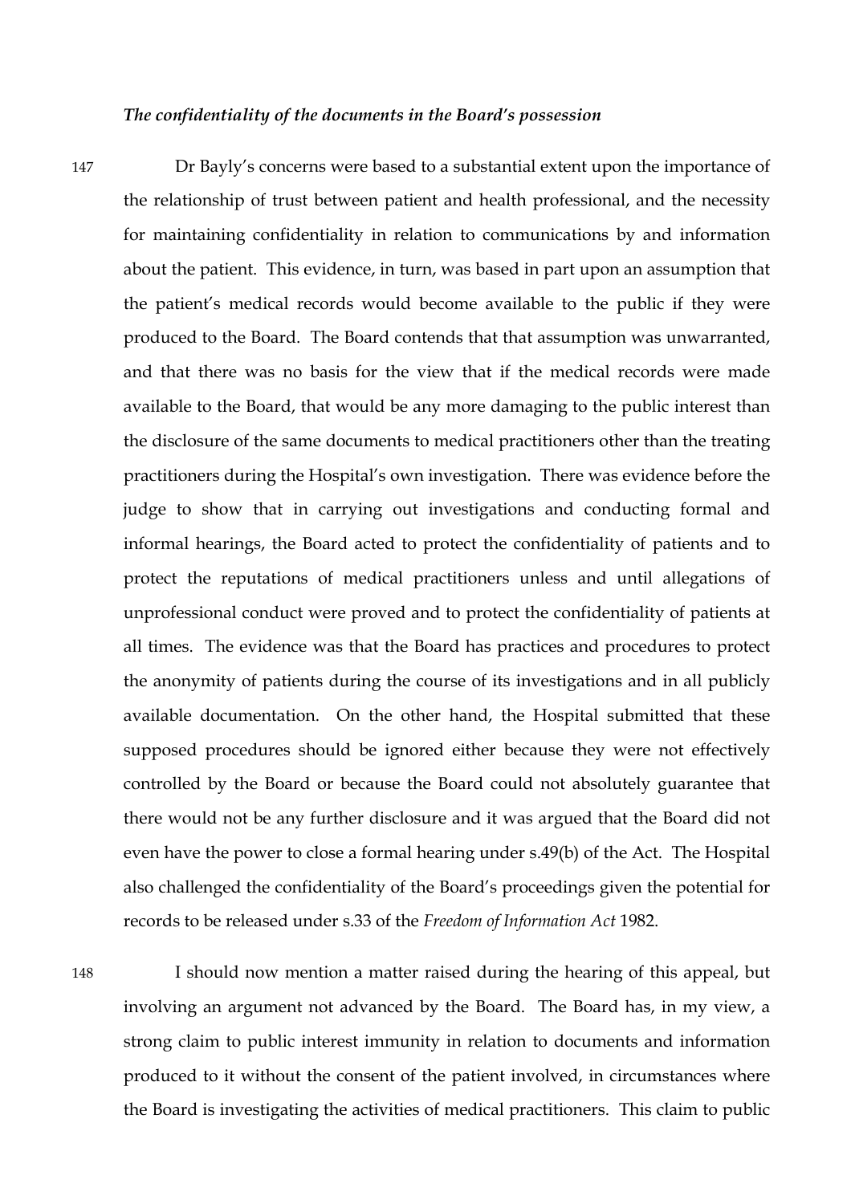### *The confidentiality of the documents in the Board's possession*

147 Dr Bayly's concerns were based to a substantial extent upon the importance of the relationship of trust between patient and health professional, and the necessity for maintaining confidentiality in relation to communications by and information about the patient. This evidence, in turn, was based in part upon an assumption that the patient's medical records would become available to the public if they were produced to the Board. The Board contends that that assumption was unwarranted, and that there was no basis for the view that if the medical records were made available to the Board, that would be any more damaging to the public interest than the disclosure of the same documents to medical practitioners other than the treating practitioners during the Hospital's own investigation. There was evidence before the judge to show that in carrying out investigations and conducting formal and informal hearings, the Board acted to protect the confidentiality of patients and to protect the reputations of medical practitioners unless and until allegations of unprofessional conduct were proved and to protect the confidentiality of patients at all times. The evidence was that the Board has practices and procedures to protect the anonymity of patients during the course of its investigations and in all publicly available documentation. On the other hand, the Hospital submitted that these supposed procedures should be ignored either because they were not effectively controlled by the Board or because the Board could not absolutely guarantee that there would not be any further disclosure and it was argued that the Board did not even have the power to close a formal hearing under s.49(b) of the Act. The Hospital also challenged the confidentiality of the Board's proceedings given the potential for records to be released under s.33 of the *Freedom of Information Act* 1982.

148 I should now mention a matter raised during the hearing of this appeal, but involving an argument not advanced by the Board. The Board has, in my view, a strong claim to public interest immunity in relation to documents and information produced to it without the consent of the patient involved, in circumstances where the Board is investigating the activities of medical practitioners. This claim to public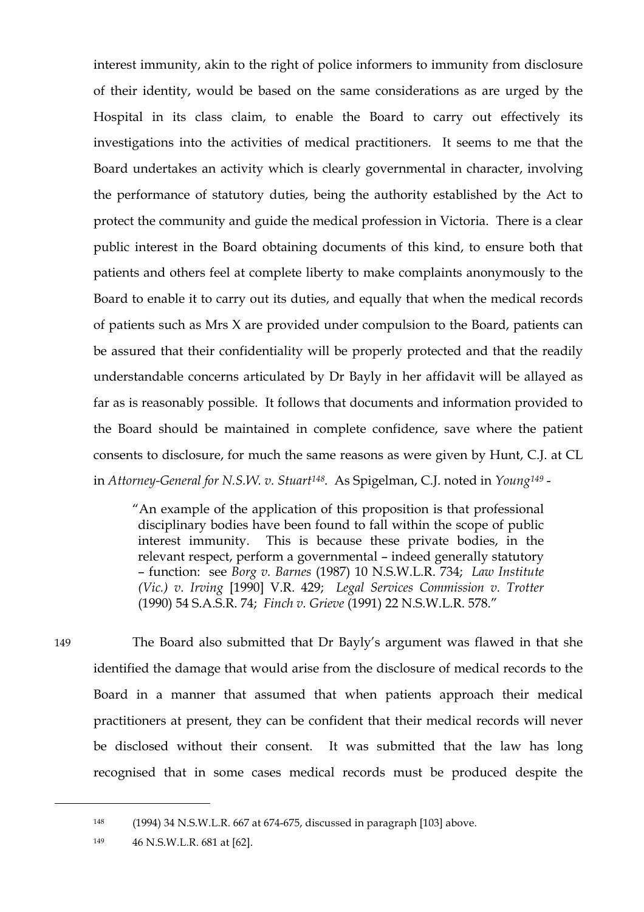interest immunity, akin to the right of police informers to immunity from disclosure of their identity, would be based on the same considerations as are urged by the Hospital in its class claim, to enable the Board to carry out effectively its investigations into the activities of medical practitioners. It seems to me that the Board undertakes an activity which is clearly governmental in character, involving the performance of statutory duties, being the authority established by the Act to protect the community and guide the medical profession in Victoria. There is a clear public interest in the Board obtaining documents of this kind, to ensure both that patients and others feel at complete liberty to make complaints anonymously to the Board to enable it to carry out its duties, and equally that when the medical records of patients such as Mrs X are provided under compulsion to the Board, patients can be assured that their confidentiality will be properly protected and that the readily understandable concerns articulated by Dr Bayly in her affidavit will be allayed as far as is reasonably possible. It follows that documents and information provided to the Board should be maintained in complete confidence, save where the patient consents to disclosure, for much the same reasons as were given by Hunt, C.J. at CL in *Attorney-General for N.S.W. v. Stuart*[148]. As Spigelman, C.J. noted in *Young*[149] -

> "An example of the application of this proposition is that professional disciplinary bodies have been found to fall within the scope of public interest immunity. This is because these private bodies, in the relevant respect, perform a governmental – indeed generally statutory – function: see *Borg v. Barnes* (1987) 10 N.S.W.L.R. 734; *Law Institute (Vic.) v. Irving* [1990] V.R. 429; *Legal Services Commission v. Trotter* (1990) 54 S.A.S.R. 74; *Finch v. Grieve* (1991) 22 N.S.W.L.R. 578."

149 The Board also submitted that Dr Bayly's argument was flawed in that she identified the damage that would arise from the disclosure of medical records to the Board in a manner that assumed that when patients approach their medical practitioners at present, they can be confident that their medical records will never be disclosed without their consent. It was submitted that the law has long recognised that in some cases medical records must be produced despite the

---

[148] (1994) 34 N.S.W.L.R. 667 at 674-675, discussed in paragraph [103] above.

[149] 46 N.S.W.L.R. 681 at [62].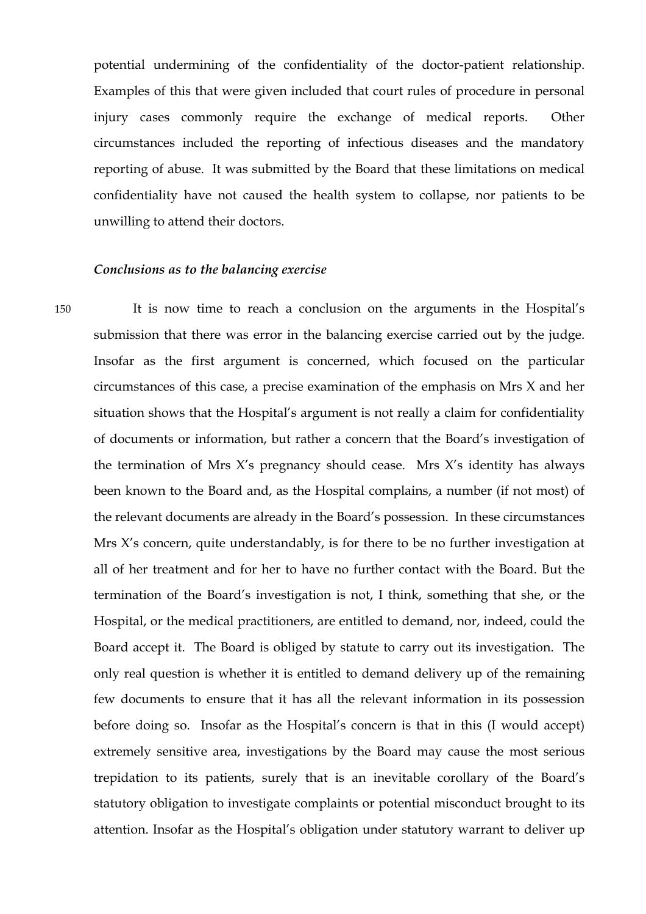potential undermining of the confidentiality of the doctor-patient relationship. Examples of this that were given included that court rules of procedure in personal injury cases commonly require the exchange of medical reports. Other circumstances included the reporting of infectious diseases and the mandatory reporting of abuse. It was submitted by the Board that these limitations on medical confidentiality have not caused the health system to collapse, nor patients to be unwilling to attend their doctors.

### *Conclusions as to the balancing exercise*

150 It is now time to reach a conclusion on the arguments in the Hospital's submission that there was error in the balancing exercise carried out by the judge. Insofar as the first argument is concerned, which focused on the particular circumstances of this case, a precise examination of the emphasis on Mrs X and her situation shows that the Hospital's argument is not really a claim for confidentiality of documents or information, but rather a concern that the Board's investigation of the termination of Mrs X's pregnancy should cease. Mrs X's identity has always been known to the Board and, as the Hospital complains, a number (if not most) of the relevant documents are already in the Board's possession. In these circumstances Mrs X's concern, quite understandably, is for there to be no further investigation at all of her treatment and for her to have no further contact with the Board. But the termination of the Board's investigation is not, I think, something that she, or the Hospital, or the medical practitioners, are entitled to demand, nor, indeed, could the Board accept it. The Board is obliged by statute to carry out its investigation. The only real question is whether it is entitled to demand delivery up of the remaining few documents to ensure that it has all the relevant information in its possession before doing so. Insofar as the Hospital's concern is that in this (I would accept) extremely sensitive area, investigations by the Board may cause the most serious trepidation to its patients, surely that is an inevitable corollary of the Board's statutory obligation to investigate complaints or potential misconduct brought to its attention. Insofar as the Hospital's obligation under statutory warrant to deliver up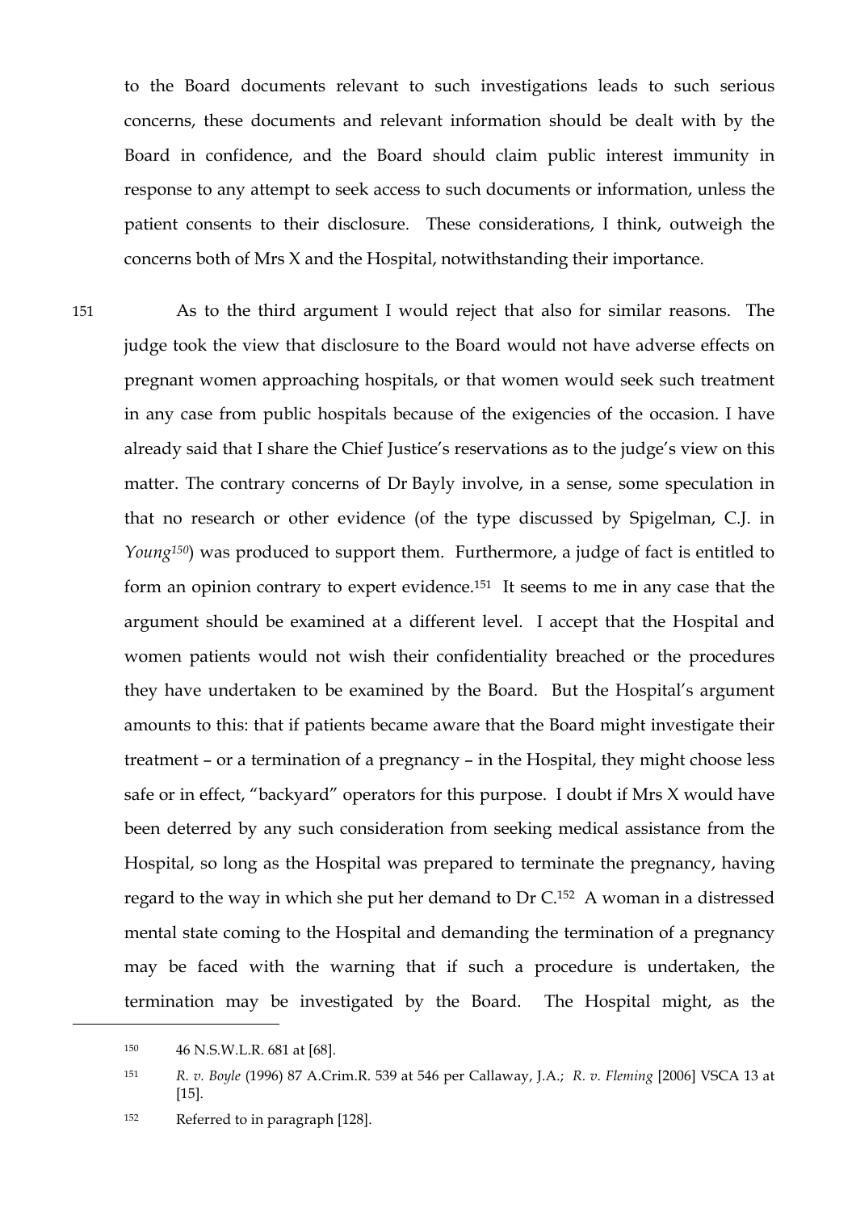to the Board documents relevant to such investigations leads to such serious concerns, these documents and relevant information should be dealt with by the Board in confidence, and the Board should claim public interest immunity in response to any attempt to seek access to such documents or information, unless the patient consents to their disclosure. These considerations, I think, outweigh the concerns both of Mrs X and the Hospital, notwithstanding their importance.

151 As to the third argument I would reject that also for similar reasons. The judge took the view that disclosure to the Board would not have adverse effects on pregnant women approaching hospitals, or that women would seek such treatment in any case from public hospitals because of the exigencies of the occasion. I have already said that I share the Chief Justice's reservations as to the judge's view on this matter. The contrary concerns of Dr Bayly involve, in a sense, some speculation in that no research or other evidence (of the type discussed by Spigelman, C.J. in *Young*[150]) was produced to support them. Furthermore, a judge of fact is entitled to form an opinion contrary to expert evidence.[151] It seems to me in any case that the argument should be examined at a different level. I accept that the Hospital and women patients would not wish their confidentiality breached or the procedures they have undertaken to be examined by the Board. But the Hospital's argument amounts to this: that if patients became aware that the Board might investigate their treatment – or a termination of a pregnancy – in the Hospital, they might choose less safe or in effect, "backyard" operators for this purpose. I doubt if Mrs X would have been deterred by any such consideration from seeking medical assistance from the Hospital, so long as the Hospital was prepared to terminate the pregnancy, having regard to the way in which she put her demand to Dr C.[152] A woman in a distressed mental state coming to the Hospital and demanding the termination of a pregnancy may be faced with the warning that if such a procedure is undertaken, the termination may be investigated by the Board. The Hospital might, as the

---

[150] 46 N.S.W.L.R. 681 at [68].

[151] *R. v. Boyle* (1996) 87 A.Crim.R. 539 at 546 per Callaway, J.A.; *R. v. Fleming* [2006] VSCA 13 at [15].

[152] Referred to in paragraph [128].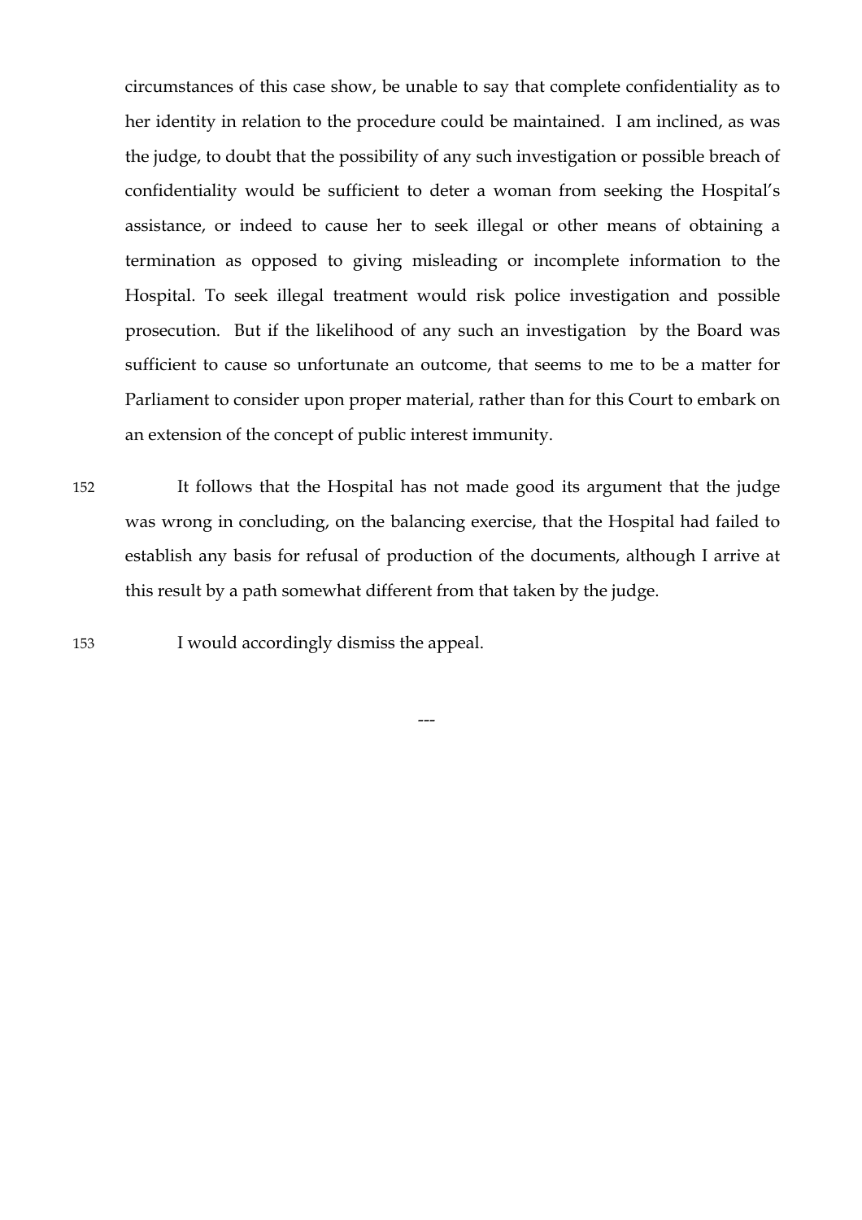circumstances of this case show, be unable to say that complete confidentiality as to her identity in relation to the procedure could be maintained. I am inclined, as was the judge, to doubt that the possibility of any such investigation or possible breach of confidentiality would be sufficient to deter a woman from seeking the Hospital's assistance, or indeed to cause her to seek illegal or other means of obtaining a termination as opposed to giving misleading or incomplete information to the Hospital. To seek illegal treatment would risk police investigation and possible prosecution. But if the likelihood of any such an investigation by the Board was sufficient to cause so unfortunate an outcome, that seems to me to be a matter for Parliament to consider upon proper material, rather than for this Court to embark on an extension of the concept of public interest immunity.

152 It follows that the Hospital has not made good its argument that the judge was wrong in concluding, on the balancing exercise, that the Hospital had failed to establish any basis for refusal of production of the documents, although I arrive at this result by a path somewhat different from that taken by the judge.

153 I would accordingly dismiss the appeal.

---